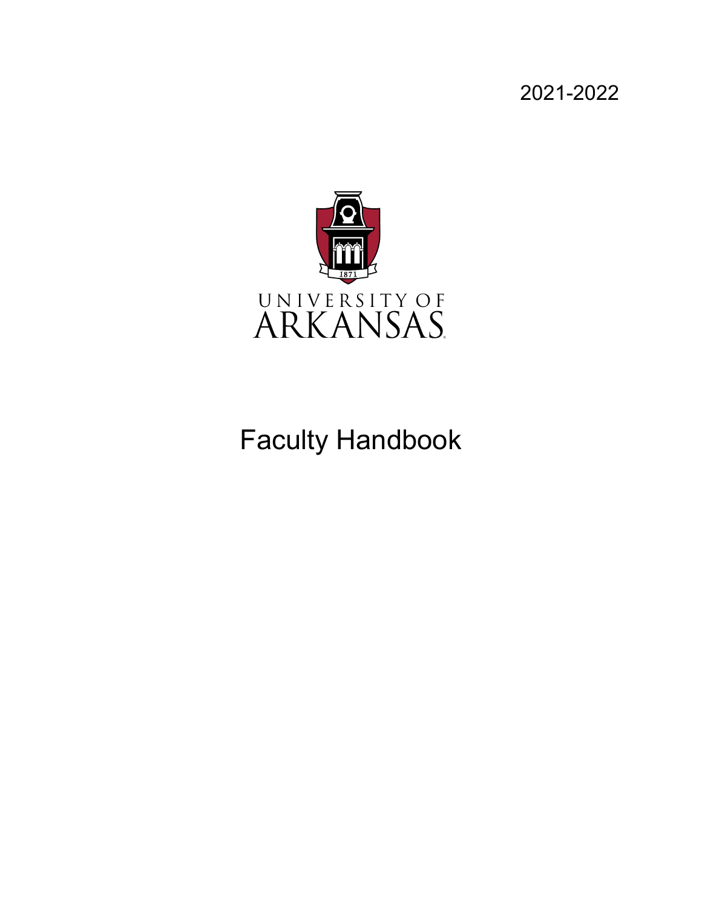2021-2022

UNIVERSITY OF ARKANSAS

# Faculty Handbook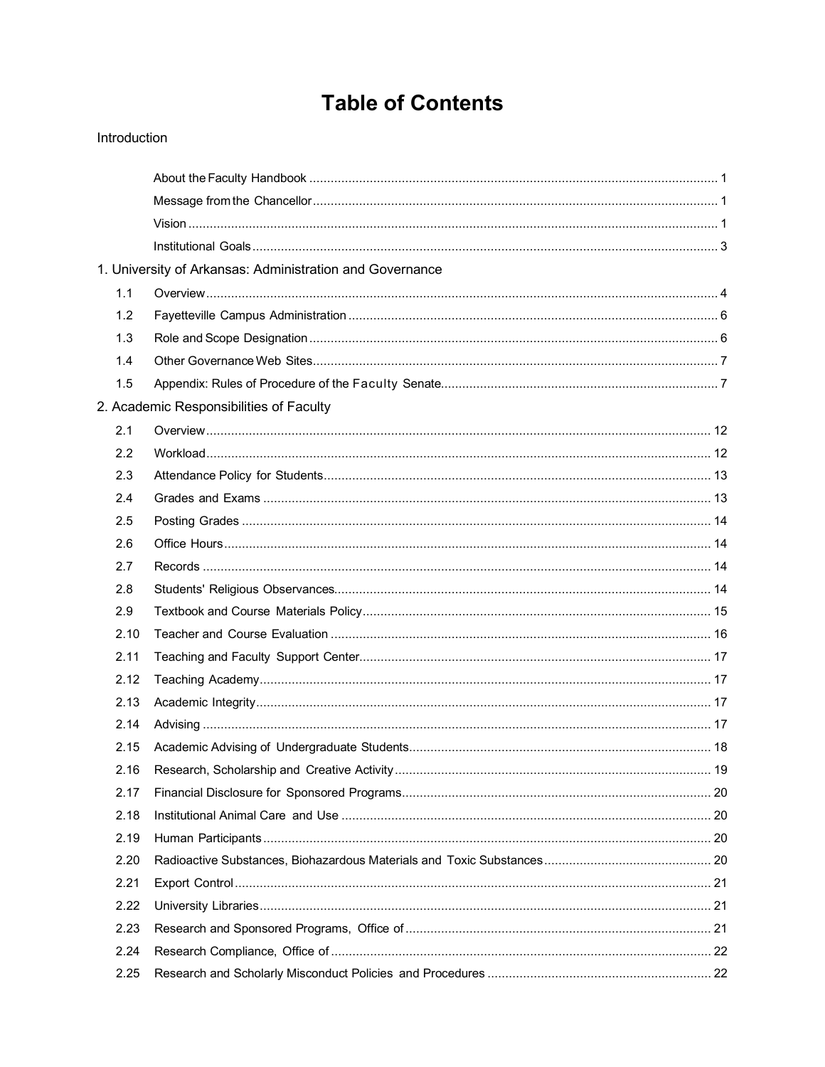# Table of Contents

Introduction

- About the Faculty Handbook ..... 1
- Message from the Chancellor ..... 1
- Vision ..... 1
- Institutional Goals ..... 3

1. University of Arkansas: Administration and Governance

| | | |
|---|---|---|
| 1.1 | Overview | 4 |
| 1.2 | Fayetteville Campus Administration | 6 |
| 1.3 | Role and Scope Designation | 6 |
| 1.4 | Other Governance Web Sites | 7 |
| 1.5 | Appendix: Rules of Procedure of the Faculty Senate | 7 |

2. Academic Responsibilities of Faculty

| | | |
|---|---|---|
| 2.1 | Overview | 12 |
| 2.2 | Workload | 12 |
| 2.3 | Attendance Policy for Students | 13 |
| 2.4 | Grades and Exams | 13 |
| 2.5 | Posting Grades | 14 |
| 2.6 | Office Hours | 14 |
| 2.7 | Records | 14 |
| 2.8 | Students' Religious Observances | 14 |
| 2.9 | Textbook and Course Materials Policy | 15 |
| 2.10 | Teacher and Course Evaluation | 16 |
| 2.11 | Teaching and Faculty Support Center | 17 |
| 2.12 | Teaching Academy | 17 |
| 2.13 | Academic Integrity | 17 |
| 2.14 | Advising | 17 |
| 2.15 | Academic Advising of Undergraduate Students | 18 |
| 2.16 | Research, Scholarship and Creative Activity | 19 |
| 2.17 | Financial Disclosure for Sponsored Programs | 20 |
| 2.18 | Institutional Animal Care and Use | 20 |
| 2.19 | Human Participants | 20 |
| 2.20 | Radioactive Substances, Biohazardous Materials and Toxic Substances | 20 |
| 2.21 | Export Control | 21 |
| 2.22 | University Libraries | 21 |
| 2.23 | Research and Sponsored Programs, Office of | 21 |
| 2.24 | Research Compliance, Office of | 22 |
| 2.25 | Research and Scholarly Misconduct Policies and Procedures | 22 |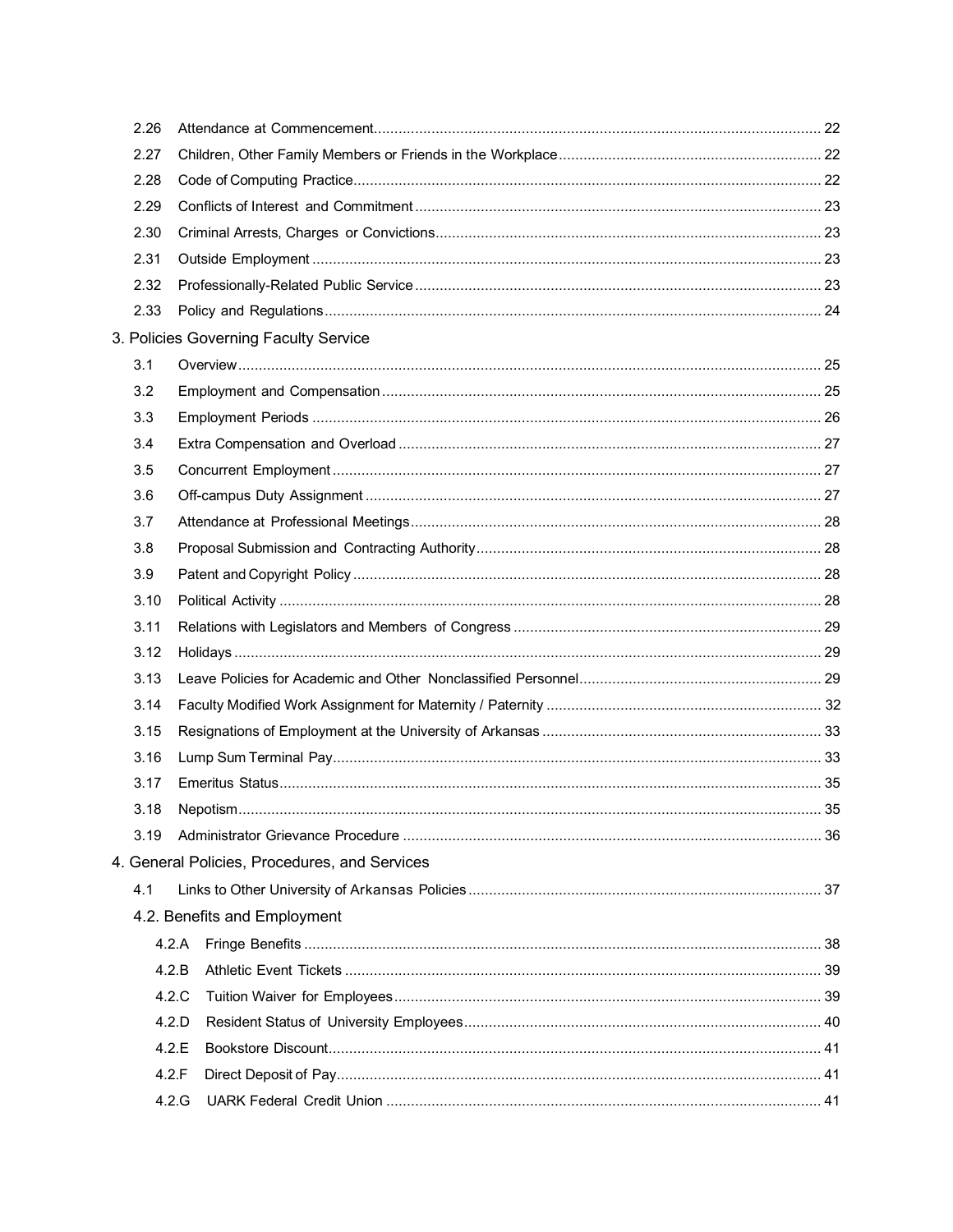2.26 Attendance at Commencement ........ 22
2.27 Children, Other Family Members or Friends in the Workplace ........ 22
2.28 Code of Computing Practice ........ 22
2.29 Conflicts of Interest and Commitment ........ 23
2.30 Criminal Arrests, Charges or Convictions ........ 23
2.31 Outside Employment ........ 23
2.32 Professionally-Related Public Service ........ 23
2.33 Policy and Regulations ........ 24

3. Policies Governing Faculty Service

3.1 Overview ........ 25
3.2 Employment and Compensation ........ 25
3.3 Employment Periods ........ 26
3.4 Extra Compensation and Overload ........ 27
3.5 Concurrent Employment ........ 27
3.6 Off-campus Duty Assignment ........ 27
3.7 Attendance at Professional Meetings ........ 28
3.8 Proposal Submission and Contracting Authority ........ 28
3.9 Patent and Copyright Policy ........ 28
3.10 Political Activity ........ 28
3.11 Relations with Legislators and Members of Congress ........ 29
3.12 Holidays ........ 29
3.13 Leave Policies for Academic and Other Nonclassified Personnel ........ 29
3.14 Faculty Modified Work Assignment for Maternity / Paternity ........ 32
3.15 Resignations of Employment at the University of Arkansas ........ 33
3.16 Lump Sum Terminal Pay ........ 33
3.17 Emeritus Status ........ 35
3.18 Nepotism ........ 35
3.19 Administrator Grievance Procedure ........ 36

4. General Policies, Procedures, and Services

4.1 Links to Other University of Arkansas Policies ........ 37

4.2. Benefits and Employment

4.2.A Fringe Benefits ........ 38
4.2.B Athletic Event Tickets ........ 39
4.2.C Tuition Waiver for Employees ........ 39
4.2.D Resident Status of University Employees ........ 40
4.2.E Bookstore Discount ........ 41
4.2.F Direct Deposit of Pay ........ 41
4.2.G UARK Federal Credit Union ........ 41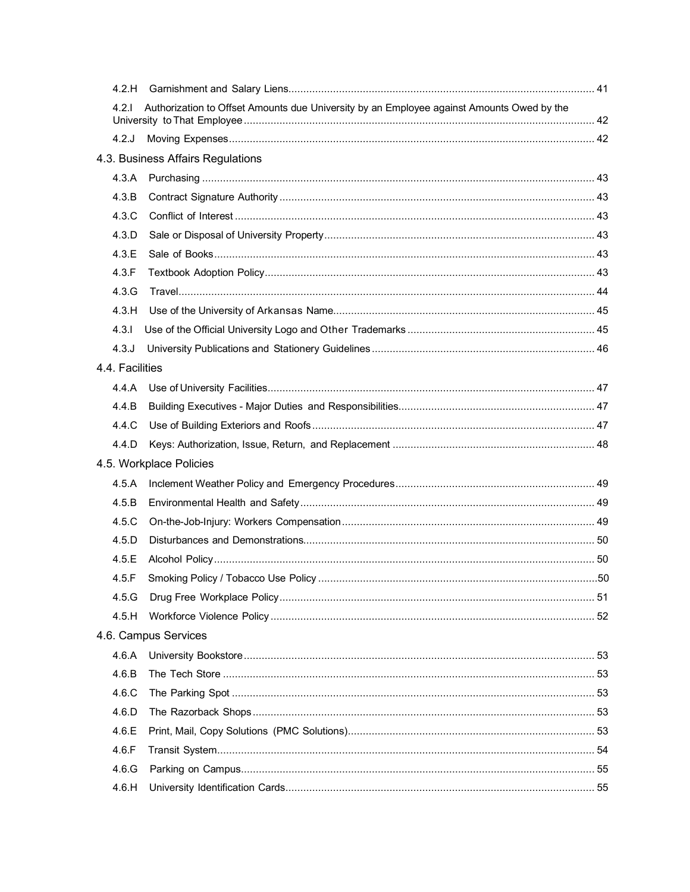4.2.H Garnishment and Salary Liens ........ 41

4.2.I Authorization to Offset Amounts due University by an Employee against Amounts Owed by the University to That Employee ........ 42

4.2.J Moving Expenses ........ 42

## 4.3. Business Affairs Regulations

4.3.A Purchasing ........ 43

4.3.B Contract Signature Authority ........ 43

4.3.C Conflict of Interest ........ 43

4.3.D Sale or Disposal of University Property ........ 43

4.3.E Sale of Books ........ 43

4.3.F Textbook Adoption Policy ........ 43

4.3.G Travel ........ 44

4.3.H Use of the University of Arkansas Name ........ 45

4.3.I Use of the Official University Logo and Other Trademarks ........ 45

4.3.J University Publications and Stationery Guidelines ........ 46

## 4.4. Facilities

4.4.A Use of University Facilities ........ 47

4.4.B Building Executives - Major Duties and Responsibilities ........ 47

4.4.C Use of Building Exteriors and Roofs ........ 47

4.4.D Keys: Authorization, Issue, Return, and Replacement ........ 48

## 4.5. Workplace Policies

4.5.A Inclement Weather Policy and Emergency Procedures ........ 49

4.5.B Environmental Health and Safety ........ 49

4.5.C On-the-Job-Injury: Workers Compensation ........ 49

4.5.D Disturbances and Demonstrations ........ 50

4.5.E Alcohol Policy ........ 50

4.5.F Smoking Policy / Tobacco Use Policy ........ 50

4.5.G Drug Free Workplace Policy ........ 51

4.5.H Workforce Violence Policy ........ 52

## 4.6. Campus Services

4.6.A University Bookstore ........ 53

4.6.B The Tech Store ........ 53

4.6.C The Parking Spot ........ 53

4.6.D The Razorback Shops ........ 53

4.6.E Print, Mail, Copy Solutions (PMC Solutions) ........ 53

4.6.F Transit System ........ 54

4.6.G Parking on Campus ........ 55

4.6.H University Identification Cards ........ 55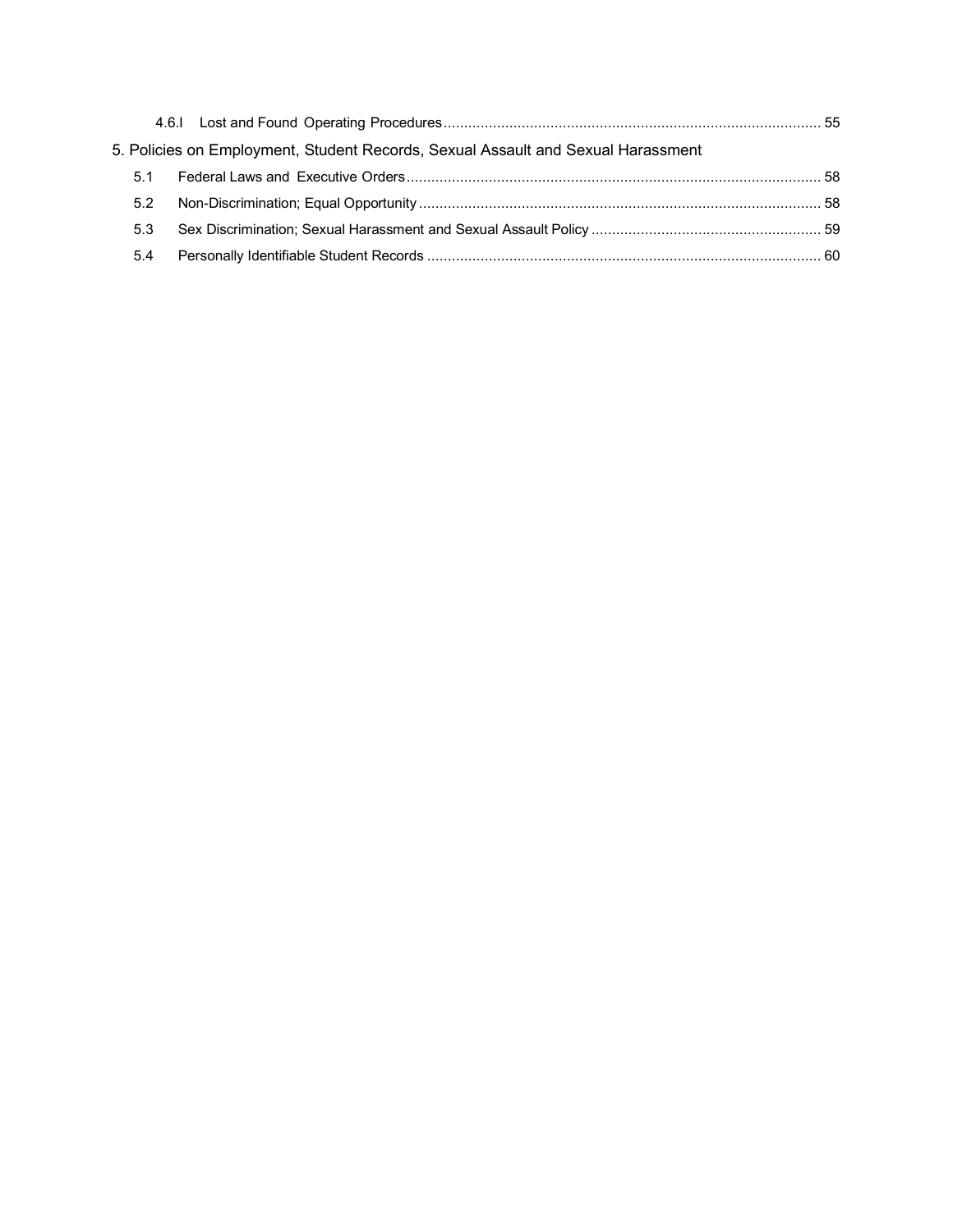4.6.I Lost and Found Operating Procedures ........................................................................................... 55

5. Policies on Employment, Student Records, Sexual Assault and Sexual Harassment

5.1 Federal Laws and Executive Orders .................................................................................................... 58

5.2 Non-Discrimination; Equal Opportunity ................................................................................................. 58

5.3 Sex Discrimination; Sexual Harassment and Sexual Assault Policy ....................................................... 59

5.4 Personally Identifiable Student Records ............................................................................................... 60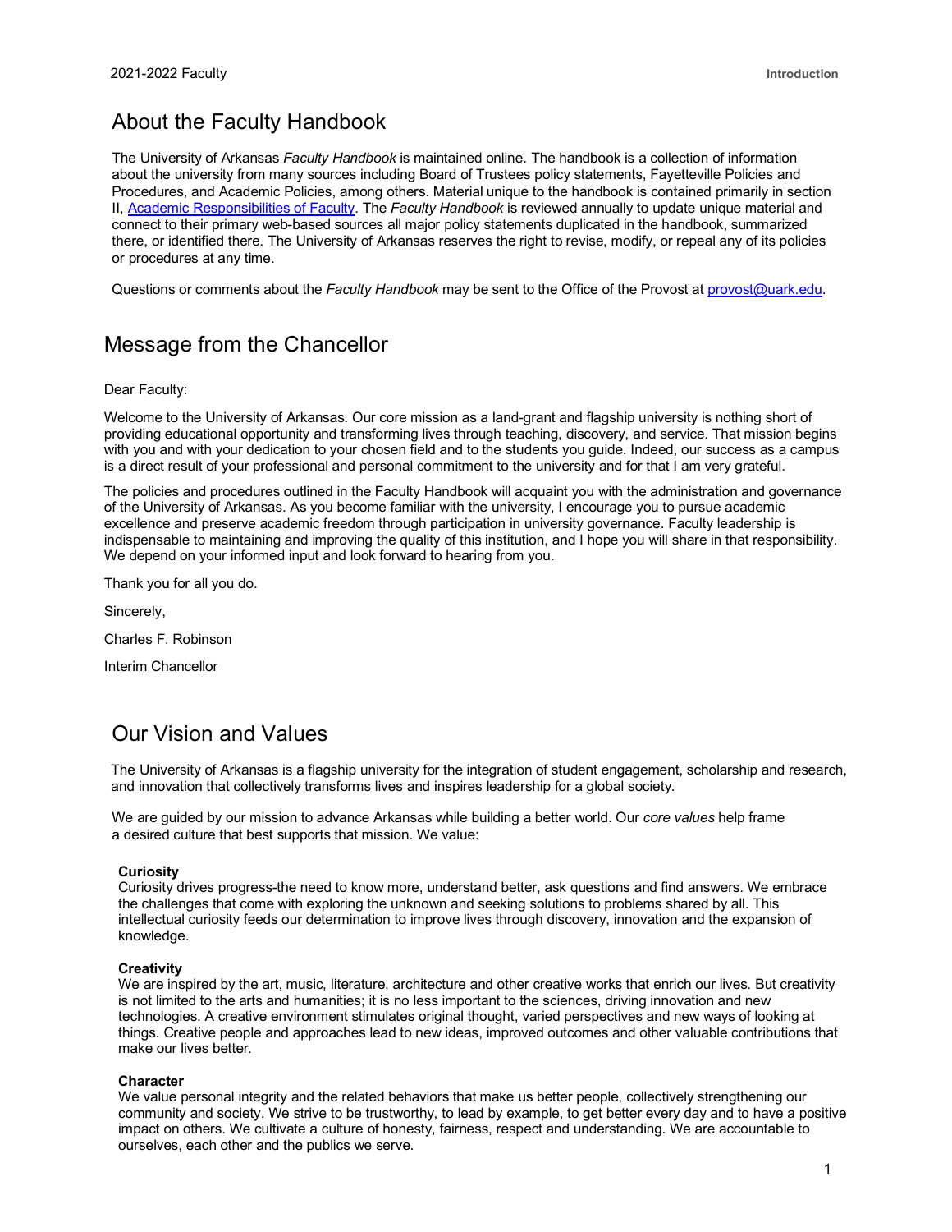## About the Faculty Handbook

The University of Arkansas *Faculty Handbook* is maintained online. The handbook is a collection of information about the university from many sources including Board of Trustees policy statements, Fayetteville Policies and Procedures, and Academic Policies, among others. Material unique to the handbook is contained primarily in section II, [Academic Responsibilities of Faculty](). The *Faculty Handbook* is reviewed annually to update unique material and connect to their primary web-based sources all major policy statements duplicated in the handbook, summarized there, or identified there. The University of Arkansas reserves the right to revise, modify, or repeal any of its policies or procedures at any time.

Questions or comments about the *Faculty Handbook* may be sent to the Office of the Provost at [provost@uark.edu](mailto:provost@uark.edu).

## Message from the Chancellor

Dear Faculty:

Welcome to the University of Arkansas. Our core mission as a land-grant and flagship university is nothing short of providing educational opportunity and transforming lives through teaching, discovery, and service. That mission begins with you and with your dedication to your chosen field and to the students you guide. Indeed, our success as a campus is a direct result of your professional and personal commitment to the university and for that I am very grateful.

The policies and procedures outlined in the Faculty Handbook will acquaint you with the administration and governance of the University of Arkansas. As you become familiar with the university, I encourage you to pursue academic excellence and preserve academic freedom through participation in university governance. Faculty leadership is indispensable to maintaining and improving the quality of this institution, and I hope you will share in that responsibility. We depend on your informed input and look forward to hearing from you.

Thank you for all you do.

Sincerely,

Charles F. Robinson

Interim Chancellor

## Our Vision and Values

The University of Arkansas is a flagship university for the integration of student engagement, scholarship and research, and innovation that collectively transforms lives and inspires leadership for a global society.

We are guided by our mission to advance Arkansas while building a better world. Our *core values* help frame a desired culture that best supports that mission. We value:

**Curiosity**
Curiosity drives progress-the need to know more, understand better, ask questions and find answers. We embrace the challenges that come with exploring the unknown and seeking solutions to problems shared by all. This intellectual curiosity feeds our determination to improve lives through discovery, innovation and the expansion of knowledge.

**Creativity**
We are inspired by the art, music, literature, architecture and other creative works that enrich our lives. But creativity is not limited to the arts and humanities; it is no less important to the sciences, driving innovation and new technologies. A creative environment stimulates original thought, varied perspectives and new ways of looking at things. Creative people and approaches lead to new ideas, improved outcomes and other valuable contributions that make our lives better.

**Character**
We value personal integrity and the related behaviors that make us better people, collectively strengthening our community and society. We strive to be trustworthy, to lead by example, to get better every day and to have a positive impact on others. We cultivate a culture of honesty, fairness, respect and understanding. We are accountable to ourselves, each other and the publics we serve.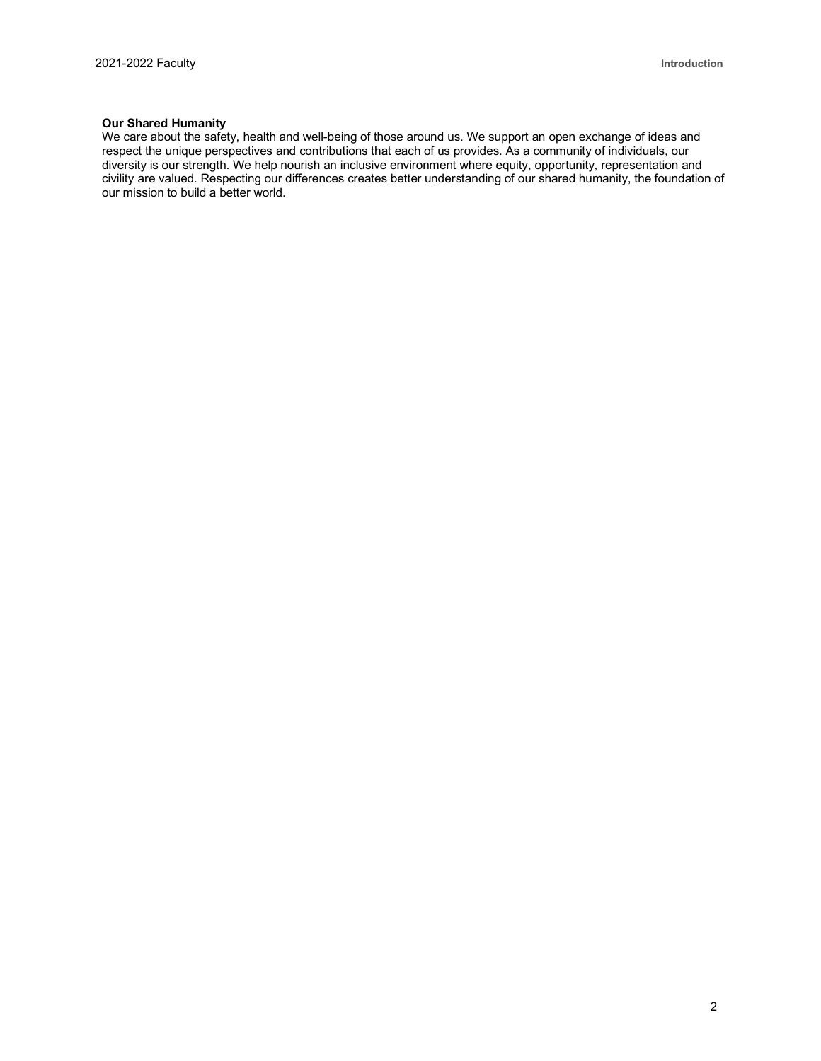**Our Shared Humanity**

We care about the safety, health and well-being of those around us. We support an open exchange of ideas and respect the unique perspectives and contributions that each of us provides. As a community of individuals, our diversity is our strength. We help nourish an inclusive environment where equity, opportunity, representation and civility are valued. Respecting our differences creates better understanding of our shared humanity, the foundation of our mission to build a better world.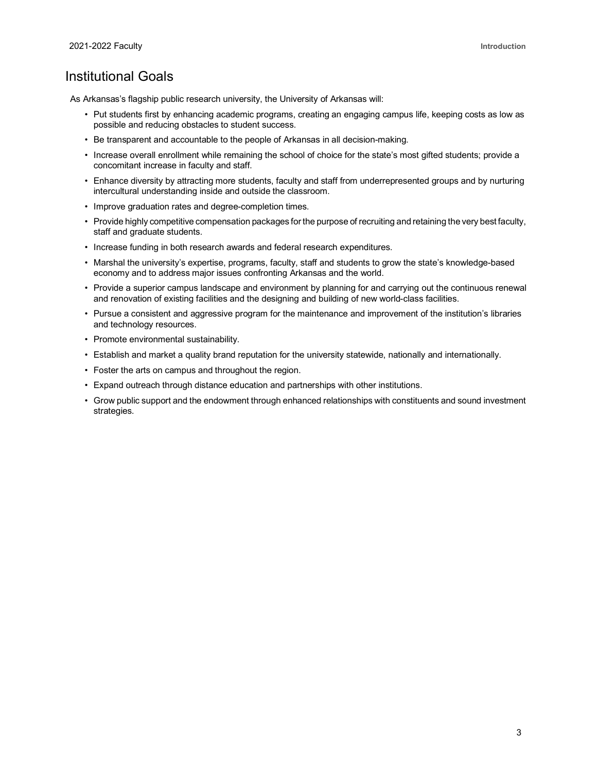## Institutional Goals

As Arkansas's flagship public research university, the University of Arkansas will:

- Put students first by enhancing academic programs, creating an engaging campus life, keeping costs as low as possible and reducing obstacles to student success.
- Be transparent and accountable to the people of Arkansas in all decision-making.
- Increase overall enrollment while remaining the school of choice for the state's most gifted students; provide a concomitant increase in faculty and staff.
- Enhance diversity by attracting more students, faculty and staff from underrepresented groups and by nurturing intercultural understanding inside and outside the classroom.
- Improve graduation rates and degree-completion times.
- Provide highly competitive compensation packages for the purpose of recruiting and retaining the very best faculty, staff and graduate students.
- Increase funding in both research awards and federal research expenditures.
- Marshal the university's expertise, programs, faculty, staff and students to grow the state's knowledge-based economy and to address major issues confronting Arkansas and the world.
- Provide a superior campus landscape and environment by planning for and carrying out the continuous renewal and renovation of existing facilities and the designing and building of new world-class facilities.
- Pursue a consistent and aggressive program for the maintenance and improvement of the institution's libraries and technology resources.
- Promote environmental sustainability.
- Establish and market a quality brand reputation for the university statewide, nationally and internationally.
- Foster the arts on campus and throughout the region.
- Expand outreach through distance education and partnerships with other institutions.
- Grow public support and the endowment through enhanced relationships with constituents and sound investment strategies.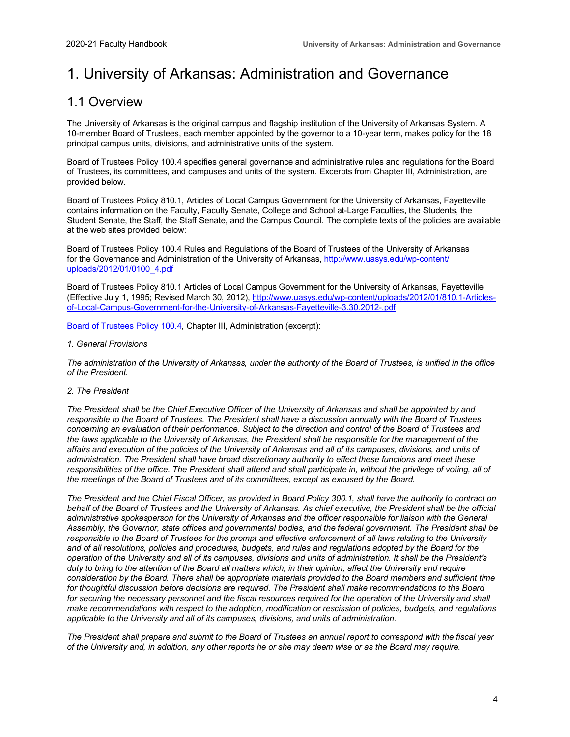# 1. University of Arkansas: Administration and Governance

## 1.1 Overview

The University of Arkansas is the original campus and flagship institution of the University of Arkansas System. A 10-member Board of Trustees, each member appointed by the governor to a 10-year term, makes policy for the 18 principal campus units, divisions, and administrative units of the system.

Board of Trustees Policy 100.4 specifies general governance and administrative rules and regulations for the Board of Trustees, its committees, and campuses and units of the system. Excerpts from Chapter III, Administration, are provided below.

Board of Trustees Policy 810.1, Articles of Local Campus Government for the University of Arkansas, Fayetteville contains information on the Faculty, Faculty Senate, College and School at-Large Faculties, the Students, the Student Senate, the Staff, the Staff Senate, and the Campus Council. The complete texts of the policies are available at the web sites provided below:

Board of Trustees Policy 100.4 Rules and Regulations of the Board of Trustees of the University of Arkansas for the Governance and Administration of the University of Arkansas, [http://www.uasys.edu/wp-content/uploads/2012/01/0100_4.pdf](http://www.uasys.edu/wp-content/uploads/2012/01/0100_4.pdf)

Board of Trustees Policy 810.1 Articles of Local Campus Government for the University of Arkansas, Fayetteville (Effective July 1, 1995; Revised March 30, 2012), [http://www.uasys.edu/wp-content/uploads/2012/01/810.1-Articles-of-Local-Campus-Government-for-the-University-of-Arkansas-Fayetteville-3.30.2012-.pdf](http://www.uasys.edu/wp-content/uploads/2012/01/810.1-Articles-of-Local-Campus-Government-for-the-University-of-Arkansas-Fayetteville-3.30.2012-.pdf)

[Board of Trustees Policy 100.4](http://www.uasys.edu/wp-content/uploads/2012/01/0100_4.pdf), Chapter III, Administration (excerpt):

*1. General Provisions*

*The administration of the University of Arkansas, under the authority of the Board of Trustees, is unified in the office of the President.*

*2. The President*

*The President shall be the Chief Executive Officer of the University of Arkansas and shall be appointed by and responsible to the Board of Trustees. The President shall have a discussion annually with the Board of Trustees concerning an evaluation of their performance. Subject to the direction and control of the Board of Trustees and the laws applicable to the University of Arkansas, the President shall be responsible for the management of the affairs and execution of the policies of the University of Arkansas and all of its campuses, divisions, and units of administration. The President shall have broad discretionary authority to effect these functions and meet these responsibilities of the office. The President shall attend and shall participate in, without the privilege of voting, all of the meetings of the Board of Trustees and of its committees, except as excused by the Board.*

*The President and the Chief Fiscal Officer, as provided in Board Policy 300.1, shall have the authority to contract on behalf of the Board of Trustees and the University of Arkansas. As chief executive, the President shall be the official administrative spokesperson for the University of Arkansas and the officer responsible for liaison with the General Assembly, the Governor, state offices and governmental bodies, and the federal government. The President shall be responsible to the Board of Trustees for the prompt and effective enforcement of all laws relating to the University and of all resolutions, policies and procedures, budgets, and rules and regulations adopted by the Board for the operation of the University and all of its campuses, divisions and units of administration. It shall be the President's duty to bring to the attention of the Board all matters which, in their opinion, affect the University and require consideration by the Board. There shall be appropriate materials provided to the Board members and sufficient time for thoughtful discussion before decisions are required. The President shall make recommendations to the Board for securing the necessary personnel and the fiscal resources required for the operation of the University and shall make recommendations with respect to the adoption, modification or rescission of policies, budgets, and regulations applicable to the University and all of its campuses, divisions, and units of administration.*

*The President shall prepare and submit to the Board of Trustees an annual report to correspond with the fiscal year of the University and, in addition, any other reports he or she may deem wise or as the Board may require.*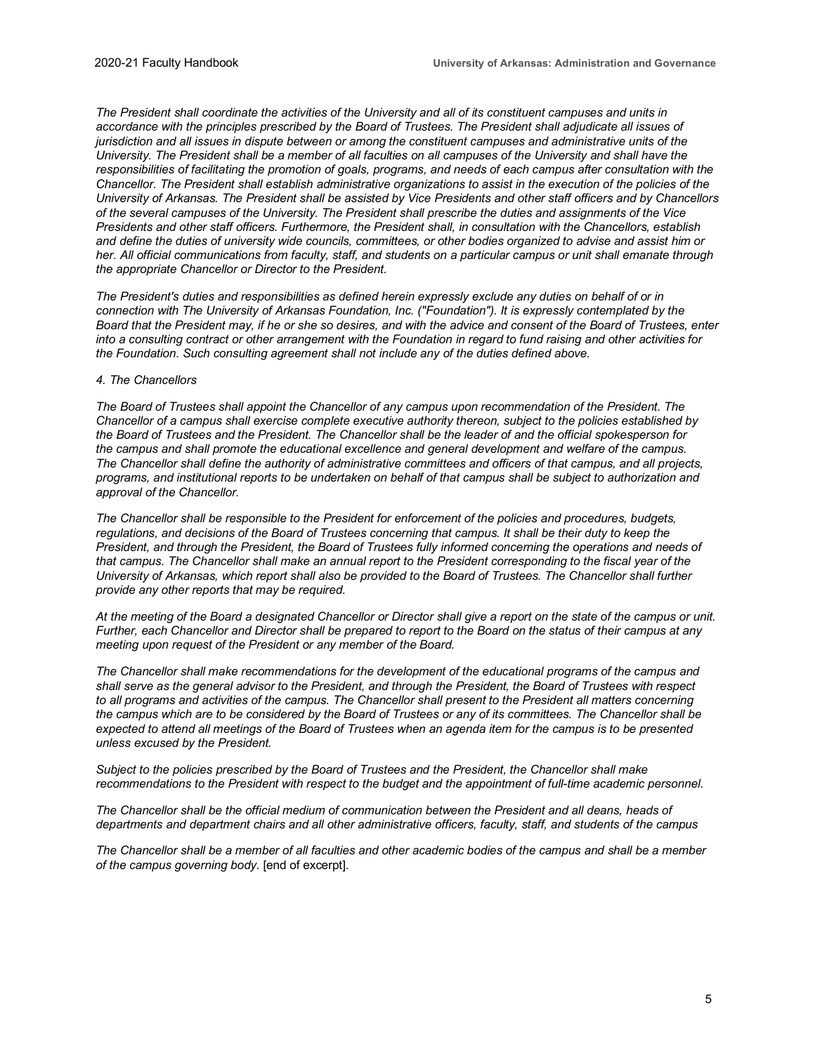*The President shall coordinate the activities of the University and all of its constituent campuses and units in accordance with the principles prescribed by the Board of Trustees. The President shall adjudicate all issues of jurisdiction and all issues in dispute between or among the constituent campuses and administrative units of the University. The President shall be a member of all faculties on all campuses of the University and shall have the responsibilities of facilitating the promotion of goals, programs, and needs of each campus after consultation with the Chancellor. The President shall establish administrative organizations to assist in the execution of the policies of the University of Arkansas. The President shall be assisted by Vice Presidents and other staff officers and by Chancellors of the several campuses of the University. The President shall prescribe the duties and assignments of the Vice Presidents and other staff officers. Furthermore, the President shall, in consultation with the Chancellors, establish and define the duties of university wide councils, committees, or other bodies organized to advise and assist him or her. All official communications from faculty, staff, and students on a particular campus or unit shall emanate through the appropriate Chancellor or Director to the President.*

*The President's duties and responsibilities as defined herein expressly exclude any duties on behalf of or in connection with The University of Arkansas Foundation, Inc. ("Foundation"). It is expressly contemplated by the Board that the President may, if he or she so desires, and with the advice and consent of the Board of Trustees, enter into a consulting contract or other arrangement with the Foundation in regard to fund raising and other activities for the Foundation. Such consulting agreement shall not include any of the duties defined above.*

*4. The Chancellors*

*The Board of Trustees shall appoint the Chancellor of any campus upon recommendation of the President. The Chancellor of a campus shall exercise complete executive authority thereon, subject to the policies established by the Board of Trustees and the President. The Chancellor shall be the leader of and the official spokesperson for the campus and shall promote the educational excellence and general development and welfare of the campus. The Chancellor shall define the authority of administrative committees and officers of that campus, and all projects, programs, and institutional reports to be undertaken on behalf of that campus shall be subject to authorization and approval of the Chancellor.*

*The Chancellor shall be responsible to the President for enforcement of the policies and procedures, budgets, regulations, and decisions of the Board of Trustees concerning that campus. It shall be their duty to keep the President, and through the President, the Board of Trustees fully informed concerning the operations and needs of that campus. The Chancellor shall make an annual report to the President corresponding to the fiscal year of the University of Arkansas, which report shall also be provided to the Board of Trustees. The Chancellor shall further provide any other reports that may be required.*

*At the meeting of the Board a designated Chancellor or Director shall give a report on the state of the campus or unit. Further, each Chancellor and Director shall be prepared to report to the Board on the status of their campus at any meeting upon request of the President or any member of the Board.*

*The Chancellor shall make recommendations for the development of the educational programs of the campus and shall serve as the general advisor to the President, and through the President, the Board of Trustees with respect to all programs and activities of the campus. The Chancellor shall present to the President all matters concerning the campus which are to be considered by the Board of Trustees or any of its committees. The Chancellor shall be expected to attend all meetings of the Board of Trustees when an agenda item for the campus is to be presented unless excused by the President.*

*Subject to the policies prescribed by the Board of Trustees and the President, the Chancellor shall make recommendations to the President with respect to the budget and the appointment of full-time academic personnel.*

*The Chancellor shall be the official medium of communication between the President and all deans, heads of departments and department chairs and all other administrative officers, faculty, staff, and students of the campus*

*The Chancellor shall be a member of all faculties and other academic bodies of the campus and shall be a member of the campus governing body.* [end of excerpt].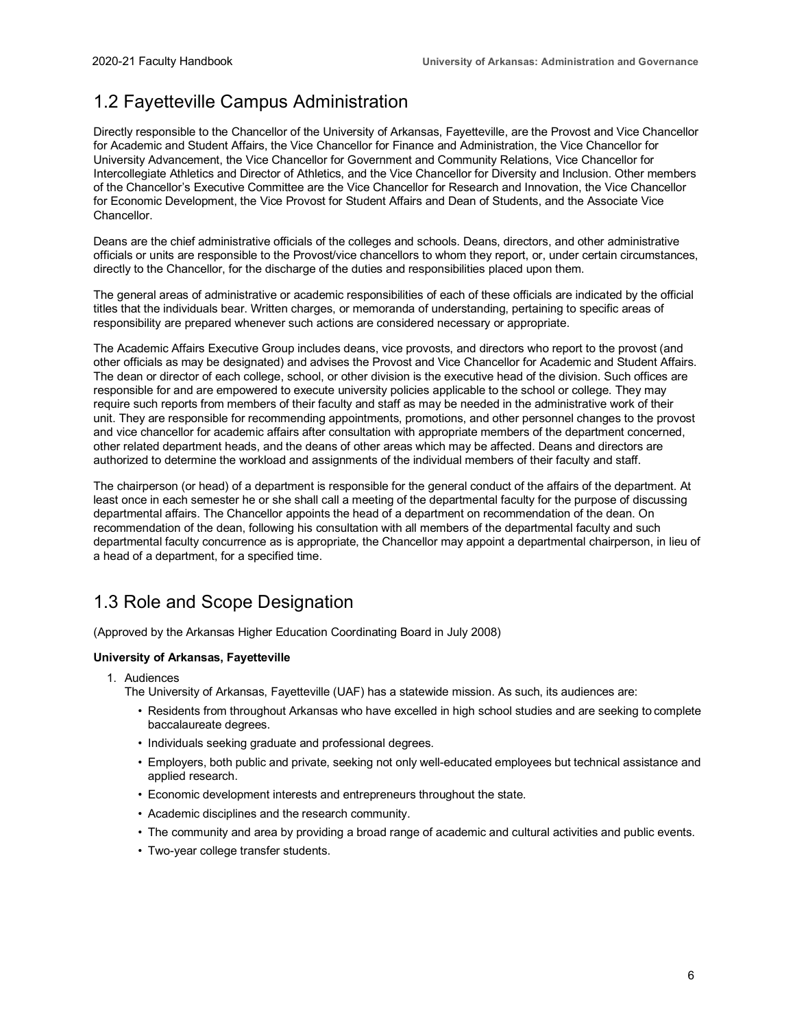## 1.2 Fayetteville Campus Administration

Directly responsible to the Chancellor of the University of Arkansas, Fayetteville, are the Provost and Vice Chancellor for Academic and Student Affairs, the Vice Chancellor for Finance and Administration, the Vice Chancellor for University Advancement, the Vice Chancellor for Government and Community Relations, Vice Chancellor for Intercollegiate Athletics and Director of Athletics, and the Vice Chancellor for Diversity and Inclusion. Other members of the Chancellor's Executive Committee are the Vice Chancellor for Research and Innovation, the Vice Chancellor for Economic Development, the Vice Provost for Student Affairs and Dean of Students, and the Associate Vice Chancellor.

Deans are the chief administrative officials of the colleges and schools. Deans, directors, and other administrative officials or units are responsible to the Provost/vice chancellors to whom they report, or, under certain circumstances, directly to the Chancellor, for the discharge of the duties and responsibilities placed upon them.

The general areas of administrative or academic responsibilities of each of these officials are indicated by the official titles that the individuals bear. Written charges, or memoranda of understanding, pertaining to specific areas of responsibility are prepared whenever such actions are considered necessary or appropriate.

The Academic Affairs Executive Group includes deans, vice provosts, and directors who report to the provost (and other officials as may be designated) and advises the Provost and Vice Chancellor for Academic and Student Affairs. The dean or director of each college, school, or other division is the executive head of the division. Such offices are responsible for and are empowered to execute university policies applicable to the school or college. They may require such reports from members of their faculty and staff as may be needed in the administrative work of their unit. They are responsible for recommending appointments, promotions, and other personnel changes to the provost and vice chancellor for academic affairs after consultation with appropriate members of the department concerned, other related department heads, and the deans of other areas which may be affected. Deans and directors are authorized to determine the workload and assignments of the individual members of their faculty and staff.

The chairperson (or head) of a department is responsible for the general conduct of the affairs of the department. At least once in each semester he or she shall call a meeting of the departmental faculty for the purpose of discussing departmental affairs. The Chancellor appoints the head of a department on recommendation of the dean. On recommendation of the dean, following his consultation with all members of the departmental faculty and such departmental faculty concurrence as is appropriate, the Chancellor may appoint a departmental chairperson, in lieu of a head of a department, for a specified time.

## 1.3 Role and Scope Designation

(Approved by the Arkansas Higher Education Coordinating Board in July 2008)

**University of Arkansas, Fayetteville**

1. Audiences
   The University of Arkansas, Fayetteville (UAF) has a statewide mission. As such, its audiences are:
   - Residents from throughout Arkansas who have excelled in high school studies and are seeking to complete baccalaureate degrees.
   - Individuals seeking graduate and professional degrees.
   - Employers, both public and private, seeking not only well-educated employees but technical assistance and applied research.
   - Economic development interests and entrepreneurs throughout the state.
   - Academic disciplines and the research community.
   - The community and area by providing a broad range of academic and cultural activities and public events.
   - Two-year college transfer students.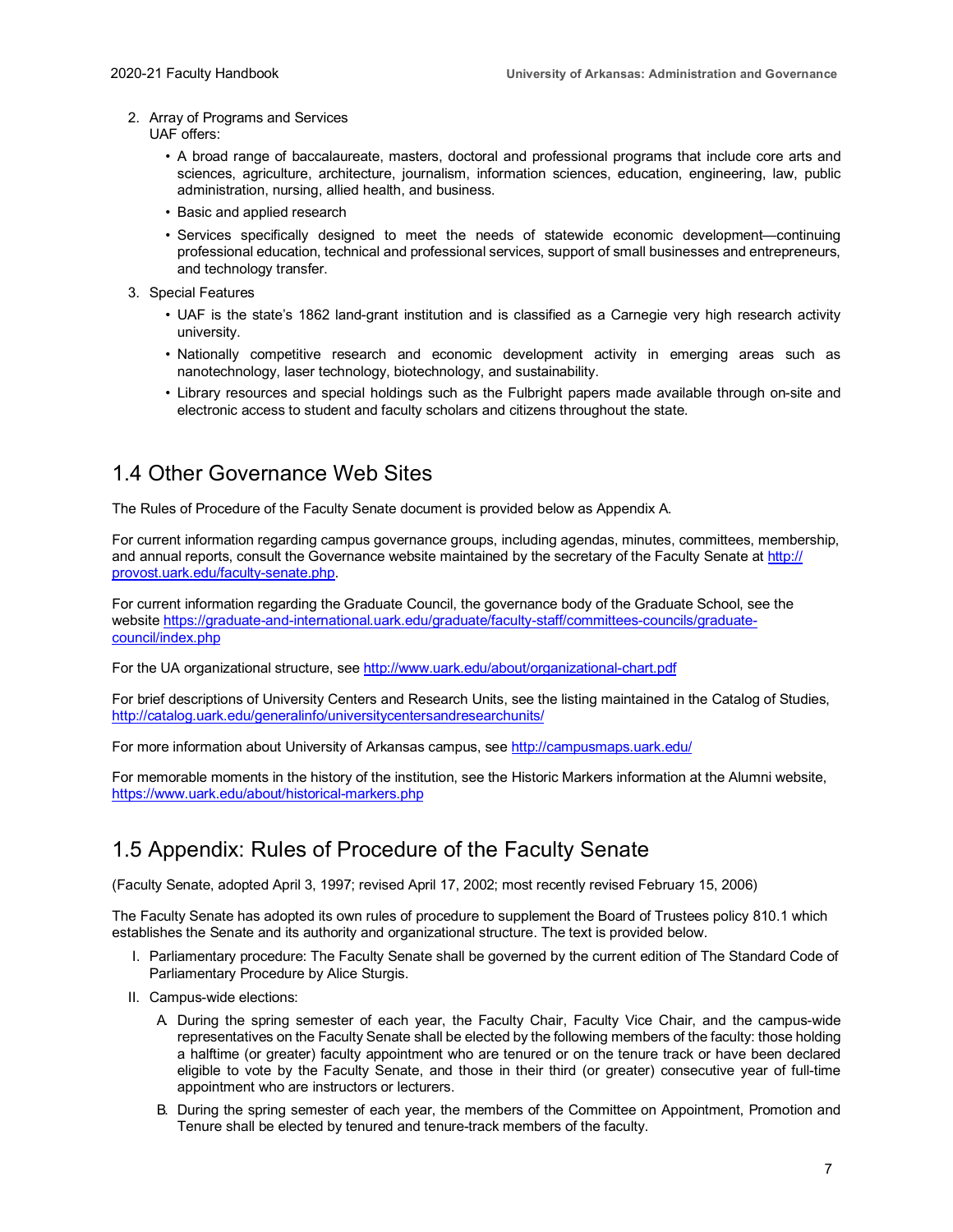2. Array of Programs and Services
   UAF offers:
   - A broad range of baccalaureate, masters, doctoral and professional programs that include core arts and sciences, agriculture, architecture, journalism, information sciences, education, engineering, law, public administration, nursing, allied health, and business.
   - Basic and applied research
   - Services specifically designed to meet the needs of statewide economic development—continuing professional education, technical and professional services, support of small businesses and entrepreneurs, and technology transfer.
3. Special Features
   - UAF is the state's 1862 land-grant institution and is classified as a Carnegie very high research activity university.
   - Nationally competitive research and economic development activity in emerging areas such as nanotechnology, laser technology, biotechnology, and sustainability.
   - Library resources and special holdings such as the Fulbright papers made available through on-site and electronic access to student and faculty scholars and citizens throughout the state.

## 1.4 Other Governance Web Sites

The Rules of Procedure of the Faculty Senate document is provided below as Appendix A.

For current information regarding campus governance groups, including agendas, minutes, committees, membership, and annual reports, consult the Governance website maintained by the secretary of the Faculty Senate at [http://provost.uark.edu/faculty-senate.php](http://provost.uark.edu/faculty-senate.php).

For current information regarding the Graduate Council, the governance body of the Graduate School, see the website [https://graduate-and-international.uark.edu/graduate/faculty-staff/committees-councils/graduate-council/index.php](https://graduate-and-international.uark.edu/graduate/faculty-staff/committees-councils/graduate-council/index.php)

For the UA organizational structure, see [http://www.uark.edu/about/organizational-chart.pdf](http://www.uark.edu/about/organizational-chart.pdf)

For brief descriptions of University Centers and Research Units, see the listing maintained in the Catalog of Studies, [http://catalog.uark.edu/generalinfo/universitycentersandresearchunits/](http://catalog.uark.edu/generalinfo/universitycentersandresearchunits/)

For more information about University of Arkansas campus, see [http://campusmaps.uark.edu/](http://campusmaps.uark.edu/)

For memorable moments in the history of the institution, see the Historic Markers information at the Alumni website, [https://www.uark.edu/about/historical-markers.php](https://www.uark.edu/about/historical-markers.php)

## 1.5 Appendix: Rules of Procedure of the Faculty Senate

(Faculty Senate, adopted April 3, 1997; revised April 17, 2002; most recently revised February 15, 2006)

The Faculty Senate has adopted its own rules of procedure to supplement the Board of Trustees policy 810.1 which establishes the Senate and its authority and organizational structure. The text is provided below.

I. Parliamentary procedure: The Faculty Senate shall be governed by the current edition of The Standard Code of Parliamentary Procedure by Alice Sturgis.

II. Campus-wide elections:

   A. During the spring semester of each year, the Faculty Chair, Faculty Vice Chair, and the campus-wide representatives on the Faculty Senate shall be elected by the following members of the faculty: those holding a halftime (or greater) faculty appointment who are tenured or on the tenure track or have been declared eligible to vote by the Faculty Senate, and those in their third (or greater) consecutive year of full-time appointment who are instructors or lecturers.

   B. During the spring semester of each year, the members of the Committee on Appointment, Promotion and Tenure shall be elected by tenured and tenure-track members of the faculty.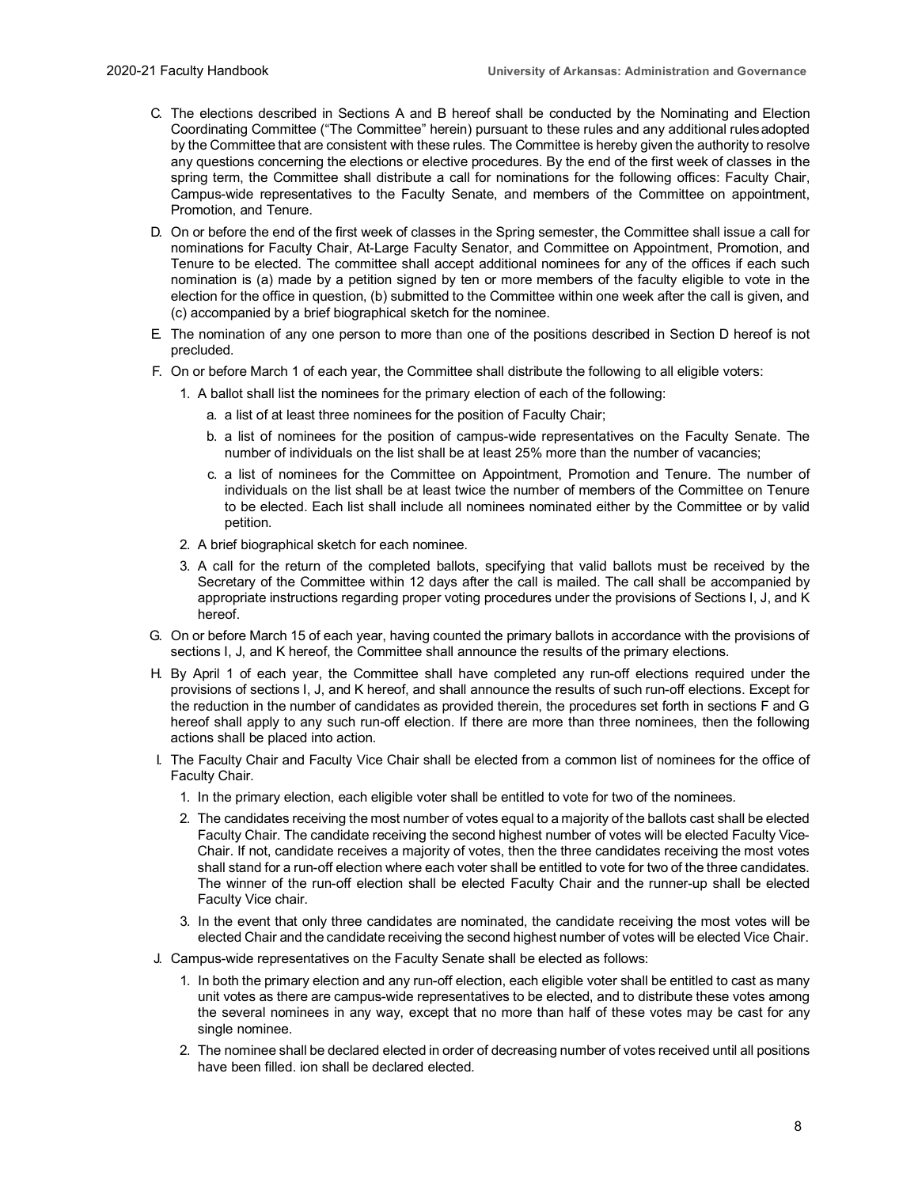C. The elections described in Sections A and B hereof shall be conducted by the Nominating and Election Coordinating Committee ("The Committee" herein) pursuant to these rules and any additional rules adopted by the Committee that are consistent with these rules. The Committee is hereby given the authority to resolve any questions concerning the elections or elective procedures. By the end of the first week of classes in the spring term, the Committee shall distribute a call for nominations for the following offices: Faculty Chair, Campus-wide representatives to the Faculty Senate, and members of the Committee on appointment, Promotion, and Tenure.

D. On or before the end of the first week of classes in the Spring semester, the Committee shall issue a call for nominations for Faculty Chair, At-Large Faculty Senator, and Committee on Appointment, Promotion, and Tenure to be elected. The committee shall accept additional nominees for any of the offices if each such nomination is (a) made by a petition signed by ten or more members of the faculty eligible to vote in the election for the office in question, (b) submitted to the Committee within one week after the call is given, and (c) accompanied by a brief biographical sketch for the nominee.

E. The nomination of any one person to more than one of the positions described in Section D hereof is not precluded.

F. On or before March 1 of each year, the Committee shall distribute the following to all eligible voters:

   1. A ballot shall list the nominees for the primary election of each of the following:
      a. a list of at least three nominees for the position of Faculty Chair;
      b. a list of nominees for the position of campus-wide representatives on the Faculty Senate. The number of individuals on the list shall be at least 25% more than the number of vacancies;
      c. a list of nominees for the Committee on Appointment, Promotion and Tenure. The number of individuals on the list shall be at least twice the number of members of the Committee on Tenure to be elected. Each list shall include all nominees nominated either by the Committee or by valid petition.
   2. A brief biographical sketch for each nominee.
   3. A call for the return of the completed ballots, specifying that valid ballots must be received by the Secretary of the Committee within 12 days after the call is mailed. The call shall be accompanied by appropriate instructions regarding proper voting procedures under the provisions of Sections I, J, and K hereof.

G. On or before March 15 of each year, having counted the primary ballots in accordance with the provisions of sections I, J, and K hereof, the Committee shall announce the results of the primary elections.

H. By April 1 of each year, the Committee shall have completed any run-off elections required under the provisions of sections I, J, and K hereof, and shall announce the results of such run-off elections. Except for the reduction in the number of candidates as provided therein, the procedures set forth in sections F and G hereof shall apply to any such run-off election. If there are more than three nominees, then the following actions shall be placed into action.

I. The Faculty Chair and Faculty Vice Chair shall be elected from a common list of nominees for the office of Faculty Chair.

   1. In the primary election, each eligible voter shall be entitled to vote for two of the nominees.
   2. The candidates receiving the most number of votes equal to a majority of the ballots cast shall be elected Faculty Chair. The candidate receiving the second highest number of votes will be elected Faculty Vice-Chair. If not, candidate receives a majority of votes, then the three candidates receiving the most votes shall stand for a run-off election where each voter shall be entitled to vote for two of the three candidates. The winner of the run-off election shall be elected Faculty Chair and the runner-up shall be elected Faculty Vice chair.
   3. In the event that only three candidates are nominated, the candidate receiving the most votes will be elected Chair and the candidate receiving the second highest number of votes will be elected Vice Chair.

J. Campus-wide representatives on the Faculty Senate shall be elected as follows:

   1. In both the primary election and any run-off election, each eligible voter shall be entitled to cast as many unit votes as there are campus-wide representatives to be elected, and to distribute these votes among the several nominees in any way, except that no more than half of these votes may be cast for any single nominee.
   2. The nominee shall be declared elected in order of decreasing number of votes received until all positions have been filled. ion shall be declared elected.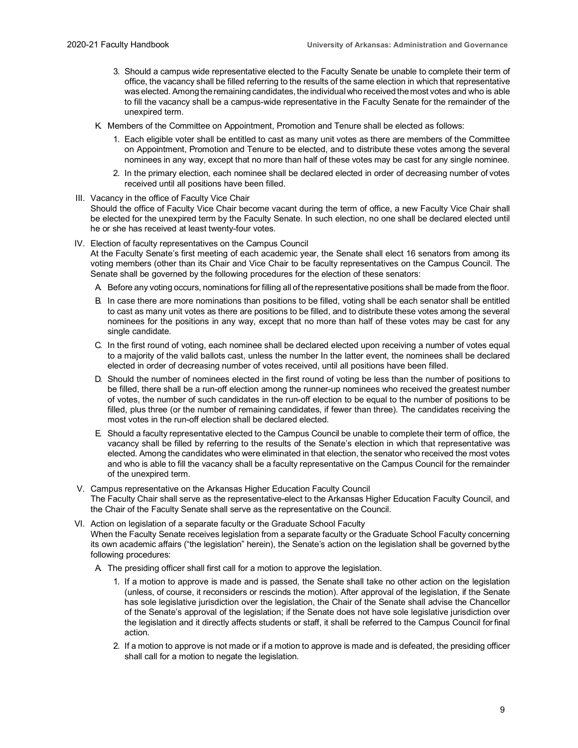3. Should a campus wide representative elected to the Faculty Senate be unable to complete their term of office, the vacancy shall be filled referring to the results of the same election in which that representative was elected. Among the remaining candidates, the individual who received the most votes and who is able to fill the vacancy shall be a campus-wide representative in the Faculty Senate for the remainder of the unexpired term.

K. Members of the Committee on Appointment, Promotion and Tenure shall be elected as follows:

1. Each eligible voter shall be entitled to cast as many unit votes as there are members of the Committee on Appointment, Promotion and Tenure to be elected, and to distribute these votes among the several nominees in any way, except that no more than half of these votes may be cast for any single nominee.
2. In the primary election, each nominee shall be declared elected in order of decreasing number of votes received until all positions have been filled.

III. Vacancy in the office of Faculty Vice Chair

Should the office of Faculty Vice Chair become vacant during the term of office, a new Faculty Vice Chair shall be elected for the unexpired term by the Faculty Senate. In such election, no one shall be declared elected until he or she has received at least twenty-four votes.

IV. Election of faculty representatives on the Campus Council

At the Faculty Senate's first meeting of each academic year, the Senate shall elect 16 senators from among its voting members (other than its Chair and Vice Chair to be faculty representatives on the Campus Council. The Senate shall be governed by the following procedures for the election of these senators:

A. Before any voting occurs, nominations for filling all of the representative positions shall be made from the floor.

B. In case there are more nominations than positions to be filled, voting shall be each senator shall be entitled to cast as many unit votes as there are positions to be filled, and to distribute these votes among the several nominees for the positions in any way, except that no more than half of these votes may be cast for any single candidate.

C. In the first round of voting, each nominee shall be declared elected upon receiving a number of votes equal to a majority of the valid ballots cast, unless the number In the latter event, the nominees shall be declared elected in order of decreasing number of votes received, until all positions have been filled.

D. Should the number of nominees elected in the first round of voting be less than the number of positions to be filled, there shall be a run-off election among the runner-up nominees who received the greatest number of votes, the number of such candidates in the run-off election to be equal to the number of positions to be filled, plus three (or the number of remaining candidates, if fewer than three). The candidates receiving the most votes in the run-off election shall be declared elected.

E. Should a faculty representative elected to the Campus Council be unable to complete their term of office, the vacancy shall be filled by referring to the results of the Senate's election in which that representative was elected. Among the candidates who were eliminated in that election, the senator who received the most votes and who is able to fill the vacancy shall be a faculty representative on the Campus Council for the remainder of the unexpired term.

V. Campus representative on the Arkansas Higher Education Faculty Council

The Faculty Chair shall serve as the representative-elect to the Arkansas Higher Education Faculty Council, and the Chair of the Faculty Senate shall serve as the representative on the Council.

VI. Action on legislation of a separate faculty or the Graduate School Faculty

When the Faculty Senate receives legislation from a separate faculty or the Graduate School Faculty concerning its own academic affairs ("the legislation" herein), the Senate's action on the legislation shall be governed by the following procedures:

A. The presiding officer shall first call for a motion to approve the legislation.

1. If a motion to approve is made and is passed, the Senate shall take no other action on the legislation (unless, of course, it reconsiders or rescinds the motion). After approval of the legislation, if the Senate has sole legislative jurisdiction over the legislation, the Chair of the Senate shall advise the Chancellor of the Senate's approval of the legislation; if the Senate does not have sole legislative jurisdiction over the legislation and it directly affects students or staff, it shall be referred to the Campus Council for final action.
2. If a motion to approve is not made or if a motion to approve is made and is defeated, the presiding officer shall call for a motion to negate the legislation.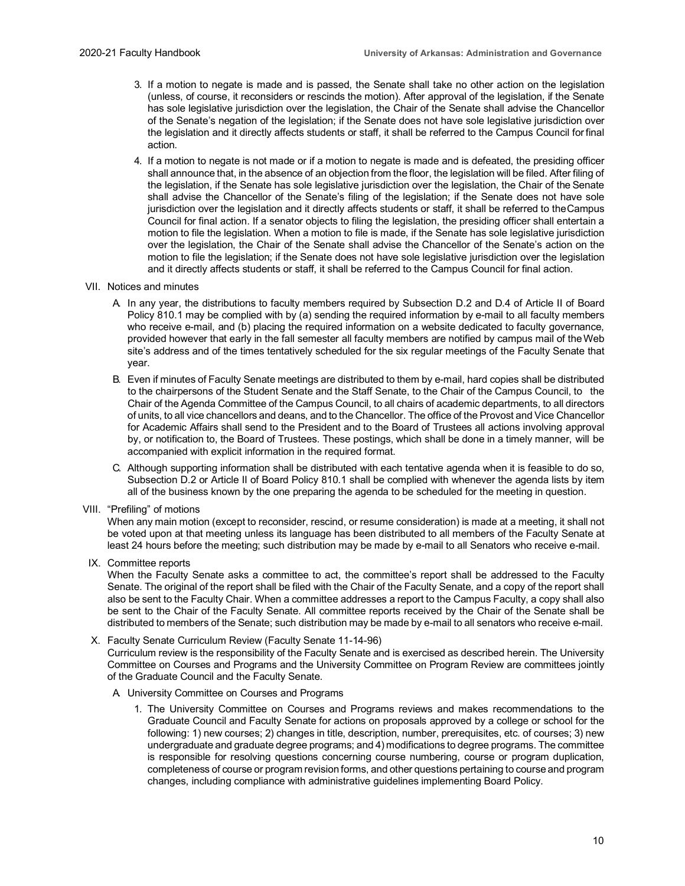3. If a motion to negate is made and is passed, the Senate shall take no other action on the legislation (unless, of course, it reconsiders or rescinds the motion). After approval of the legislation, if the Senate has sole legislative jurisdiction over the legislation, the Chair of the Senate shall advise the Chancellor of the Senate's negation of the legislation; if the Senate does not have sole legislative jurisdiction over the legislation and it directly affects students or staff, it shall be referred to the Campus Council for final action.
4. If a motion to negate is not made or if a motion to negate is made and is defeated, the presiding officer shall announce that, in the absence of an objection from the floor, the legislation will be filed. After filing of the legislation, if the Senate has sole legislative jurisdiction over the legislation, the Chair of the Senate shall advise the Chancellor of the Senate's filing of the legislation; if the Senate does not have sole jurisdiction over the legislation and it directly affects students or staff, it shall be referred to the Campus Council for final action. If a senator objects to filing the legislation, the presiding officer shall entertain a motion to file the legislation. When a motion to file is made, if the Senate has sole legislative jurisdiction over the legislation, the Chair of the Senate shall advise the Chancellor of the Senate's action on the motion to file the legislation; if the Senate does not have sole legislative jurisdiction over the legislation and it directly affects students or staff, it shall be referred to the Campus Council for final action.

VII. Notices and minutes

A. In any year, the distributions to faculty members required by Subsection D.2 and D.4 of Article II of Board Policy 810.1 may be complied with by (a) sending the required information by e-mail to all faculty members who receive e-mail, and (b) placing the required information on a website dedicated to faculty governance, provided however that early in the fall semester all faculty members are notified by campus mail of the Web site's address and of the times tentatively scheduled for the six regular meetings of the Faculty Senate that year.

B. Even if minutes of Faculty Senate meetings are distributed to them by e-mail, hard copies shall be distributed to the chairpersons of the Student Senate and the Staff Senate, to the Chair of the Campus Council, to the Chair of the Agenda Committee of the Campus Council, to all chairs of academic departments, to all directors of units, to all vice chancellors and deans, and to the Chancellor. The office of the Provost and Vice Chancellor for Academic Affairs shall send to the President and to the Board of Trustees all actions involving approval by, or notification to, the Board of Trustees. These postings, which shall be done in a timely manner, will be accompanied with explicit information in the required format.

C. Although supporting information shall be distributed with each tentative agenda when it is feasible to do so, Subsection D.2 or Article II of Board Policy 810.1 shall be complied with whenever the agenda lists by item all of the business known by the one preparing the agenda to be scheduled for the meeting in question.

VIII. "Prefiling" of motions

When any main motion (except to reconsider, rescind, or resume consideration) is made at a meeting, it shall not be voted upon at that meeting unless its language has been distributed to all members of the Faculty Senate at least 24 hours before the meeting; such distribution may be made by e-mail to all Senators who receive e-mail.

IX. Committee reports

When the Faculty Senate asks a committee to act, the committee's report shall be addressed to the Faculty Senate. The original of the report shall be filed with the Chair of the Faculty Senate, and a copy of the report shall also be sent to the Faculty Chair. When a committee addresses a report to the Campus Faculty, a copy shall also be sent to the Chair of the Faculty Senate. All committee reports received by the Chair of the Senate shall be distributed to members of the Senate; such distribution may be made by e-mail to all senators who receive e-mail.

X. Faculty Senate Curriculum Review (Faculty Senate 11-14-96)

Curriculum review is the responsibility of the Faculty Senate and is exercised as described herein. The University Committee on Courses and Programs and the University Committee on Program Review are committees jointly of the Graduate Council and the Faculty Senate.

A. University Committee on Courses and Programs

1. The University Committee on Courses and Programs reviews and makes recommendations to the Graduate Council and Faculty Senate for actions on proposals approved by a college or school for the following: 1) new courses; 2) changes in title, description, number, prerequisites, etc. of courses; 3) new undergraduate and graduate degree programs; and 4) modifications to degree programs. The committee is responsible for resolving questions concerning course numbering, course or program duplication, completeness of course or program revision forms, and other questions pertaining to course and program changes, including compliance with administrative guidelines implementing Board Policy.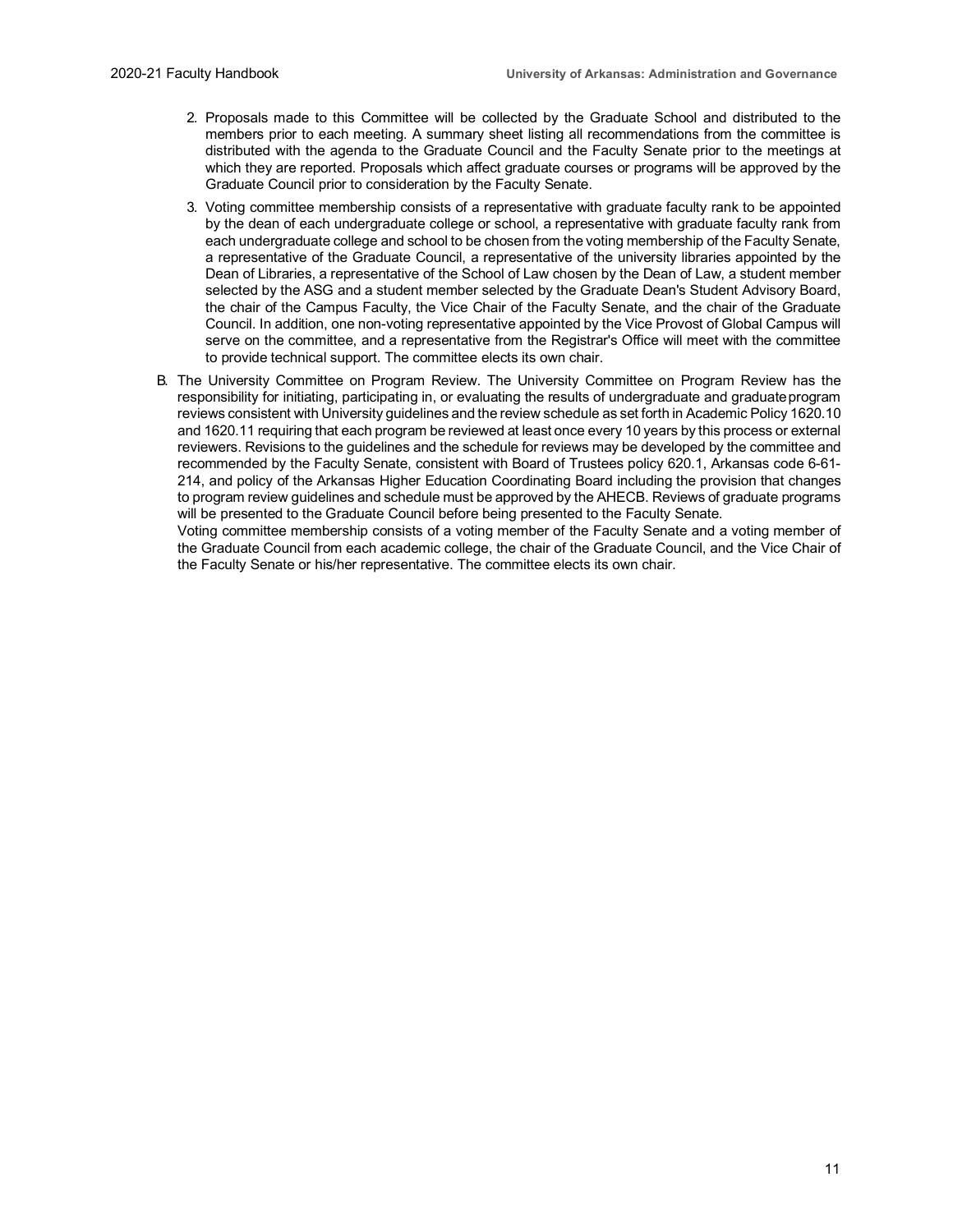2. Proposals made to this Committee will be collected by the Graduate School and distributed to the members prior to each meeting. A summary sheet listing all recommendations from the committee is distributed with the agenda to the Graduate Council and the Faculty Senate prior to the meetings at which they are reported. Proposals which affect graduate courses or programs will be approved by the Graduate Council prior to consideration by the Faculty Senate.
3. Voting committee membership consists of a representative with graduate faculty rank to be appointed by the dean of each undergraduate college or school, a representative with graduate faculty rank from each undergraduate college and school to be chosen from the voting membership of the Faculty Senate, a representative of the Graduate Council, a representative of the university libraries appointed by the Dean of Libraries, a representative of the School of Law chosen by the Dean of Law, a student member selected by the ASG and a student member selected by the Graduate Dean's Student Advisory Board, the chair of the Campus Faculty, the Vice Chair of the Faculty Senate, and the chair of the Graduate Council. In addition, one non-voting representative appointed by the Vice Provost of Global Campus will serve on the committee, and a representative from the Registrar's Office will meet with the committee to provide technical support. The committee elects its own chair.

B. The University Committee on Program Review. The University Committee on Program Review has the responsibility for initiating, participating in, or evaluating the results of undergraduate and graduate program reviews consistent with University guidelines and the review schedule as set forth in Academic Policy 1620.10 and 1620.11 requiring that each program be reviewed at least once every 10 years by this process or external reviewers. Revisions to the guidelines and the schedule for reviews may be developed by the committee and recommended by the Faculty Senate, consistent with Board of Trustees policy 620.1, Arkansas code 6-61-214, and policy of the Arkansas Higher Education Coordinating Board including the provision that changes to program review guidelines and schedule must be approved by the AHECB. Reviews of graduate programs will be presented to the Graduate Council before being presented to the Faculty Senate.

   Voting committee membership consists of a voting member of the Faculty Senate and a voting member of the Graduate Council from each academic college, the chair of the Graduate Council, and the Vice Chair of the Faculty Senate or his/her representative. The committee elects its own chair.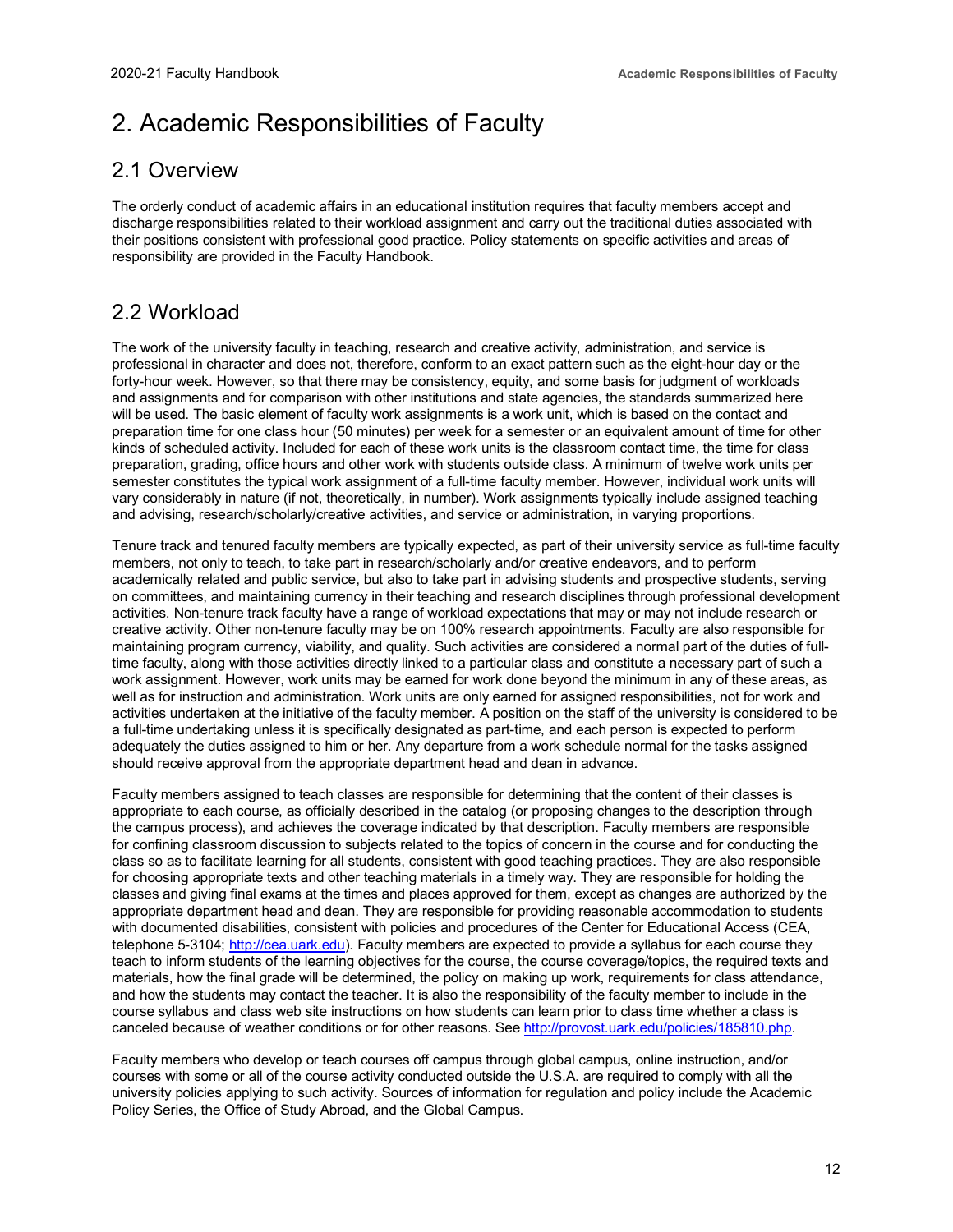# 2. Academic Responsibilities of Faculty

## 2.1 Overview

The orderly conduct of academic affairs in an educational institution requires that faculty members accept and discharge responsibilities related to their workload assignment and carry out the traditional duties associated with their positions consistent with professional good practice. Policy statements on specific activities and areas of responsibility are provided in the Faculty Handbook.

## 2.2 Workload

The work of the university faculty in teaching, research and creative activity, administration, and service is professional in character and does not, therefore, conform to an exact pattern such as the eight-hour day or the forty-hour week. However, so that there may be consistency, equity, and some basis for judgment of workloads and assignments and for comparison with other institutions and state agencies, the standards summarized here will be used. The basic element of faculty work assignments is a work unit, which is based on the contact and preparation time for one class hour (50 minutes) per week for a semester or an equivalent amount of time for other kinds of scheduled activity. Included for each of these work units is the classroom contact time, the time for class preparation, grading, office hours and other work with students outside class. A minimum of twelve work units per semester constitutes the typical work assignment of a full-time faculty member. However, individual work units will vary considerably in nature (if not, theoretically, in number). Work assignments typically include assigned teaching and advising, research/scholarly/creative activities, and service or administration, in varying proportions.

Tenure track and tenured faculty members are typically expected, as part of their university service as full-time faculty members, not only to teach, to take part in research/scholarly and/or creative endeavors, and to perform academically related and public service, but also to take part in advising students and prospective students, serving on committees, and maintaining currency in their teaching and research disciplines through professional development activities. Non-tenure track faculty have a range of workload expectations that may or may not include research or creative activity. Other non-tenure faculty may be on 100% research appointments. Faculty are also responsible for maintaining program currency, viability, and quality. Such activities are considered a normal part of the duties of full-time faculty, along with those activities directly linked to a particular class and constitute a necessary part of such a work assignment. However, work units may be earned for work done beyond the minimum in any of these areas, as well as for instruction and administration. Work units are only earned for assigned responsibilities, not for work and activities undertaken at the initiative of the faculty member. A position on the staff of the university is considered to be a full-time undertaking unless it is specifically designated as part-time, and each person is expected to perform adequately the duties assigned to him or her. Any departure from a work schedule normal for the tasks assigned should receive approval from the appropriate department head and dean in advance.

Faculty members assigned to teach classes are responsible for determining that the content of their classes is appropriate to each course, as officially described in the catalog (or proposing changes to the description through the campus process), and achieves the coverage indicated by that description. Faculty members are responsible for confining classroom discussion to subjects related to the topics of concern in the course and for conducting the class so as to facilitate learning for all students, consistent with good teaching practices. They are also responsible for choosing appropriate texts and other teaching materials in a timely way. They are responsible for holding the classes and giving final exams at the times and places approved for them, except as changes are authorized by the appropriate department head and dean. They are responsible for providing reasonable accommodation to students with documented disabilities, consistent with policies and procedures of the Center for Educational Access (CEA, telephone 5-3104; http://cea.uark.edu). Faculty members are expected to provide a syllabus for each course they teach to inform students of the learning objectives for the course, the course coverage/topics, the required texts and materials, how the final grade will be determined, the policy on making up work, requirements for class attendance, and how the students may contact the teacher. It is also the responsibility of the faculty member to include in the course syllabus and class web site instructions on how students can learn prior to class time whether a class is canceled because of weather conditions or for other reasons. See http://provost.uark.edu/policies/185810.php.

Faculty members who develop or teach courses off campus through global campus, online instruction, and/or courses with some or all of the course activity conducted outside the U.S.A. are required to comply with all the university policies applying to such activity. Sources of information for regulation and policy include the Academic Policy Series, the Office of Study Abroad, and the Global Campus.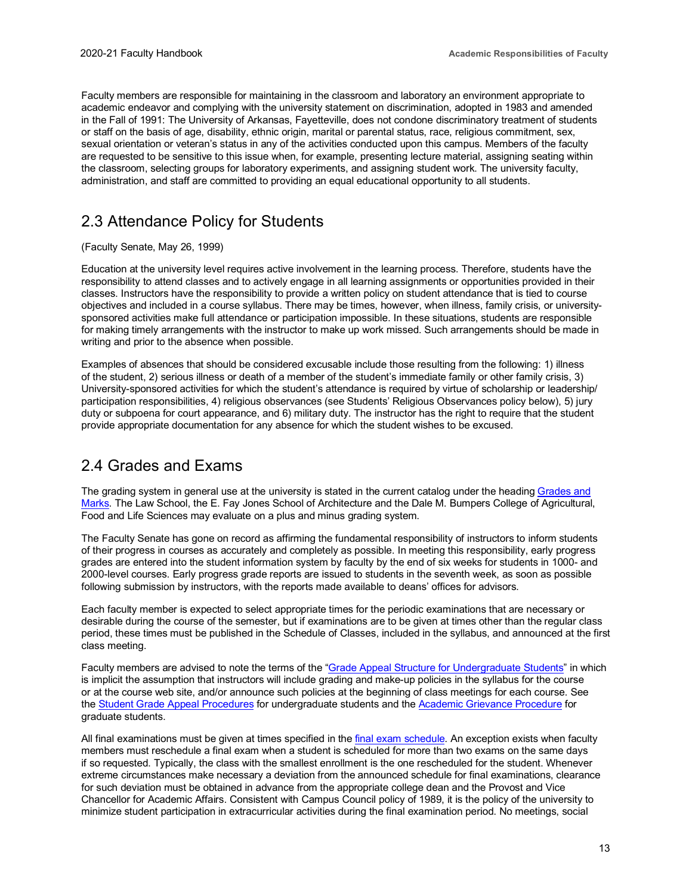Faculty members are responsible for maintaining in the classroom and laboratory an environment appropriate to academic endeavor and complying with the university statement on discrimination, adopted in 1983 and amended in the Fall of 1991: The University of Arkansas, Fayetteville, does not condone discriminatory treatment of students or staff on the basis of age, disability, ethnic origin, marital or parental status, race, religious commitment, sex, sexual orientation or veteran's status in any of the activities conducted upon this campus. Members of the faculty are requested to be sensitive to this issue when, for example, presenting lecture material, assigning seating within the classroom, selecting groups for laboratory experiments, and assigning student work. The university faculty, administration, and staff are committed to providing an equal educational opportunity to all students.

## 2.3 Attendance Policy for Students

(Faculty Senate, May 26, 1999)

Education at the university level requires active involvement in the learning process. Therefore, students have the responsibility to attend classes and to actively engage in all learning assignments or opportunities provided in their classes. Instructors have the responsibility to provide a written policy on student attendance that is tied to course objectives and included in a course syllabus. There may be times, however, when illness, family crisis, or university-sponsored activities make full attendance or participation impossible. In these situations, students are responsible for making timely arrangements with the instructor to make up work missed. Such arrangements should be made in writing and prior to the absence when possible.

Examples of absences that should be considered excusable include those resulting from the following: 1) illness of the student, 2) serious illness or death of a member of the student's immediate family or other family crisis, 3) University-sponsored activities for which the student's attendance is required by virtue of scholarship or leadership/ participation responsibilities, 4) religious observances (see Students' Religious Observances policy below), 5) jury duty or subpoena for court appearance, and 6) military duty. The instructor has the right to require that the student provide appropriate documentation for any absence for which the student wishes to be excused.

## 2.4 Grades and Exams

The grading system in general use at the university is stated in the current catalog under the heading Grades and Marks. The Law School, the E. Fay Jones School of Architecture and the Dale M. Bumpers College of Agricultural, Food and Life Sciences may evaluate on a plus and minus grading system.

The Faculty Senate has gone on record as affirming the fundamental responsibility of instructors to inform students of their progress in courses as accurately and completely as possible. In meeting this responsibility, early progress grades are entered into the student information system by faculty by the end of six weeks for students in 1000- and 2000-level courses. Early progress grade reports are issued to students in the seventh week, as soon as possible following submission by instructors, with the reports made available to deans' offices for advisors.

Each faculty member is expected to select appropriate times for the periodic examinations that are necessary or desirable during the course of the semester, but if examinations are to be given at times other than the regular class period, these times must be published in the Schedule of Classes, included in the syllabus, and announced at the first class meeting.

Faculty members are advised to note the terms of the "Grade Appeal Structure for Undergraduate Students" in which is implicit the assumption that instructors will include grading and make-up policies in the syllabus for the course or at the course web site, and/or announce such policies at the beginning of class meetings for each course. See the Student Grade Appeal Procedures for undergraduate students and the Academic Grievance Procedure for graduate students.

All final examinations must be given at times specified in the final exam schedule. An exception exists when faculty members must reschedule a final exam when a student is scheduled for more than two exams on the same days if so requested. Typically, the class with the smallest enrollment is the one rescheduled for the student. Whenever extreme circumstances make necessary a deviation from the announced schedule for final examinations, clearance for such deviation must be obtained in advance from the appropriate college dean and the Provost and Vice Chancellor for Academic Affairs. Consistent with Campus Council policy of 1989, it is the policy of the university to minimize student participation in extracurricular activities during the final examination period. No meetings, social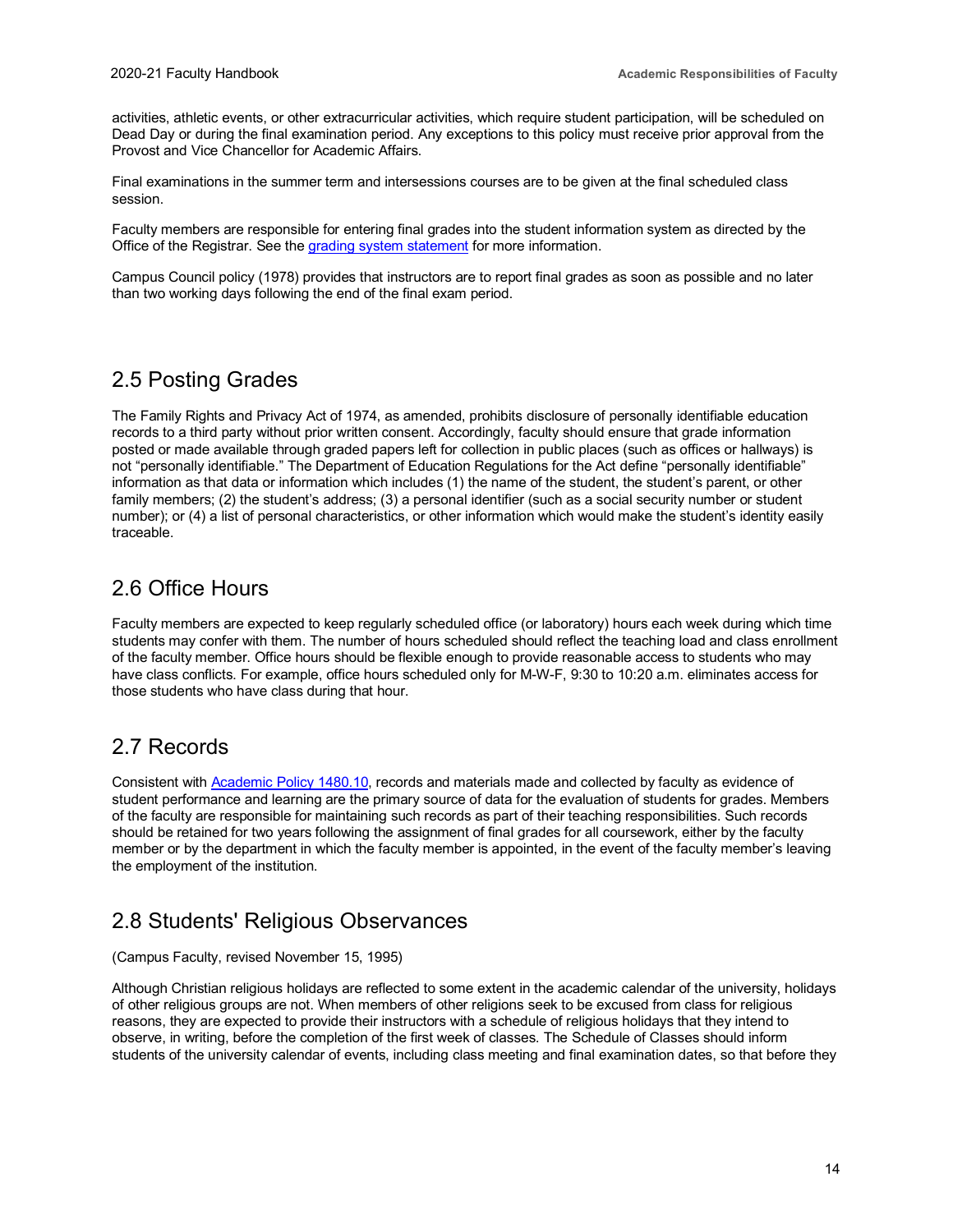activities, athletic events, or other extracurricular activities, which require student participation, will be scheduled on Dead Day or during the final examination period. Any exceptions to this policy must receive prior approval from the Provost and Vice Chancellor for Academic Affairs.

Final examinations in the summer term and intersessions courses are to be given at the final scheduled class session.

Faculty members are responsible for entering final grades into the student information system as directed by the Office of the Registrar. See the grading system statement for more information.

Campus Council policy (1978) provides that instructors are to report final grades as soon as possible and no later than two working days following the end of the final exam period.

## 2.5 Posting Grades

The Family Rights and Privacy Act of 1974, as amended, prohibits disclosure of personally identifiable education records to a third party without prior written consent. Accordingly, faculty should ensure that grade information posted or made available through graded papers left for collection in public places (such as offices or hallways) is not "personally identifiable." The Department of Education Regulations for the Act define "personally identifiable" information as that data or information which includes (1) the name of the student, the student's parent, or other family members; (2) the student's address; (3) a personal identifier (such as a social security number or student number); or (4) a list of personal characteristics, or other information which would make the student's identity easily traceable.

## 2.6 Office Hours

Faculty members are expected to keep regularly scheduled office (or laboratory) hours each week during which time students may confer with them. The number of hours scheduled should reflect the teaching load and class enrollment of the faculty member. Office hours should be flexible enough to provide reasonable access to students who may have class conflicts. For example, office hours scheduled only for M-W-F, 9:30 to 10:20 a.m. eliminates access for those students who have class during that hour.

## 2.7 Records

Consistent with Academic Policy 1480.10, records and materials made and collected by faculty as evidence of student performance and learning are the primary source of data for the evaluation of students for grades. Members of the faculty are responsible for maintaining such records as part of their teaching responsibilities. Such records should be retained for two years following the assignment of final grades for all coursework, either by the faculty member or by the department in which the faculty member is appointed, in the event of the faculty member's leaving the employment of the institution.

## 2.8 Students' Religious Observances

(Campus Faculty, revised November 15, 1995)

Although Christian religious holidays are reflected to some extent in the academic calendar of the university, holidays of other religious groups are not. When members of other religions seek to be excused from class for religious reasons, they are expected to provide their instructors with a schedule of religious holidays that they intend to observe, in writing, before the completion of the first week of classes. The Schedule of Classes should inform students of the university calendar of events, including class meeting and final examination dates, so that before they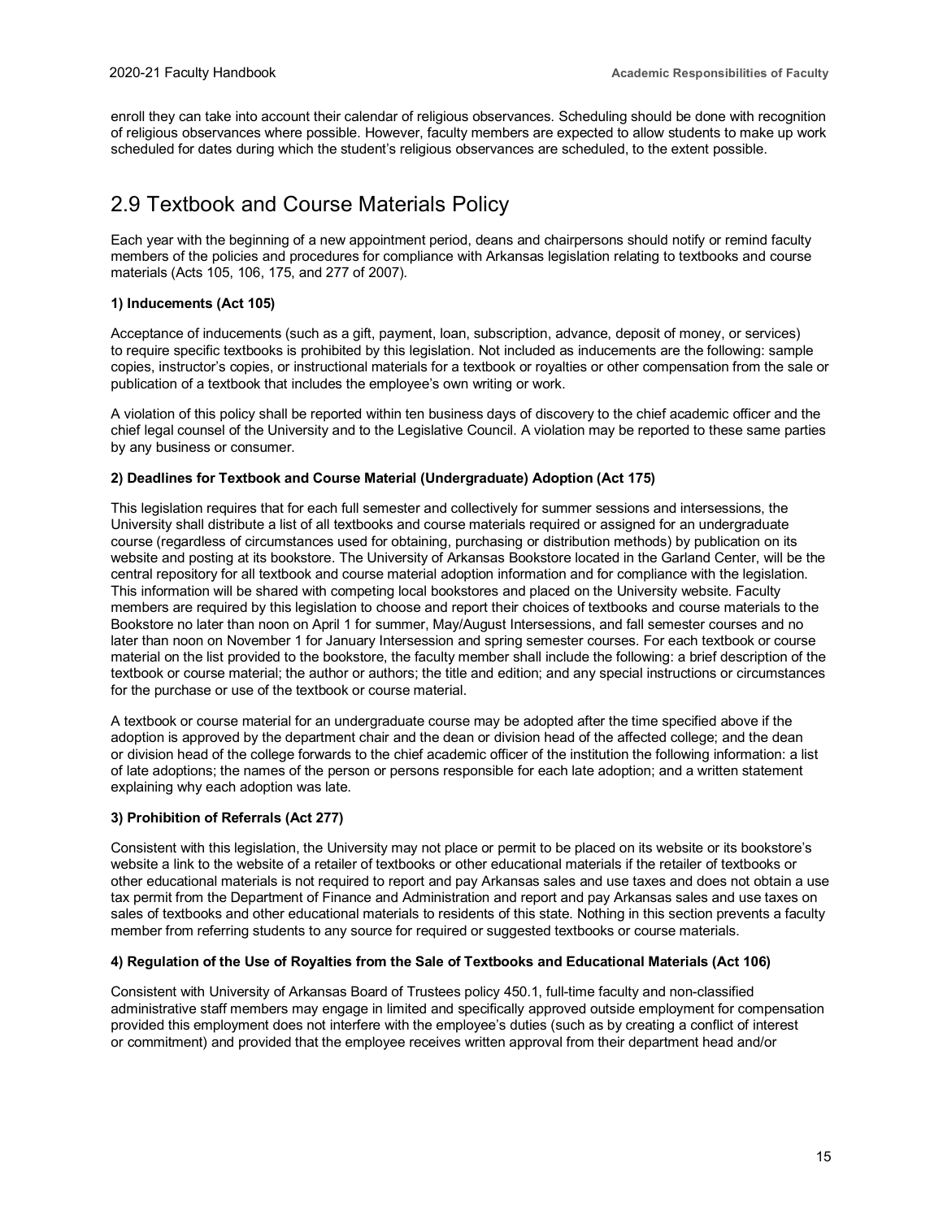enroll they can take into account their calendar of religious observances. Scheduling should be done with recognition of religious observances where possible. However, faculty members are expected to allow students to make up work scheduled for dates during which the student's religious observances are scheduled, to the extent possible.

## 2.9 Textbook and Course Materials Policy

Each year with the beginning of a new appointment period, deans and chairpersons should notify or remind faculty members of the policies and procedures for compliance with Arkansas legislation relating to textbooks and course materials (Acts 105, 106, 175, and 277 of 2007).

**1) Inducements (Act 105)**

Acceptance of inducements (such as a gift, payment, loan, subscription, advance, deposit of money, or services) to require specific textbooks is prohibited by this legislation. Not included as inducements are the following: sample copies, instructor's copies, or instructional materials for a textbook or royalties or other compensation from the sale or publication of a textbook that includes the employee's own writing or work.

A violation of this policy shall be reported within ten business days of discovery to the chief academic officer and the chief legal counsel of the University and to the Legislative Council. A violation may be reported to these same parties by any business or consumer.

**2) Deadlines for Textbook and Course Material (Undergraduate) Adoption (Act 175)**

This legislation requires that for each full semester and collectively for summer sessions and intersessions, the University shall distribute a list of all textbooks and course materials required or assigned for an undergraduate course (regardless of circumstances used for obtaining, purchasing or distribution methods) by publication on its website and posting at its bookstore. The University of Arkansas Bookstore located in the Garland Center, will be the central repository for all textbook and course material adoption information and for compliance with the legislation. This information will be shared with competing local bookstores and placed on the University website. Faculty members are required by this legislation to choose and report their choices of textbooks and course materials to the Bookstore no later than noon on April 1 for summer, May/August Intersessions, and fall semester courses and no later than noon on November 1 for January Intersession and spring semester courses. For each textbook or course material on the list provided to the bookstore, the faculty member shall include the following: a brief description of the textbook or course material; the author or authors; the title and edition; and any special instructions or circumstances for the purchase or use of the textbook or course material.

A textbook or course material for an undergraduate course may be adopted after the time specified above if the adoption is approved by the department chair and the dean or division head of the affected college; and the dean or division head of the college forwards to the chief academic officer of the institution the following information: a list of late adoptions; the names of the person or persons responsible for each late adoption; and a written statement explaining why each adoption was late.

**3) Prohibition of Referrals (Act 277)**

Consistent with this legislation, the University may not place or permit to be placed on its website or its bookstore's website a link to the website of a retailer of textbooks or other educational materials if the retailer of textbooks or other educational materials is not required to report and pay Arkansas sales and use taxes and does not obtain a use tax permit from the Department of Finance and Administration and report and pay Arkansas sales and use taxes on sales of textbooks and other educational materials to residents of this state. Nothing in this section prevents a faculty member from referring students to any source for required or suggested textbooks or course materials.

**4) Regulation of the Use of Royalties from the Sale of Textbooks and Educational Materials (Act 106)**

Consistent with University of Arkansas Board of Trustees policy 450.1, full-time faculty and non-classified administrative staff members may engage in limited and specifically approved outside employment for compensation provided this employment does not interfere with the employee's duties (such as by creating a conflict of interest or commitment) and provided that the employee receives written approval from their department head and/or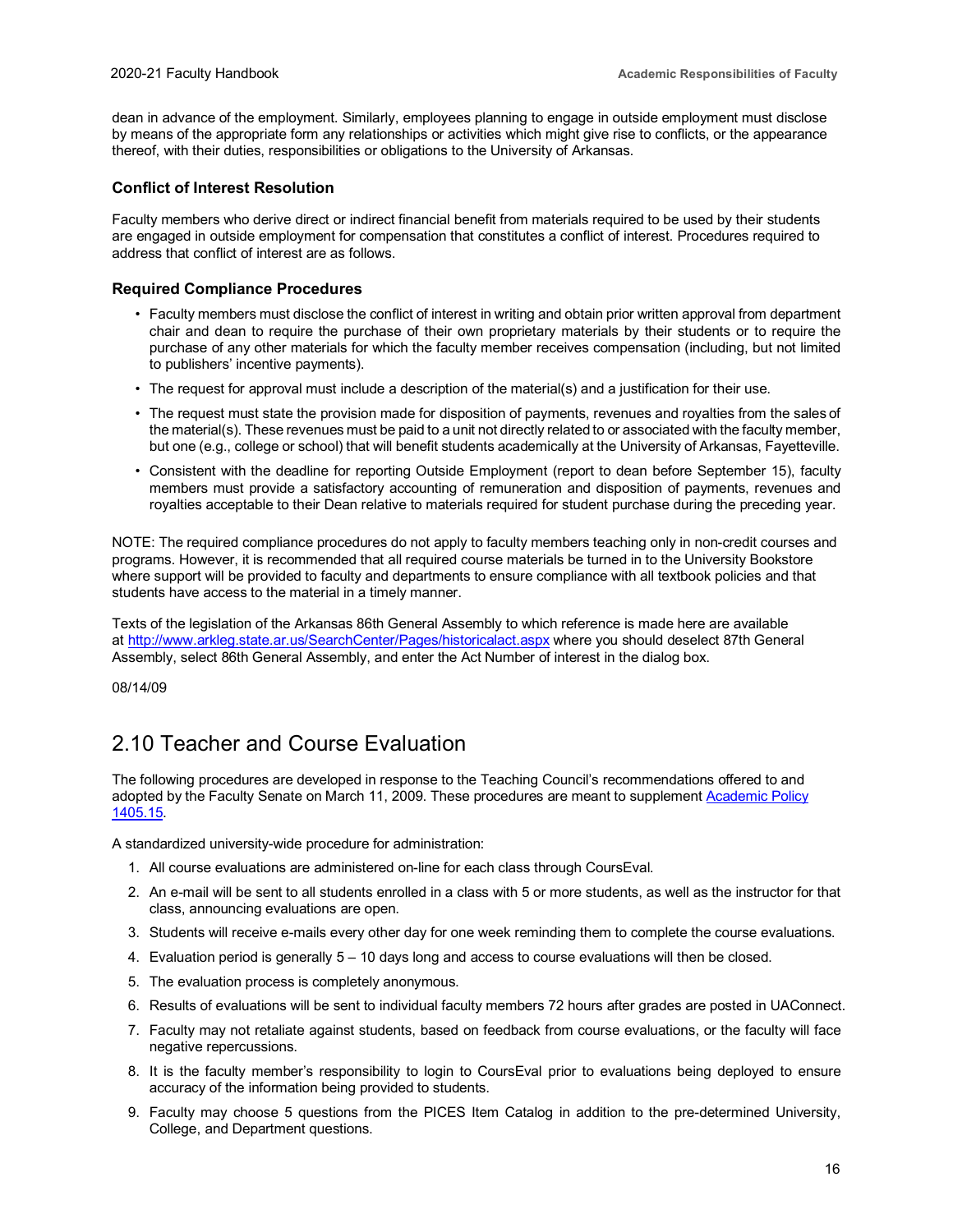dean in advance of the employment. Similarly, employees planning to engage in outside employment must disclose by means of the appropriate form any relationships or activities which might give rise to conflicts, or the appearance thereof, with their duties, responsibilities or obligations to the University of Arkansas.

### Conflict of Interest Resolution

Faculty members who derive direct or indirect financial benefit from materials required to be used by their students are engaged in outside employment for compensation that constitutes a conflict of interest. Procedures required to address that conflict of interest are as follows.

### Required Compliance Procedures

- Faculty members must disclose the conflict of interest in writing and obtain prior written approval from department chair and dean to require the purchase of their own proprietary materials by their students or to require the purchase of any other materials for which the faculty member receives compensation (including, but not limited to publishers' incentive payments).
- The request for approval must include a description of the material(s) and a justification for their use.
- The request must state the provision made for disposition of payments, revenues and royalties from the sales of the material(s). These revenues must be paid to a unit not directly related to or associated with the faculty member, but one (e.g., college or school) that will benefit students academically at the University of Arkansas, Fayetteville.
- Consistent with the deadline for reporting Outside Employment (report to dean before September 15), faculty members must provide a satisfactory accounting of remuneration and disposition of payments, revenues and royalties acceptable to their Dean relative to materials required for student purchase during the preceding year.

NOTE: The required compliance procedures do not apply to faculty members teaching only in non-credit courses and programs. However, it is recommended that all required course materials be turned in to the University Bookstore where support will be provided to faculty and departments to ensure compliance with all textbook policies and that students have access to the material in a timely manner.

Texts of the legislation of the Arkansas 86th General Assembly to which reference is made here are available at [http://www.arkleg.state.ar.us/SearchCenter/Pages/historicalact.aspx](http://www.arkleg.state.ar.us/SearchCenter/Pages/historicalact.aspx) where you should deselect 87th General Assembly, select 86th General Assembly, and enter the Act Number of interest in the dialog box.

08/14/09

## 2.10 Teacher and Course Evaluation

The following procedures are developed in response to the Teaching Council's recommendations offered to and adopted by the Faculty Senate on March 11, 2009. These procedures are meant to supplement [Academic Policy 1405.15](#).

A standardized university-wide procedure for administration:

1. All course evaluations are administered on-line for each class through CoursEval.
2. An e-mail will be sent to all students enrolled in a class with 5 or more students, as well as the instructor for that class, announcing evaluations are open.
3. Students will receive e-mails every other day for one week reminding them to complete the course evaluations.
4. Evaluation period is generally 5 – 10 days long and access to course evaluations will then be closed.
5. The evaluation process is completely anonymous.
6. Results of evaluations will be sent to individual faculty members 72 hours after grades are posted in UAConnect.
7. Faculty may not retaliate against students, based on feedback from course evaluations, or the faculty will face negative repercussions.
8. It is the faculty member's responsibility to login to CoursEval prior to evaluations being deployed to ensure accuracy of the information being provided to students.
9. Faculty may choose 5 questions from the PICES Item Catalog in addition to the pre-determined University, College, and Department questions.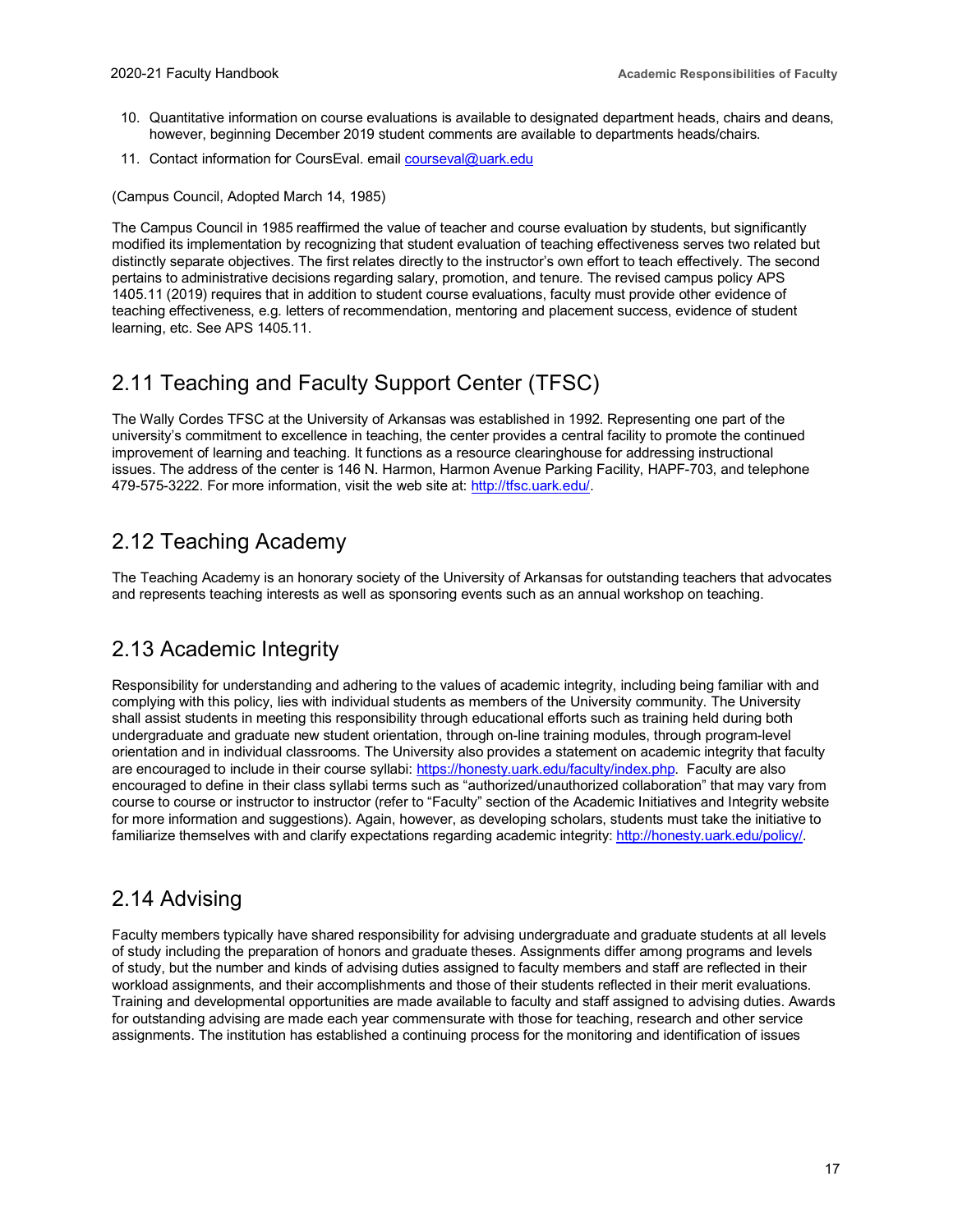10. Quantitative information on course evaluations is available to designated department heads, chairs and deans, however, beginning December 2019 student comments are available to departments heads/chairs.
11. Contact information for CoursEval. email courseval@uark.edu

(Campus Council, Adopted March 14, 1985)

The Campus Council in 1985 reaffirmed the value of teacher and course evaluation by students, but significantly modified its implementation by recognizing that student evaluation of teaching effectiveness serves two related but distinctly separate objectives. The first relates directly to the instructor's own effort to teach effectively. The second pertains to administrative decisions regarding salary, promotion, and tenure. The revised campus policy APS 1405.11 (2019) requires that in addition to student course evaluations, faculty must provide other evidence of teaching effectiveness, e.g. letters of recommendation, mentoring and placement success, evidence of student learning, etc. See APS 1405.11.

## 2.11 Teaching and Faculty Support Center (TFSC)

The Wally Cordes TFSC at the University of Arkansas was established in 1992. Representing one part of the university's commitment to excellence in teaching, the center provides a central facility to promote the continued improvement of learning and teaching. It functions as a resource clearinghouse for addressing instructional issues. The address of the center is 146 N. Harmon, Harmon Avenue Parking Facility, HAPF-703, and telephone 479-575-3222. For more information, visit the web site at: http://tfsc.uark.edu/.

## 2.12 Teaching Academy

The Teaching Academy is an honorary society of the University of Arkansas for outstanding teachers that advocates and represents teaching interests as well as sponsoring events such as an annual workshop on teaching.

## 2.13 Academic Integrity

Responsibility for understanding and adhering to the values of academic integrity, including being familiar with and complying with this policy, lies with individual students as members of the University community. The University shall assist students in meeting this responsibility through educational efforts such as training held during both undergraduate and graduate new student orientation, through on-line training modules, through program-level orientation and in individual classrooms. The University also provides a statement on academic integrity that faculty are encouraged to include in their course syllabi: https://honesty.uark.edu/faculty/index.php. Faculty are also encouraged to define in their class syllabi terms such as "authorized/unauthorized collaboration" that may vary from course to course or instructor to instructor (refer to "Faculty" section of the Academic Initiatives and Integrity website for more information and suggestions). Again, however, as developing scholars, students must take the initiative to familiarize themselves with and clarify expectations regarding academic integrity: http://honesty.uark.edu/policy/.

## 2.14 Advising

Faculty members typically have shared responsibility for advising undergraduate and graduate students at all levels of study including the preparation of honors and graduate theses. Assignments differ among programs and levels of study, but the number and kinds of advising duties assigned to faculty members and staff are reflected in their workload assignments, and their accomplishments and those of their students reflected in their merit evaluations. Training and developmental opportunities are made available to faculty and staff assigned to advising duties. Awards for outstanding advising are made each year commensurate with those for teaching, research and other service assignments. The institution has established a continuing process for the monitoring and identification of issues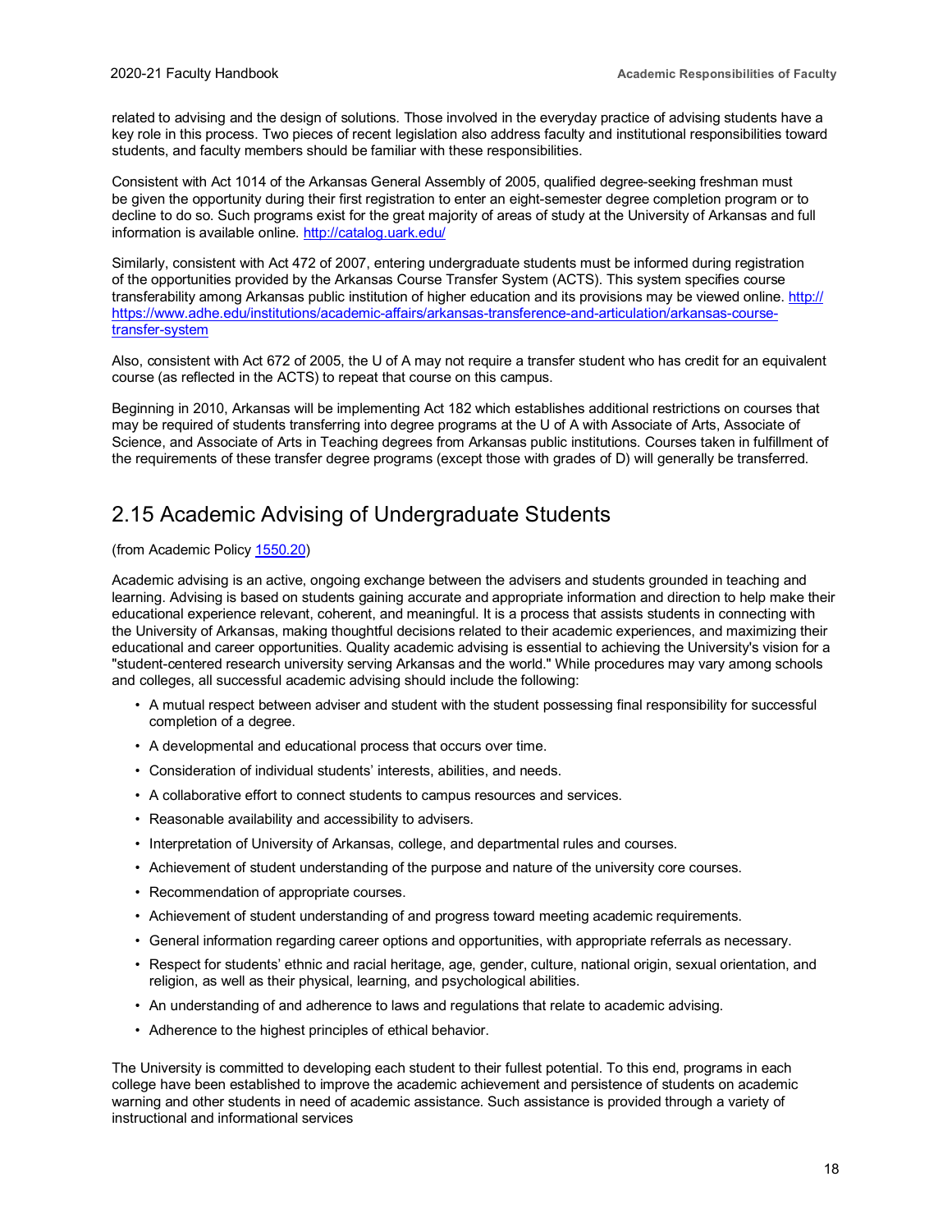related to advising and the design of solutions. Those involved in the everyday practice of advising students have a key role in this process. Two pieces of recent legislation also address faculty and institutional responsibilities toward students, and faculty members should be familiar with these responsibilities.

Consistent with Act 1014 of the Arkansas General Assembly of 2005, qualified degree-seeking freshman must be given the opportunity during their first registration to enter an eight-semester degree completion program or to decline to do so. Such programs exist for the great majority of areas of study at the University of Arkansas and full information is available online. [http://catalog.uark.edu/](http://catalog.uark.edu/)

Similarly, consistent with Act 472 of 2007, entering undergraduate students must be informed during registration of the opportunities provided by the Arkansas Course Transfer System (ACTS). This system specifies course transferability among Arkansas public institution of higher education and its provisions may be viewed online. [http://https://www.adhe.edu/institutions/academic-affairs/arkansas-transference-and-articulation/arkansas-course-transfer-system](http://https://www.adhe.edu/institutions/academic-affairs/arkansas-transference-and-articulation/arkansas-course-transfer-system)

Also, consistent with Act 672 of 2005, the U of A may not require a transfer student who has credit for an equivalent course (as reflected in the ACTS) to repeat that course on this campus.

Beginning in 2010, Arkansas will be implementing Act 182 which establishes additional restrictions on courses that may be required of students transferring into degree programs at the U of A with Associate of Arts, Associate of Science, and Associate of Arts in Teaching degrees from Arkansas public institutions. Courses taken in fulfillment of the requirements of these transfer degree programs (except those with grades of D) will generally be transferred.

## 2.15 Academic Advising of Undergraduate Students

(from Academic Policy [1550.20](1550.20))

Academic advising is an active, ongoing exchange between the advisers and students grounded in teaching and learning. Advising is based on students gaining accurate and appropriate information and direction to help make their educational experience relevant, coherent, and meaningful. It is a process that assists students in connecting with the University of Arkansas, making thoughtful decisions related to their academic experiences, and maximizing their educational and career opportunities. Quality academic advising is essential to achieving the University's vision for a "student-centered research university serving Arkansas and the world." While procedures may vary among schools and colleges, all successful academic advising should include the following:

- A mutual respect between adviser and student with the student possessing final responsibility for successful completion of a degree.
- A developmental and educational process that occurs over time.
- Consideration of individual students' interests, abilities, and needs.
- A collaborative effort to connect students to campus resources and services.
- Reasonable availability and accessibility to advisers.
- Interpretation of University of Arkansas, college, and departmental rules and courses.
- Achievement of student understanding of the purpose and nature of the university core courses.
- Recommendation of appropriate courses.
- Achievement of student understanding of and progress toward meeting academic requirements.
- General information regarding career options and opportunities, with appropriate referrals as necessary.
- Respect for students' ethnic and racial heritage, age, gender, culture, national origin, sexual orientation, and religion, as well as their physical, learning, and psychological abilities.
- An understanding of and adherence to laws and regulations that relate to academic advising.
- Adherence to the highest principles of ethical behavior.

The University is committed to developing each student to their fullest potential. To this end, programs in each college have been established to improve the academic achievement and persistence of students on academic warning and other students in need of academic assistance. Such assistance is provided through a variety of instructional and informational services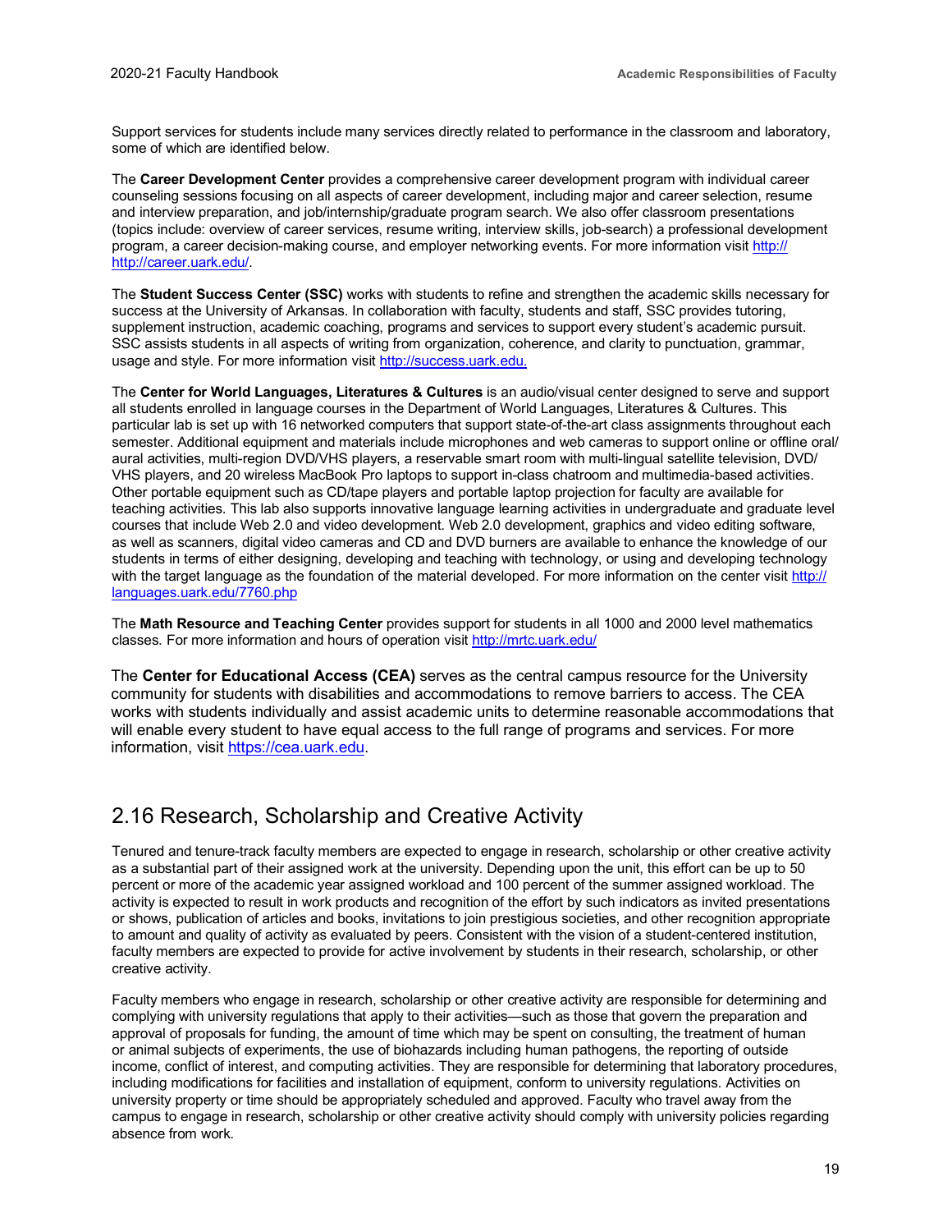Support services for students include many services directly related to performance in the classroom and laboratory, some of which are identified below.

The **Career Development Center** provides a comprehensive career development program with individual career counseling sessions focusing on all aspects of career development, including major and career selection, resume and interview preparation, and job/internship/graduate program search. We also offer classroom presentations (topics include: overview of career services, resume writing, interview skills, job-search) a professional development program, a career decision-making course, and employer networking events. For more information visit [http:// http://career.uark.edu/](http://career.uark.edu/).

The **Student Success Center (SSC)** works with students to refine and strengthen the academic skills necessary for success at the University of Arkansas. In collaboration with faculty, students and staff, SSC provides tutoring, supplement instruction, academic coaching, programs and services to support every student's academic pursuit. SSC assists students in all aspects of writing from organization, coherence, and clarity to punctuation, grammar, usage and style. For more information visit [http://success.uark.edu.](http://success.uark.edu)

The **Center for World Languages, Literatures & Cultures** is an audio/visual center designed to serve and support all students enrolled in language courses in the Department of World Languages, Literatures & Cultures. This particular lab is set up with 16 networked computers that support state-of-the-art class assignments throughout each semester. Additional equipment and materials include microphones and web cameras to support online or offline oral/aural activities, multi-region DVD/VHS players, a reservable smart room with multi-lingual satellite television, DVD/VHS players, and 20 wireless MacBook Pro laptops to support in-class chatroom and multimedia-based activities. Other portable equipment such as CD/tape players and portable laptop projection for faculty are available for teaching activities. This lab also supports innovative language learning activities in undergraduate and graduate level courses that include Web 2.0 and video development. Web 2.0 development, graphics and video editing software, as well as scanners, digital video cameras and CD and DVD burners are available to enhance the knowledge of our students in terms of either designing, developing and teaching with technology, or using and developing technology with the target language as the foundation of the material developed. For more information on the center visit [http://languages.uark.edu/7760.php](http://languages.uark.edu/7760.php)

The **Math Resource and Teaching Center** provides support for students in all 1000 and 2000 level mathematics classes. For more information and hours of operation visit [http://mrtc.uark.edu/](http://mrtc.uark.edu/)

The **Center for Educational Access (CEA)** serves as the central campus resource for the University community for students with disabilities and accommodations to remove barriers to access. The CEA works with students individually and assist academic units to determine reasonable accommodations that will enable every student to have equal access to the full range of programs and services. For more information, visit [https://cea.uark.edu](https://cea.uark.edu).

## 2.16 Research, Scholarship and Creative Activity

Tenured and tenure-track faculty members are expected to engage in research, scholarship or other creative activity as a substantial part of their assigned work at the university. Depending upon the unit, this effort can be up to 50 percent or more of the academic year assigned workload and 100 percent of the summer assigned workload. The activity is expected to result in work products and recognition of the effort by such indicators as invited presentations or shows, publication of articles and books, invitations to join prestigious societies, and other recognition appropriate to amount and quality of activity as evaluated by peers. Consistent with the vision of a student-centered institution, faculty members are expected to provide for active involvement by students in their research, scholarship, or other creative activity.

Faculty members who engage in research, scholarship or other creative activity are responsible for determining and complying with university regulations that apply to their activities—such as those that govern the preparation and approval of proposals for funding, the amount of time which may be spent on consulting, the treatment of human or animal subjects of experiments, the use of biohazards including human pathogens, the reporting of outside income, conflict of interest, and computing activities. They are responsible for determining that laboratory procedures, including modifications for facilities and installation of equipment, conform to university regulations. Activities on university property or time should be appropriately scheduled and approved. Faculty who travel away from the campus to engage in research, scholarship or other creative activity should comply with university policies regarding absence from work.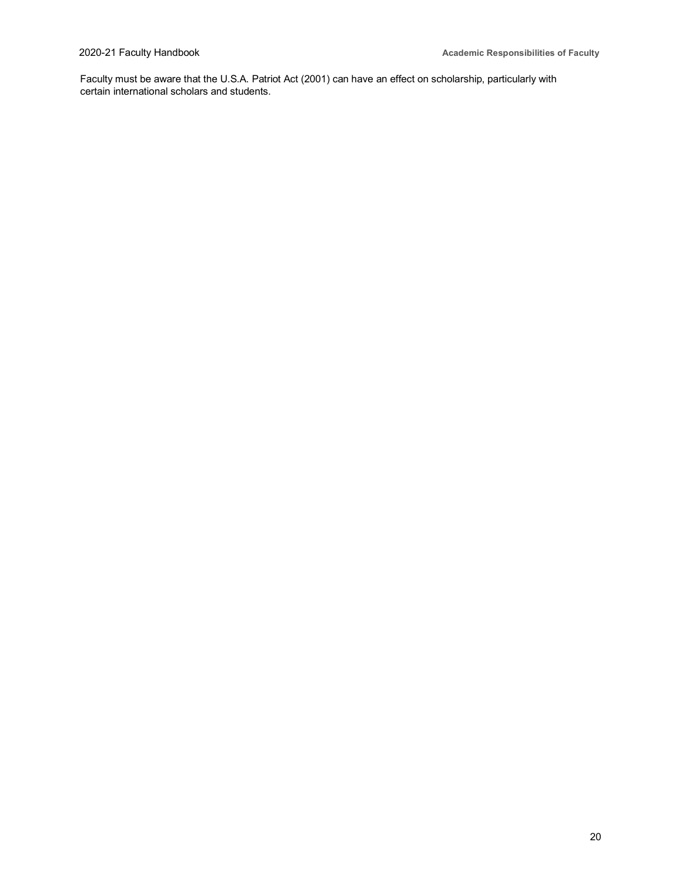Faculty must be aware that the U.S.A. Patriot Act (2001) can have an effect on scholarship, particularly with certain international scholars and students.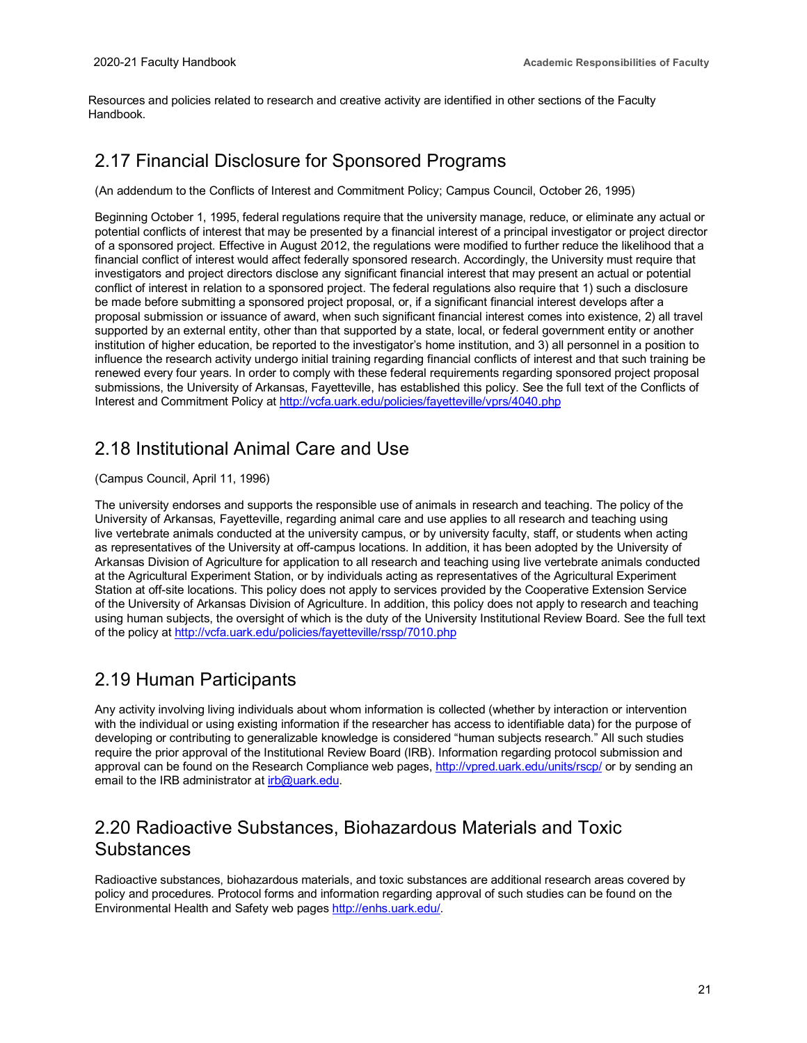Resources and policies related to research and creative activity are identified in other sections of the Faculty Handbook.

## 2.17 Financial Disclosure for Sponsored Programs

(An addendum to the Conflicts of Interest and Commitment Policy; Campus Council, October 26, 1995)

Beginning October 1, 1995, federal regulations require that the university manage, reduce, or eliminate any actual or potential conflicts of interest that may be presented by a financial interest of a principal investigator or project director of a sponsored project. Effective in August 2012, the regulations were modified to further reduce the likelihood that a financial conflict of interest would affect federally sponsored research. Accordingly, the University must require that investigators and project directors disclose any significant financial interest that may present an actual or potential conflict of interest in relation to a sponsored project. The federal regulations also require that 1) such a disclosure be made before submitting a sponsored project proposal, or, if a significant financial interest develops after a proposal submission or issuance of award, when such significant financial interest comes into existence, 2) all travel supported by an external entity, other than that supported by a state, local, or federal government entity or another institution of higher education, be reported to the investigator's home institution, and 3) all personnel in a position to influence the research activity undergo initial training regarding financial conflicts of interest and that such training be renewed every four years. In order to comply with these federal requirements regarding sponsored project proposal submissions, the University of Arkansas, Fayetteville, has established this policy. See the full text of the Conflicts of Interest and Commitment Policy at http://vcfa.uark.edu/policies/fayetteville/vprs/4040.php

## 2.18 Institutional Animal Care and Use

(Campus Council, April 11, 1996)

The university endorses and supports the responsible use of animals in research and teaching. The policy of the University of Arkansas, Fayetteville, regarding animal care and use applies to all research and teaching using live vertebrate animals conducted at the university campus, or by university faculty, staff, or students when acting as representatives of the University at off-campus locations. In addition, it has been adopted by the University of Arkansas Division of Agriculture for application to all research and teaching using live vertebrate animals conducted at the Agricultural Experiment Station, or by individuals acting as representatives of the Agricultural Experiment Station at off-site locations. This policy does not apply to services provided by the Cooperative Extension Service of the University of Arkansas Division of Agriculture. In addition, this policy does not apply to research and teaching using human subjects, the oversight of which is the duty of the University Institutional Review Board. See the full text of the policy at http://vcfa.uark.edu/policies/fayetteville/rssp/7010.php

## 2.19 Human Participants

Any activity involving living individuals about whom information is collected (whether by interaction or intervention with the individual or using existing information if the researcher has access to identifiable data) for the purpose of developing or contributing to generalizable knowledge is considered "human subjects research." All such studies require the prior approval of the Institutional Review Board (IRB). Information regarding protocol submission and approval can be found on the Research Compliance web pages, http://vpred.uark.edu/units/rscp/ or by sending an email to the IRB administrator at irb@uark.edu.

## 2.20 Radioactive Substances, Biohazardous Materials and Toxic Substances

Radioactive substances, biohazardous materials, and toxic substances are additional research areas covered by policy and procedures. Protocol forms and information regarding approval of such studies can be found on the Environmental Health and Safety web pages http://enhs.uark.edu/.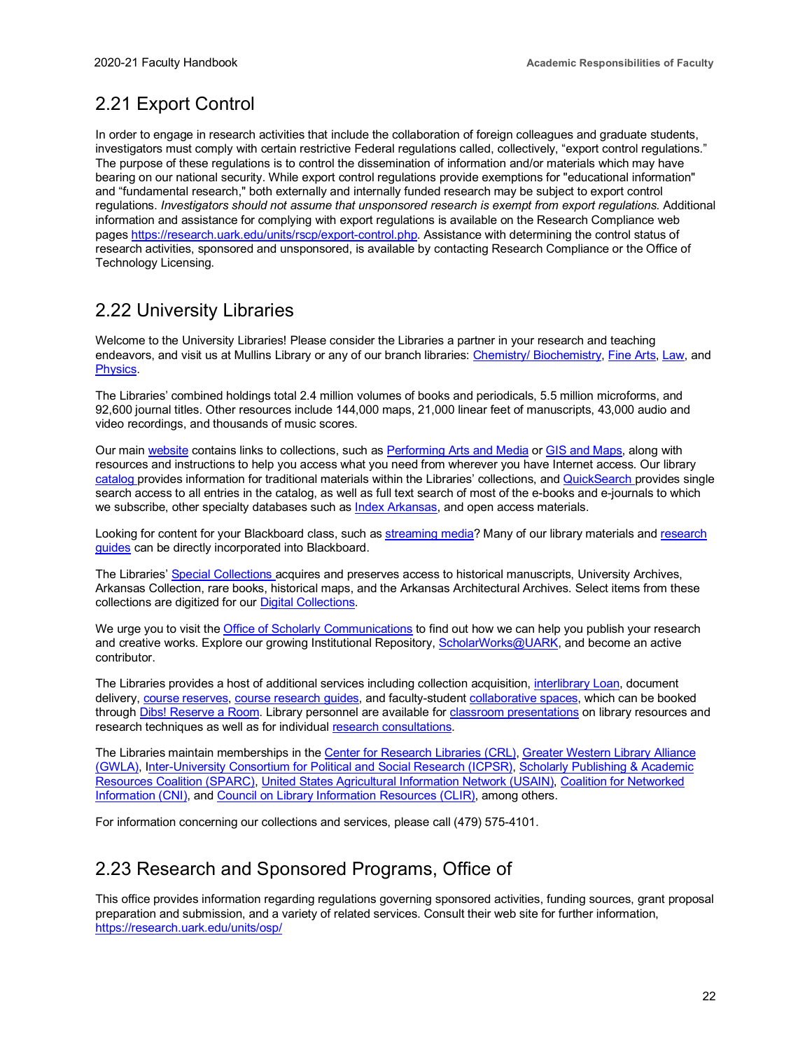## 2.21 Export Control

In order to engage in research activities that include the collaboration of foreign colleagues and graduate students, investigators must comply with certain restrictive Federal regulations called, collectively, "export control regulations." The purpose of these regulations is to control the dissemination of information and/or materials which may have bearing on our national security. While export control regulations provide exemptions for "educational information" and "fundamental research," both externally and internally funded research may be subject to export control regulations. *Investigators should not assume that unsponsored research is exempt from export regulations.* Additional information and assistance for complying with export regulations is available on the Research Compliance web pages https://research.uark.edu/units/rscp/export-control.php. Assistance with determining the control status of research activities, sponsored and unsponsored, is available by contacting Research Compliance or the Office of Technology Licensing.

## 2.22 University Libraries

Welcome to the University Libraries! Please consider the Libraries a partner in your research and teaching endeavors, and visit us at Mullins Library or any of our branch libraries: Chemistry/ Biochemistry, Fine Arts, Law, and Physics.

The Libraries' combined holdings total 2.4 million volumes of books and periodicals, 5.5 million microforms, and 92,600 journal titles. Other resources include 144,000 maps, 21,000 linear feet of manuscripts, 43,000 audio and video recordings, and thousands of music scores.

Our main website contains links to collections, such as Performing Arts and Media or GIS and Maps, along with resources and instructions to help you access what you need from wherever you have Internet access. Our library catalog provides information for traditional materials within the Libraries' collections, and QuickSearch provides single search access to all entries in the catalog, as well as full text search of most of the e-books and e-journals to which we subscribe, other specialty databases such as Index Arkansas, and open access materials.

Looking for content for your Blackboard class, such as streaming media? Many of our library materials and research guides can be directly incorporated into Blackboard.

The Libraries' Special Collections acquires and preserves access to historical manuscripts, University Archives, Arkansas Collection, rare books, historical maps, and the Arkansas Architectural Archives. Select items from these collections are digitized for our Digital Collections.

We urge you to visit the Office of Scholarly Communications to find out how we can help you publish your research and creative works. Explore our growing Institutional Repository, ScholarWorks@UARK, and become an active contributor.

The Libraries provides a host of additional services including collection acquisition, interlibrary Loan, document delivery, course reserves, course research guides, and faculty-student collaborative spaces, which can be booked through Dibs! Reserve a Room. Library personnel are available for classroom presentations on library resources and research techniques as well as for individual research consultations.

The Libraries maintain memberships in the Center for Research Libraries (CRL), Greater Western Library Alliance (GWLA), Inter-University Consortium for Political and Social Research (ICPSR), Scholarly Publishing & Academic Resources Coalition (SPARC), United States Agricultural Information Network (USAIN), Coalition for Networked Information (CNI), and Council on Library Information Resources (CLIR), among others.

For information concerning our collections and services, please call (479) 575-4101.

## 2.23 Research and Sponsored Programs, Office of

This office provides information regarding regulations governing sponsored activities, funding sources, grant proposal preparation and submission, and a variety of related services. Consult their web site for further information, https://research.uark.edu/units/osp/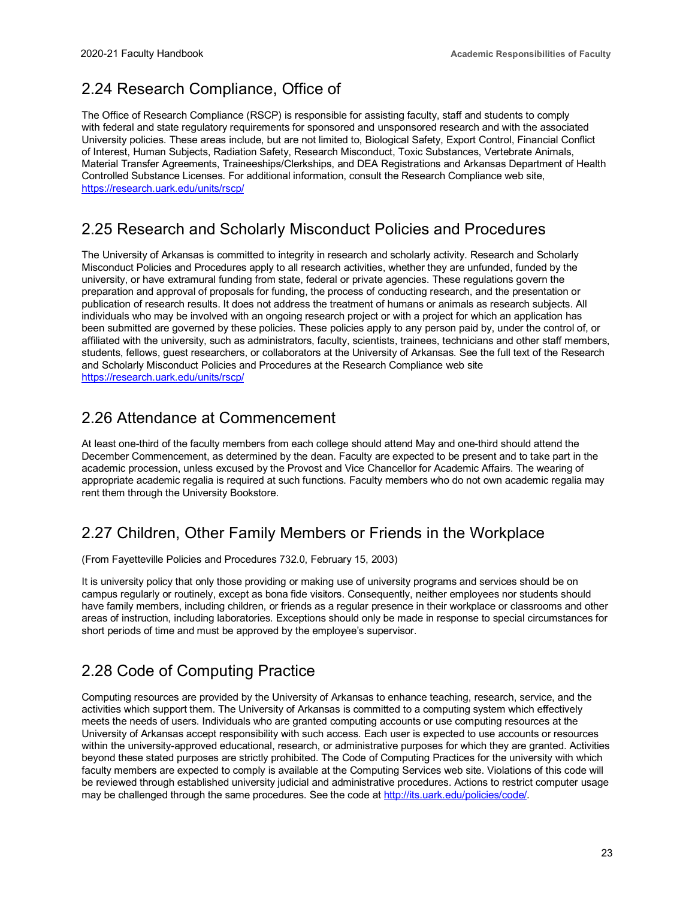## 2.24 Research Compliance, Office of

The Office of Research Compliance (RSCP) is responsible for assisting faculty, staff and students to comply with federal and state regulatory requirements for sponsored and unsponsored research and with the associated University policies. These areas include, but are not limited to, Biological Safety, Export Control, Financial Conflict of Interest, Human Subjects, Radiation Safety, Research Misconduct, Toxic Substances, Vertebrate Animals, Material Transfer Agreements, Traineeships/Clerkships, and DEA Registrations and Arkansas Department of Health Controlled Substance Licenses. For additional information, consult the Research Compliance web site, https://research.uark.edu/units/rscp/

## 2.25 Research and Scholarly Misconduct Policies and Procedures

The University of Arkansas is committed to integrity in research and scholarly activity. Research and Scholarly Misconduct Policies and Procedures apply to all research activities, whether they are unfunded, funded by the university, or have extramural funding from state, federal or private agencies. These regulations govern the preparation and approval of proposals for funding, the process of conducting research, and the presentation or publication of research results. It does not address the treatment of humans or animals as research subjects. All individuals who may be involved with an ongoing research project or with a project for which an application has been submitted are governed by these policies. These policies apply to any person paid by, under the control of, or affiliated with the university, such as administrators, faculty, scientists, trainees, technicians and other staff members, students, fellows, guest researchers, or collaborators at the University of Arkansas. See the full text of the Research and Scholarly Misconduct Policies and Procedures at the Research Compliance web site https://research.uark.edu/units/rscp/

## 2.26 Attendance at Commencement

At least one-third of the faculty members from each college should attend May and one-third should attend the December Commencement, as determined by the dean. Faculty are expected to be present and to take part in the academic procession, unless excused by the Provost and Vice Chancellor for Academic Affairs. The wearing of appropriate academic regalia is required at such functions. Faculty members who do not own academic regalia may rent them through the University Bookstore.

## 2.27 Children, Other Family Members or Friends in the Workplace

(From Fayetteville Policies and Procedures 732.0, February 15, 2003)

It is university policy that only those providing or making use of university programs and services should be on campus regularly or routinely, except as bona fide visitors. Consequently, neither employees nor students should have family members, including children, or friends as a regular presence in their workplace or classrooms and other areas of instruction, including laboratories. Exceptions should only be made in response to special circumstances for short periods of time and must be approved by the employee's supervisor.

## 2.28 Code of Computing Practice

Computing resources are provided by the University of Arkansas to enhance teaching, research, service, and the activities which support them. The University of Arkansas is committed to a computing system which effectively meets the needs of users. Individuals who are granted computing accounts or use computing resources at the University of Arkansas accept responsibility with such access. Each user is expected to use accounts or resources within the university-approved educational, research, or administrative purposes for which they are granted. Activities beyond these stated purposes are strictly prohibited. The Code of Computing Practices for the university with which faculty members are expected to comply is available at the Computing Services web site. Violations of this code will be reviewed through established university judicial and administrative procedures. Actions to restrict computer usage may be challenged through the same procedures. See the code at http://its.uark.edu/policies/code/.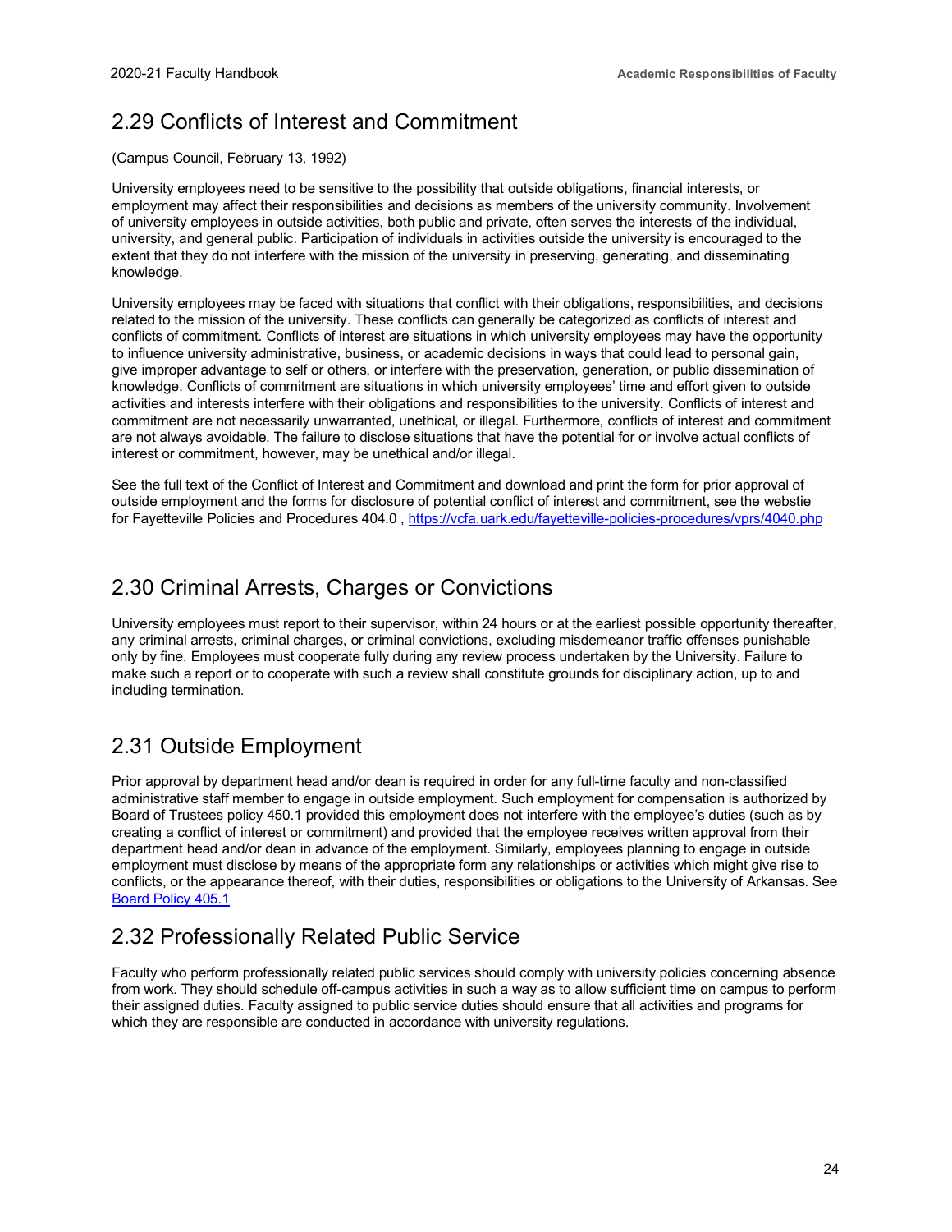## 2.29 Conflicts of Interest and Commitment

(Campus Council, February 13, 1992)

University employees need to be sensitive to the possibility that outside obligations, financial interests, or employment may affect their responsibilities and decisions as members of the university community. Involvement of university employees in outside activities, both public and private, often serves the interests of the individual, university, and general public. Participation of individuals in activities outside the university is encouraged to the extent that they do not interfere with the mission of the university in preserving, generating, and disseminating knowledge.

University employees may be faced with situations that conflict with their obligations, responsibilities, and decisions related to the mission of the university. These conflicts can generally be categorized as conflicts of interest and conflicts of commitment. Conflicts of interest are situations in which university employees may have the opportunity to influence university administrative, business, or academic decisions in ways that could lead to personal gain, give improper advantage to self or others, or interfere with the preservation, generation, or public dissemination of knowledge. Conflicts of commitment are situations in which university employees' time and effort given to outside activities and interests interfere with their obligations and responsibilities to the university. Conflicts of interest and commitment are not necessarily unwarranted, unethical, or illegal. Furthermore, conflicts of interest and commitment are not always avoidable. The failure to disclose situations that have the potential for or involve actual conflicts of interest or commitment, however, may be unethical and/or illegal.

See the full text of the Conflict of Interest and Commitment and download and print the form for prior approval of outside employment and the forms for disclosure of potential conflict of interest and commitment, see the webstie for Fayetteville Policies and Procedures 404.0 , [https://vcfa.uark.edu/fayetteville-policies-procedures/vprs/4040.php](https://vcfa.uark.edu/fayetteville-policies-procedures/vprs/4040.php)

## 2.30 Criminal Arrests, Charges or Convictions

University employees must report to their supervisor, within 24 hours or at the earliest possible opportunity thereafter, any criminal arrests, criminal charges, or criminal convictions, excluding misdemeanor traffic offenses punishable only by fine. Employees must cooperate fully during any review process undertaken by the University. Failure to make such a report or to cooperate with such a review shall constitute grounds for disciplinary action, up to and including termination.

## 2.31 Outside Employment

Prior approval by department head and/or dean is required in order for any full-time faculty and non-classified administrative staff member to engage in outside employment. Such employment for compensation is authorized by Board of Trustees policy 450.1 provided this employment does not interfere with the employee's duties (such as by creating a conflict of interest or commitment) and provided that the employee receives written approval from their department head and/or dean in advance of the employment. Similarly, employees planning to engage in outside employment must disclose by means of the appropriate form any relationships or activities which might give rise to conflicts, or the appearance thereof, with their duties, responsibilities or obligations to the University of Arkansas. See Board Policy 405.1

## 2.32 Professionally Related Public Service

Faculty who perform professionally related public services should comply with university policies concerning absence from work. They should schedule off-campus activities in such a way as to allow sufficient time on campus to perform their assigned duties. Faculty assigned to public service duties should ensure that all activities and programs for which they are responsible are conducted in accordance with university regulations.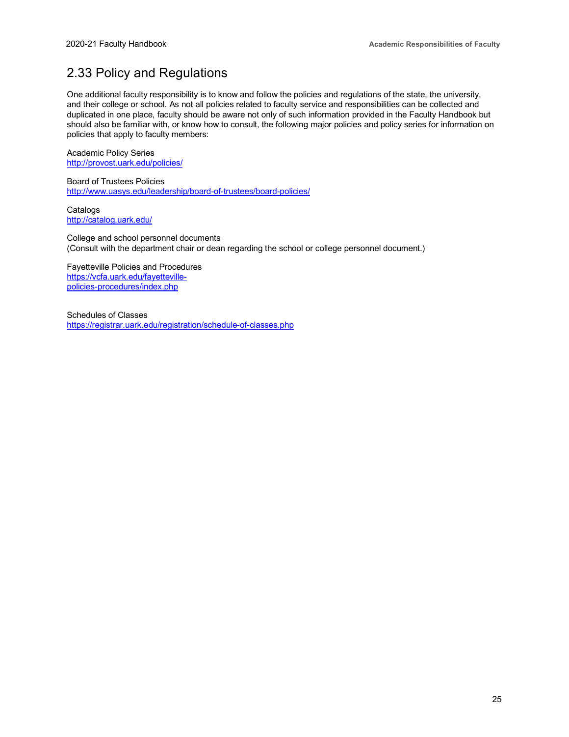## 2.33 Policy and Regulations

One additional faculty responsibility is to know and follow the policies and regulations of the state, the university, and their college or school. As not all policies related to faculty service and responsibilities can be collected and duplicated in one place, faculty should be aware not only of such information provided in the Faculty Handbook but should also be familiar with, or know how to consult, the following major policies and policy series for information on policies that apply to faculty members:

Academic Policy Series
http://provost.uark.edu/policies/

Board of Trustees Policies
http://www.uasys.edu/leadership/board-of-trustees/board-policies/

Catalogs
http://catalog.uark.edu/

College and school personnel documents
(Consult with the department chair or dean regarding the school or college personnel document.)

Fayetteville Policies and Procedures
https://vcfa.uark.edu/fayetteville-policies-procedures/index.php

Schedules of Classes
https://registrar.uark.edu/registration/schedule-of-classes.php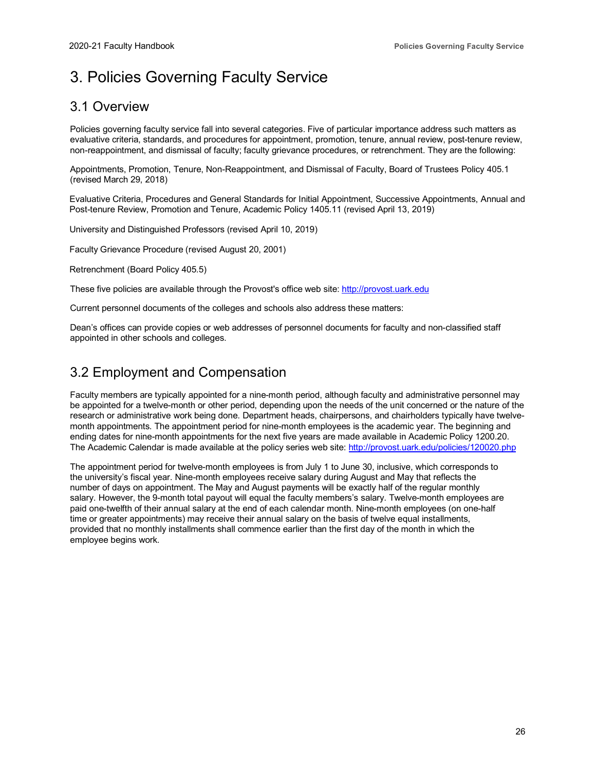# 3. Policies Governing Faculty Service

## 3.1 Overview

Policies governing faculty service fall into several categories. Five of particular importance address such matters as evaluative criteria, standards, and procedures for appointment, promotion, tenure, annual review, post-tenure review, non-reappointment, and dismissal of faculty; faculty grievance procedures, or retrenchment. They are the following:

Appointments, Promotion, Tenure, Non-Reappointment, and Dismissal of Faculty, Board of Trustees Policy 405.1 (revised March 29, 2018)

Evaluative Criteria, Procedures and General Standards for Initial Appointment, Successive Appointments, Annual and Post-tenure Review, Promotion and Tenure, Academic Policy 1405.11 (revised April 13, 2019)

University and Distinguished Professors (revised April 10, 2019)

Faculty Grievance Procedure (revised August 20, 2001)

Retrenchment (Board Policy 405.5)

These five policies are available through the Provost's office web site: http://provost.uark.edu

Current personnel documents of the colleges and schools also address these matters:

Dean's offices can provide copies or web addresses of personnel documents for faculty and non-classified staff appointed in other schools and colleges.

## 3.2 Employment and Compensation

Faculty members are typically appointed for a nine-month period, although faculty and administrative personnel may be appointed for a twelve-month or other period, depending upon the needs of the unit concerned or the nature of the research or administrative work being done. Department heads, chairpersons, and chairholders typically have twelve-month appointments. The appointment period for nine-month employees is the academic year. The beginning and ending dates for nine-month appointments for the next five years are made available in Academic Policy 1200.20. The Academic Calendar is made available at the policy series web site: http://provost.uark.edu/policies/120020.php

The appointment period for twelve-month employees is from July 1 to June 30, inclusive, which corresponds to the university's fiscal year. Nine-month employees receive salary during August and May that reflects the number of days on appointment. The May and August payments will be exactly half of the regular monthly salary. However, the 9-month total payout will equal the faculty members's salary. Twelve-month employees are paid one-twelfth of their annual salary at the end of each calendar month. Nine-month employees (on one-half time or greater appointments) may receive their annual salary on the basis of twelve equal installments, provided that no monthly installments shall commence earlier than the first day of the month in which the employee begins work.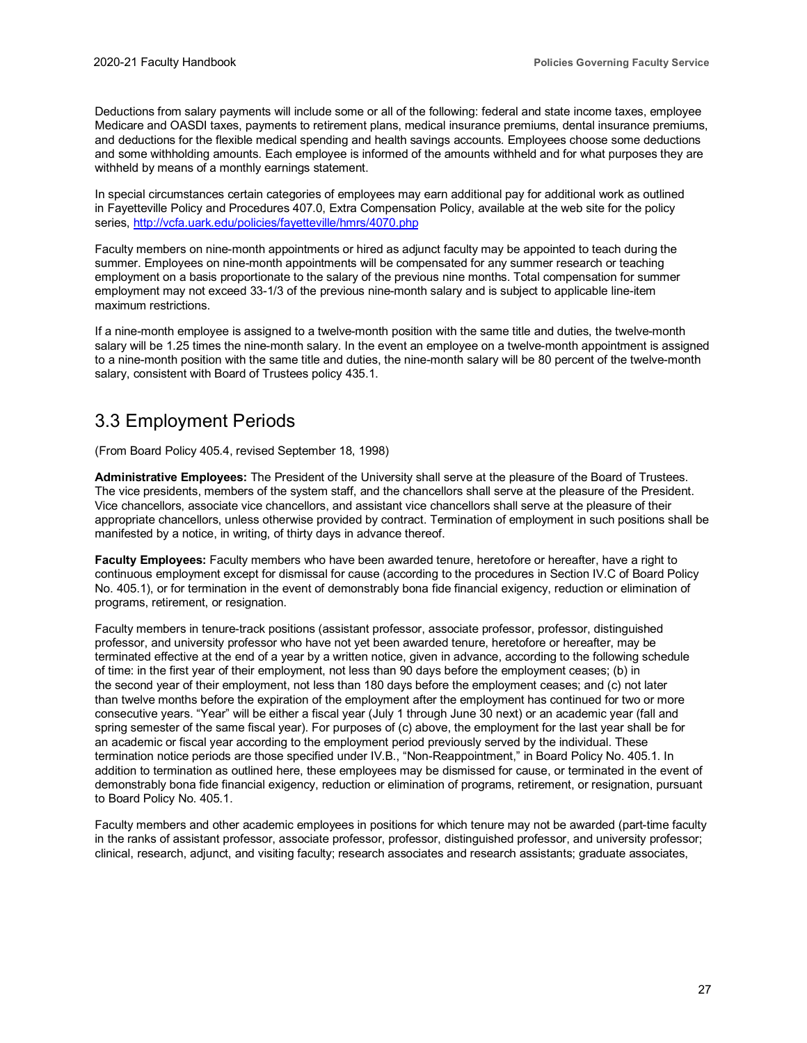Deductions from salary payments will include some or all of the following: federal and state income taxes, employee Medicare and OASDI taxes, payments to retirement plans, medical insurance premiums, dental insurance premiums, and deductions for the flexible medical spending and health savings accounts. Employees choose some deductions and some withholding amounts. Each employee is informed of the amounts withheld and for what purposes they are withheld by means of a monthly earnings statement.

In special circumstances certain categories of employees may earn additional pay for additional work as outlined in Fayetteville Policy and Procedures 407.0, Extra Compensation Policy, available at the web site for the policy series, http://vcfa.uark.edu/policies/fayetteville/hmrs/4070.php

Faculty members on nine-month appointments or hired as adjunct faculty may be appointed to teach during the summer. Employees on nine-month appointments will be compensated for any summer research or teaching employment on a basis proportionate to the salary of the previous nine months. Total compensation for summer employment may not exceed 33-1/3 of the previous nine-month salary and is subject to applicable line-item maximum restrictions.

If a nine-month employee is assigned to a twelve-month position with the same title and duties, the twelve-month salary will be 1.25 times the nine-month salary. In the event an employee on a twelve-month appointment is assigned to a nine-month position with the same title and duties, the nine-month salary will be 80 percent of the twelve-month salary, consistent with Board of Trustees policy 435.1.

## 3.3 Employment Periods

(From Board Policy 405.4, revised September 18, 1998)

**Administrative Employees:** The President of the University shall serve at the pleasure of the Board of Trustees. The vice presidents, members of the system staff, and the chancellors shall serve at the pleasure of the President. Vice chancellors, associate vice chancellors, and assistant vice chancellors shall serve at the pleasure of their appropriate chancellors, unless otherwise provided by contract. Termination of employment in such positions shall be manifested by a notice, in writing, of thirty days in advance thereof.

**Faculty Employees:** Faculty members who have been awarded tenure, heretofore or hereafter, have a right to continuous employment except for dismissal for cause (according to the procedures in Section IV.C of Board Policy No. 405.1), or for termination in the event of demonstrably bona fide financial exigency, reduction or elimination of programs, retirement, or resignation.

Faculty members in tenure-track positions (assistant professor, associate professor, professor, distinguished professor, and university professor who have not yet been awarded tenure, heretofore or hereafter, may be terminated effective at the end of a year by a written notice, given in advance, according to the following schedule of time: in the first year of their employment, not less than 90 days before the employment ceases; (b) in the second year of their employment, not less than 180 days before the employment ceases; and (c) not later than twelve months before the expiration of the employment after the employment has continued for two or more consecutive years. "Year" will be either a fiscal year (July 1 through June 30 next) or an academic year (fall and spring semester of the same fiscal year). For purposes of (c) above, the employment for the last year shall be for an academic or fiscal year according to the employment period previously served by the individual. These termination notice periods are those specified under IV.B., "Non-Reappointment," in Board Policy No. 405.1. In addition to termination as outlined here, these employees may be dismissed for cause, or terminated in the event of demonstrably bona fide financial exigency, reduction or elimination of programs, retirement, or resignation, pursuant to Board Policy No. 405.1.

Faculty members and other academic employees in positions for which tenure may not be awarded (part-time faculty in the ranks of assistant professor, associate professor, professor, distinguished professor, and university professor; clinical, research, adjunct, and visiting faculty; research associates and research assistants; graduate associates,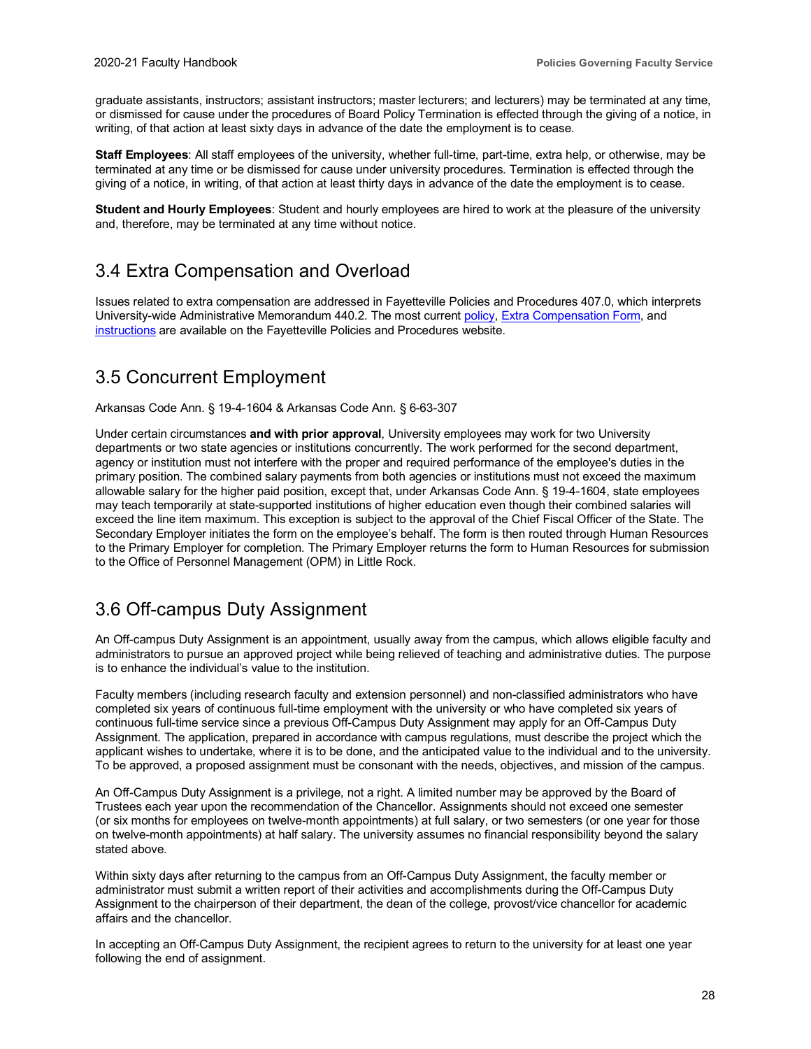graduate assistants, instructors; assistant instructors; master lecturers; and lecturers) may be terminated at any time, or dismissed for cause under the procedures of Board Policy Termination is effected through the giving of a notice, in writing, of that action at least sixty days in advance of the date the employment is to cease.

**Staff Employees**: All staff employees of the university, whether full-time, part-time, extra help, or otherwise, may be terminated at any time or be dismissed for cause under university procedures. Termination is effected through the giving of a notice, in writing, of that action at least thirty days in advance of the date the employment is to cease.

**Student and Hourly Employees**: Student and hourly employees are hired to work at the pleasure of the university and, therefore, may be terminated at any time without notice.

## 3.4 Extra Compensation and Overload

Issues related to extra compensation are addressed in Fayetteville Policies and Procedures 407.0, which interprets University-wide Administrative Memorandum 440.2. The most current policy, Extra Compensation Form, and instructions are available on the Fayetteville Policies and Procedures website.

## 3.5 Concurrent Employment

Arkansas Code Ann. § 19-4-1604 & Arkansas Code Ann. § 6-63-307

Under certain circumstances **and with prior approval**, University employees may work for two University departments or two state agencies or institutions concurrently. The work performed for the second department, agency or institution must not interfere with the proper and required performance of the employee's duties in the primary position. The combined salary payments from both agencies or institutions must not exceed the maximum allowable salary for the higher paid position, except that, under Arkansas Code Ann. § 19-4-1604, state employees may teach temporarily at state-supported institutions of higher education even though their combined salaries will exceed the line item maximum. This exception is subject to the approval of the Chief Fiscal Officer of the State. The Secondary Employer initiates the form on the employee's behalf. The form is then routed through Human Resources to the Primary Employer for completion. The Primary Employer returns the form to Human Resources for submission to the Office of Personnel Management (OPM) in Little Rock.

## 3.6 Off-campus Duty Assignment

An Off-campus Duty Assignment is an appointment, usually away from the campus, which allows eligible faculty and administrators to pursue an approved project while being relieved of teaching and administrative duties. The purpose is to enhance the individual's value to the institution.

Faculty members (including research faculty and extension personnel) and non-classified administrators who have completed six years of continuous full-time employment with the university or who have completed six years of continuous full-time service since a previous Off-Campus Duty Assignment may apply for an Off-Campus Duty Assignment. The application, prepared in accordance with campus regulations, must describe the project which the applicant wishes to undertake, where it is to be done, and the anticipated value to the individual and to the university. To be approved, a proposed assignment must be consonant with the needs, objectives, and mission of the campus.

An Off-Campus Duty Assignment is a privilege, not a right. A limited number may be approved by the Board of Trustees each year upon the recommendation of the Chancellor. Assignments should not exceed one semester (or six months for employees on twelve-month appointments) at full salary, or two semesters (or one year for those on twelve-month appointments) at half salary. The university assumes no financial responsibility beyond the salary stated above.

Within sixty days after returning to the campus from an Off-Campus Duty Assignment, the faculty member or administrator must submit a written report of their activities and accomplishments during the Off-Campus Duty Assignment to the chairperson of their department, the dean of the college, provost/vice chancellor for academic affairs and the chancellor.

In accepting an Off-Campus Duty Assignment, the recipient agrees to return to the university for at least one year following the end of assignment.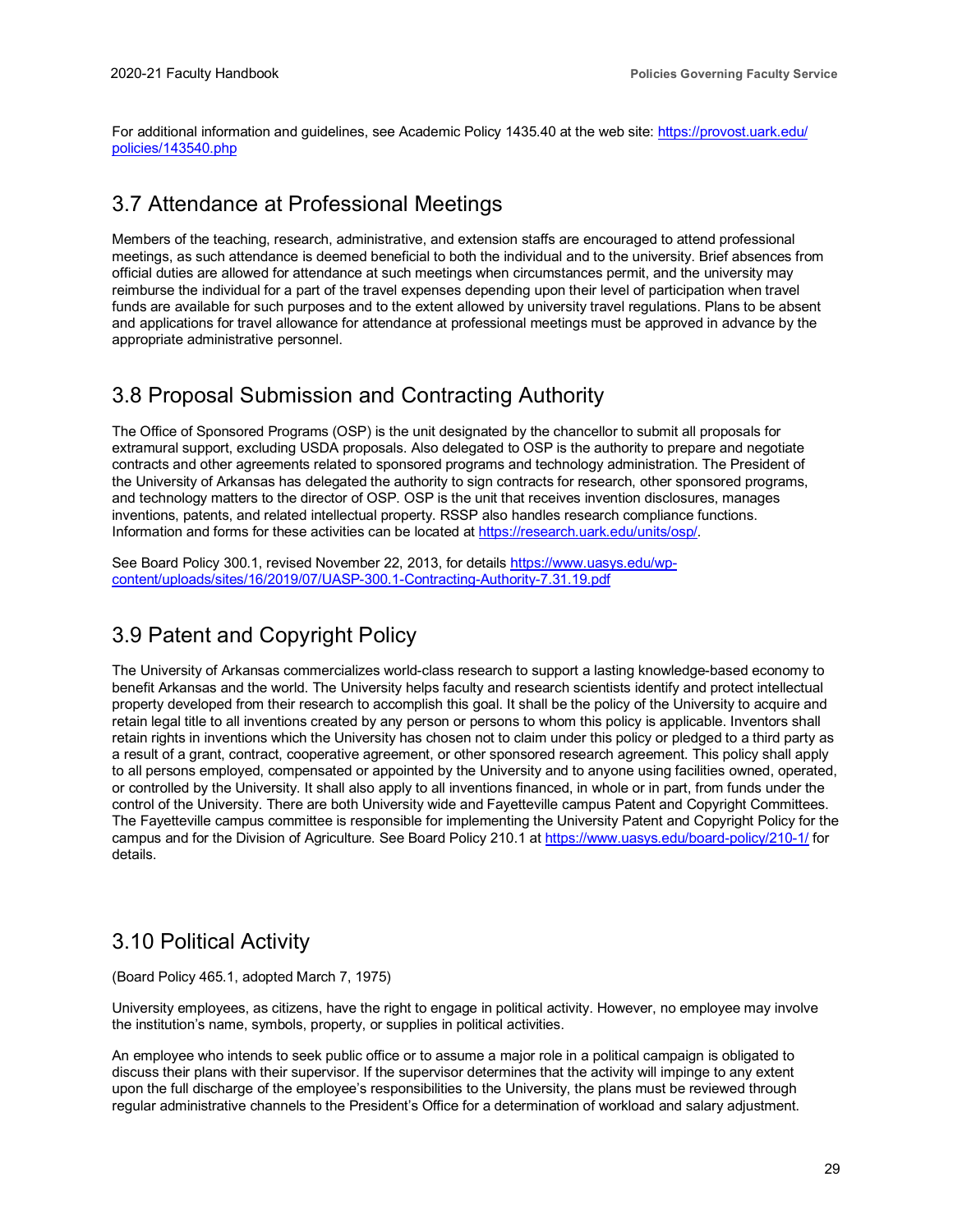For additional information and guidelines, see Academic Policy 1435.40 at the web site: [https://provost.uark.edu/policies/143540.php](https://provost.uark.edu/policies/143540.php)

## 3.7 Attendance at Professional Meetings

Members of the teaching, research, administrative, and extension staffs are encouraged to attend professional meetings, as such attendance is deemed beneficial to both the individual and to the university. Brief absences from official duties are allowed for attendance at such meetings when circumstances permit, and the university may reimburse the individual for a part of the travel expenses depending upon their level of participation when travel funds are available for such purposes and to the extent allowed by university travel regulations. Plans to be absent and applications for travel allowance for attendance at professional meetings must be approved in advance by the appropriate administrative personnel.

## 3.8 Proposal Submission and Contracting Authority

The Office of Sponsored Programs (OSP) is the unit designated by the chancellor to submit all proposals for extramural support, excluding USDA proposals. Also delegated to OSP is the authority to prepare and negotiate contracts and other agreements related to sponsored programs and technology administration. The President of the University of Arkansas has delegated the authority to sign contracts for research, other sponsored programs, and technology matters to the director of OSP. OSP is the unit that receives invention disclosures, manages inventions, patents, and related intellectual property. RSSP also handles research compliance functions. Information and forms for these activities can be located at [https://research.uark.edu/units/osp/](https://research.uark.edu/units/osp/).

See Board Policy 300.1, revised November 22, 2013, for details [https://www.uasys.edu/wp-content/uploads/sites/16/2019/07/UASP-300.1-Contracting-Authority-7.31.19.pdf](https://www.uasys.edu/wp-content/uploads/sites/16/2019/07/UASP-300.1-Contracting-Authority-7.31.19.pdf)

## 3.9 Patent and Copyright Policy

The University of Arkansas commercializes world-class research to support a lasting knowledge-based economy to benefit Arkansas and the world. The University helps faculty and research scientists identify and protect intellectual property developed from their research to accomplish this goal. It shall be the policy of the University to acquire and retain legal title to all inventions created by any person or persons to whom this policy is applicable. Inventors shall retain rights in inventions which the University has chosen not to claim under this policy or pledged to a third party as a result of a grant, contract, cooperative agreement, or other sponsored research agreement. This policy shall apply to all persons employed, compensated or appointed by the University and to anyone using facilities owned, operated, or controlled by the University. It shall also apply to all inventions financed, in whole or in part, from funds under the control of the University. There are both University wide and Fayetteville campus Patent and Copyright Committees. The Fayetteville campus committee is responsible for implementing the University Patent and Copyright Policy for the campus and for the Division of Agriculture. See Board Policy 210.1 at [https://www.uasys.edu/board-policy/210-1/](https://www.uasys.edu/board-policy/210-1/) for details.

## 3.10 Political Activity

(Board Policy 465.1, adopted March 7, 1975)

University employees, as citizens, have the right to engage in political activity. However, no employee may involve the institution's name, symbols, property, or supplies in political activities.

An employee who intends to seek public office or to assume a major role in a political campaign is obligated to discuss their plans with their supervisor. If the supervisor determines that the activity will impinge to any extent upon the full discharge of the employee's responsibilities to the University, the plans must be reviewed through regular administrative channels to the President's Office for a determination of workload and salary adjustment.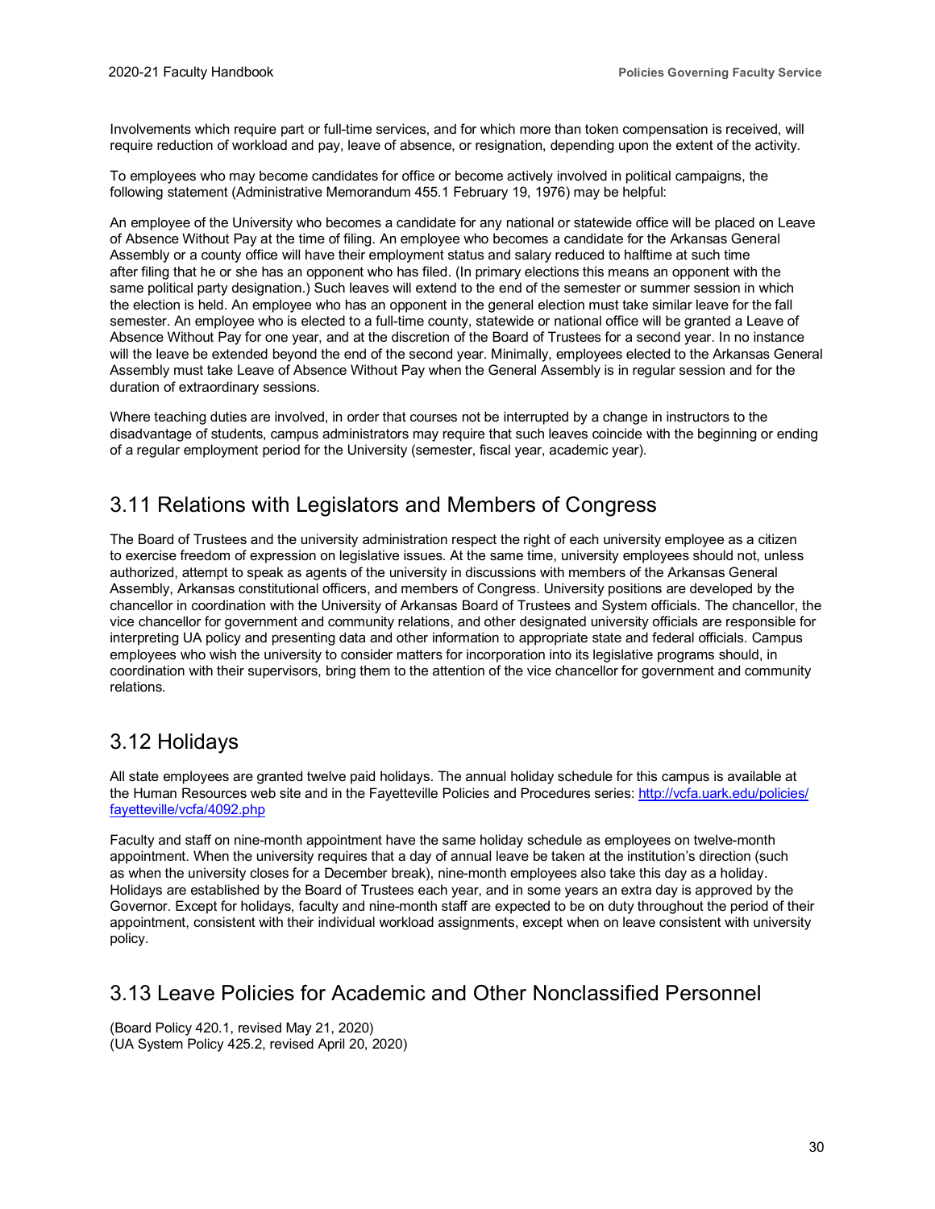Involvements which require part or full-time services, and for which more than token compensation is received, will require reduction of workload and pay, leave of absence, or resignation, depending upon the extent of the activity.

To employees who may become candidates for office or become actively involved in political campaigns, the following statement (Administrative Memorandum 455.1 February 19, 1976) may be helpful:

An employee of the University who becomes a candidate for any national or statewide office will be placed on Leave of Absence Without Pay at the time of filing. An employee who becomes a candidate for the Arkansas General Assembly or a county office will have their employment status and salary reduced to halftime at such time after filing that he or she has an opponent who has filed. (In primary elections this means an opponent with the same political party designation.) Such leaves will extend to the end of the semester or summer session in which the election is held. An employee who has an opponent in the general election must take similar leave for the fall semester. An employee who is elected to a full-time county, statewide or national office will be granted a Leave of Absence Without Pay for one year, and at the discretion of the Board of Trustees for a second year. In no instance will the leave be extended beyond the end of the second year. Minimally, employees elected to the Arkansas General Assembly must take Leave of Absence Without Pay when the General Assembly is in regular session and for the duration of extraordinary sessions.

Where teaching duties are involved, in order that courses not be interrupted by a change in instructors to the disadvantage of students, campus administrators may require that such leaves coincide with the beginning or ending of a regular employment period for the University (semester, fiscal year, academic year).

## 3.11 Relations with Legislators and Members of Congress

The Board of Trustees and the university administration respect the right of each university employee as a citizen to exercise freedom of expression on legislative issues. At the same time, university employees should not, unless authorized, attempt to speak as agents of the university in discussions with members of the Arkansas General Assembly, Arkansas constitutional officers, and members of Congress. University positions are developed by the chancellor in coordination with the University of Arkansas Board of Trustees and System officials. The chancellor, the vice chancellor for government and community relations, and other designated university officials are responsible for interpreting UA policy and presenting data and other information to appropriate state and federal officials. Campus employees who wish the university to consider matters for incorporation into its legislative programs should, in coordination with their supervisors, bring them to the attention of the vice chancellor for government and community relations.

## 3.12 Holidays

All state employees are granted twelve paid holidays. The annual holiday schedule for this campus is available at the Human Resources web site and in the Fayetteville Policies and Procedures series: [http://vcfa.uark.edu/policies/fayetteville/vcfa/4092.php](http://vcfa.uark.edu/policies/fayetteville/vcfa/4092.php)

Faculty and staff on nine-month appointment have the same holiday schedule as employees on twelve-month appointment. When the university requires that a day of annual leave be taken at the institution's direction (such as when the university closes for a December break), nine-month employees also take this day as a holiday. Holidays are established by the Board of Trustees each year, and in some years an extra day is approved by the Governor. Except for holidays, faculty and nine-month staff are expected to be on duty throughout the period of their appointment, consistent with their individual workload assignments, except when on leave consistent with university policy.

## 3.13 Leave Policies for Academic and Other Nonclassified Personnel

(Board Policy 420.1, revised May 21, 2020)
(UA System Policy 425.2, revised April 20, 2020)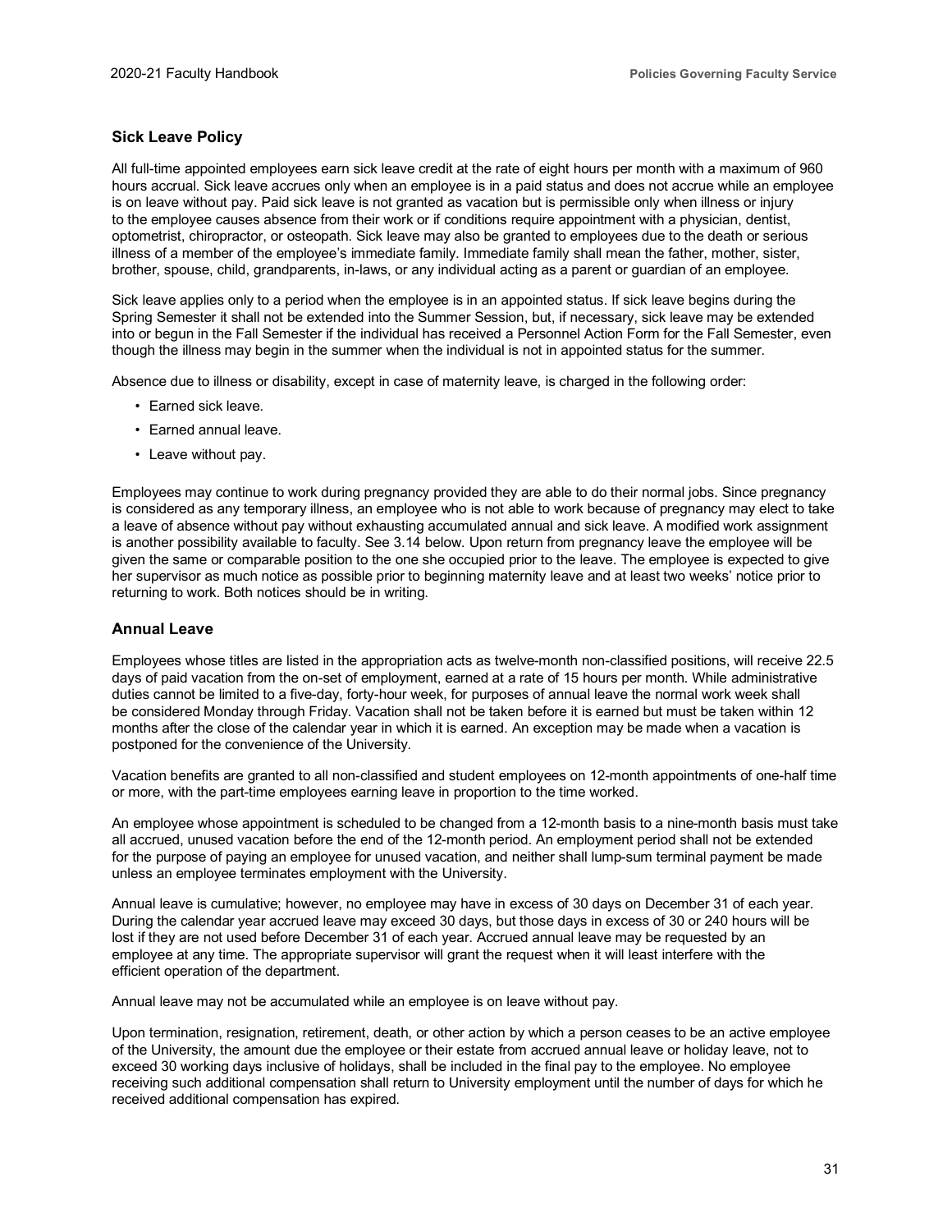## Sick Leave Policy

All full-time appointed employees earn sick leave credit at the rate of eight hours per month with a maximum of 960 hours accrual. Sick leave accrues only when an employee is in a paid status and does not accrue while an employee is on leave without pay. Paid sick leave is not granted as vacation but is permissible only when illness or injury to the employee causes absence from their work or if conditions require appointment with a physician, dentist, optometrist, chiropractor, or osteopath. Sick leave may also be granted to employees due to the death or serious illness of a member of the employee's immediate family. Immediate family shall mean the father, mother, sister, brother, spouse, child, grandparents, in-laws, or any individual acting as a parent or guardian of an employee.

Sick leave applies only to a period when the employee is in an appointed status. If sick leave begins during the Spring Semester it shall not be extended into the Summer Session, but, if necessary, sick leave may be extended into or begun in the Fall Semester if the individual has received a Personnel Action Form for the Fall Semester, even though the illness may begin in the summer when the individual is not in appointed status for the summer.

Absence due to illness or disability, except in case of maternity leave, is charged in the following order:

- Earned sick leave.
- Earned annual leave.
- Leave without pay.

Employees may continue to work during pregnancy provided they are able to do their normal jobs. Since pregnancy is considered as any temporary illness, an employee who is not able to work because of pregnancy may elect to take a leave of absence without pay without exhausting accumulated annual and sick leave. A modified work assignment is another possibility available to faculty. See 3.14 below. Upon return from pregnancy leave the employee will be given the same or comparable position to the one she occupied prior to the leave. The employee is expected to give her supervisor as much notice as possible prior to beginning maternity leave and at least two weeks' notice prior to returning to work. Both notices should be in writing.

## Annual Leave

Employees whose titles are listed in the appropriation acts as twelve-month non-classified positions, will receive 22.5 days of paid vacation from the on-set of employment, earned at a rate of 15 hours per month. While administrative duties cannot be limited to a five-day, forty-hour week, for purposes of annual leave the normal work week shall be considered Monday through Friday. Vacation shall not be taken before it is earned but must be taken within 12 months after the close of the calendar year in which it is earned. An exception may be made when a vacation is postponed for the convenience of the University.

Vacation benefits are granted to all non-classified and student employees on 12-month appointments of one-half time or more, with the part-time employees earning leave in proportion to the time worked.

An employee whose appointment is scheduled to be changed from a 12-month basis to a nine-month basis must take all accrued, unused vacation before the end of the 12-month period. An employment period shall not be extended for the purpose of paying an employee for unused vacation, and neither shall lump-sum terminal payment be made unless an employee terminates employment with the University.

Annual leave is cumulative; however, no employee may have in excess of 30 days on December 31 of each year. During the calendar year accrued leave may exceed 30 days, but those days in excess of 30 or 240 hours will be lost if they are not used before December 31 of each year. Accrued annual leave may be requested by an employee at any time. The appropriate supervisor will grant the request when it will least interfere with the efficient operation of the department.

Annual leave may not be accumulated while an employee is on leave without pay.

Upon termination, resignation, retirement, death, or other action by which a person ceases to be an active employee of the University, the amount due the employee or their estate from accrued annual leave or holiday leave, not to exceed 30 working days inclusive of holidays, shall be included in the final pay to the employee. No employee receiving such additional compensation shall return to University employment until the number of days for which he received additional compensation has expired.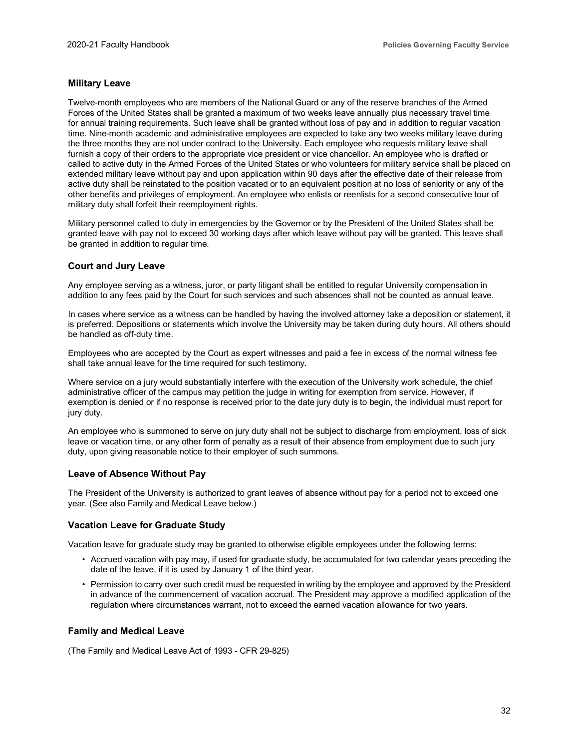### Military Leave

Twelve-month employees who are members of the National Guard or any of the reserve branches of the Armed Forces of the United States shall be granted a maximum of two weeks leave annually plus necessary travel time for annual training requirements. Such leave shall be granted without loss of pay and in addition to regular vacation time. Nine-month academic and administrative employees are expected to take any two weeks military leave during the three months they are not under contract to the University. Each employee who requests military leave shall furnish a copy of their orders to the appropriate vice president or vice chancellor. An employee who is drafted or called to active duty in the Armed Forces of the United States or who volunteers for military service shall be placed on extended military leave without pay and upon application within 90 days after the effective date of their release from active duty shall be reinstated to the position vacated or to an equivalent position at no loss of seniority or any of the other benefits and privileges of employment. An employee who enlists or reenlists for a second consecutive tour of military duty shall forfeit their reemployment rights.

Military personnel called to duty in emergencies by the Governor or by the President of the United States shall be granted leave with pay not to exceed 30 working days after which leave without pay will be granted. This leave shall be granted in addition to regular time.

### Court and Jury Leave

Any employee serving as a witness, juror, or party litigant shall be entitled to regular University compensation in addition to any fees paid by the Court for such services and such absences shall not be counted as annual leave.

In cases where service as a witness can be handled by having the involved attorney take a deposition or statement, it is preferred. Depositions or statements which involve the University may be taken during duty hours. All others should be handled as off-duty time.

Employees who are accepted by the Court as expert witnesses and paid a fee in excess of the normal witness fee shall take annual leave for the time required for such testimony.

Where service on a jury would substantially interfere with the execution of the University work schedule, the chief administrative officer of the campus may petition the judge in writing for exemption from service. However, if exemption is denied or if no response is received prior to the date jury duty is to begin, the individual must report for jury duty.

An employee who is summoned to serve on jury duty shall not be subject to discharge from employment, loss of sick leave or vacation time, or any other form of penalty as a result of their absence from employment due to such jury duty, upon giving reasonable notice to their employer of such summons.

### Leave of Absence Without Pay

The President of the University is authorized to grant leaves of absence without pay for a period not to exceed one year. (See also Family and Medical Leave below.)

### Vacation Leave for Graduate Study

Vacation leave for graduate study may be granted to otherwise eligible employees under the following terms:

- Accrued vacation with pay may, if used for graduate study, be accumulated for two calendar years preceding the date of the leave, if it is used by January 1 of the third year.
- Permission to carry over such credit must be requested in writing by the employee and approved by the President in advance of the commencement of vacation accrual. The President may approve a modified application of the regulation where circumstances warrant, not to exceed the earned vacation allowance for two years.

### Family and Medical Leave

(The Family and Medical Leave Act of 1993 - CFR 29-825)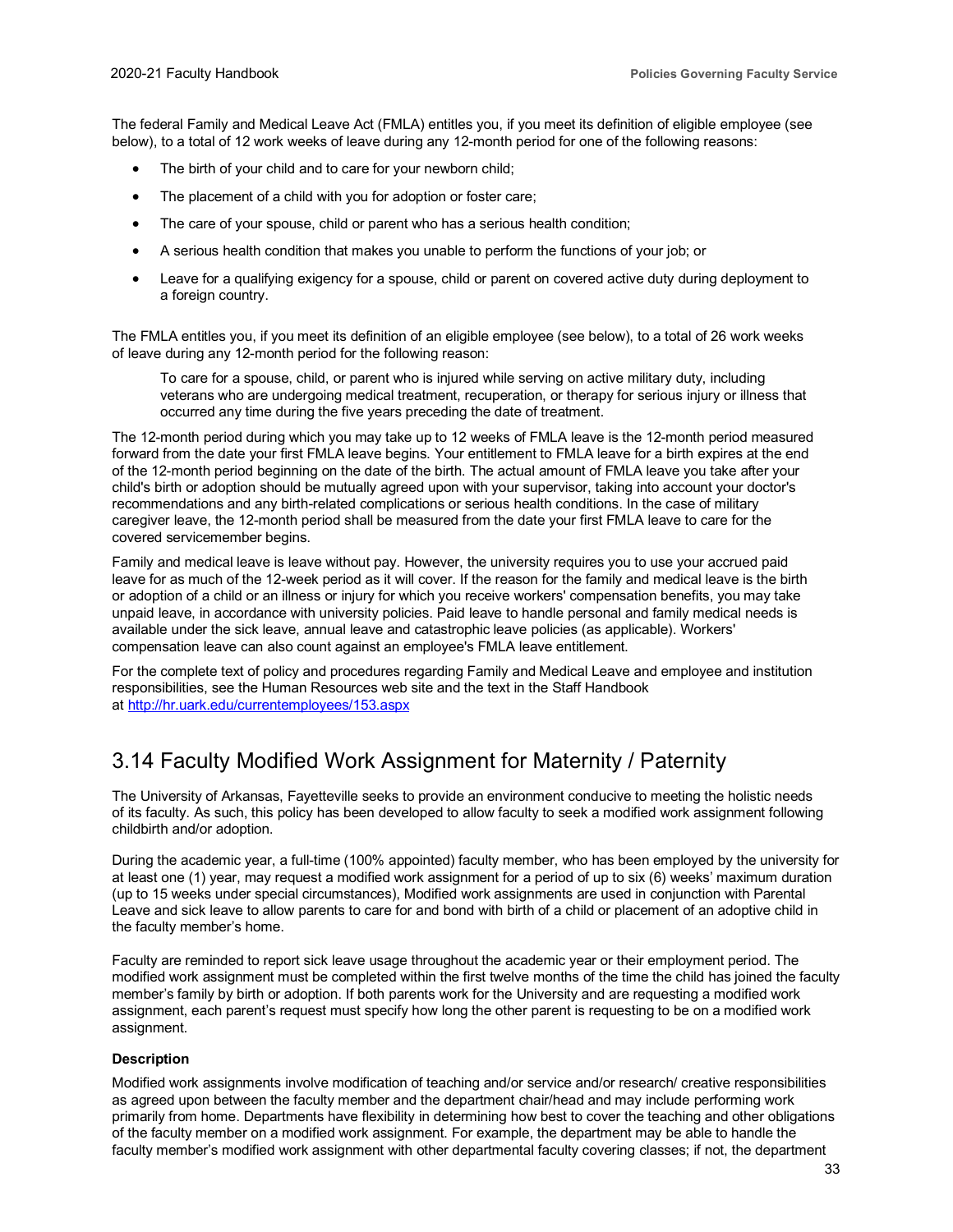The federal Family and Medical Leave Act (FMLA) entitles you, if you meet its definition of eligible employee (see below), to a total of 12 work weeks of leave during any 12-month period for one of the following reasons:

- The birth of your child and to care for your newborn child;
- The placement of a child with you for adoption or foster care;
- The care of your spouse, child or parent who has a serious health condition;
- A serious health condition that makes you unable to perform the functions of your job; or
- Leave for a qualifying exigency for a spouse, child or parent on covered active duty during deployment to a foreign country.

The FMLA entitles you, if you meet its definition of an eligible employee (see below), to a total of 26 work weeks of leave during any 12-month period for the following reason:

> To care for a spouse, child, or parent who is injured while serving on active military duty, including veterans who are undergoing medical treatment, recuperation, or therapy for serious injury or illness that occurred any time during the five years preceding the date of treatment.

The 12-month period during which you may take up to 12 weeks of FMLA leave is the 12-month period measured forward from the date your first FMLA leave begins. Your entitlement to FMLA leave for a birth expires at the end of the 12-month period beginning on the date of the birth. The actual amount of FMLA leave you take after your child's birth or adoption should be mutually agreed upon with your supervisor, taking into account your doctor's recommendations and any birth-related complications or serious health conditions. In the case of military caregiver leave, the 12-month period shall be measured from the date your first FMLA leave to care for the covered servicemember begins.

Family and medical leave is leave without pay. However, the university requires you to use your accrued paid leave for as much of the 12-week period as it will cover. If the reason for the family and medical leave is the birth or adoption of a child or an illness or injury for which you receive workers' compensation benefits, you may take unpaid leave, in accordance with university policies. Paid leave to handle personal and family medical needs is available under the sick leave, annual leave and catastrophic leave policies (as applicable). Workers' compensation leave can also count against an employee's FMLA leave entitlement.

For the complete text of policy and procedures regarding Family and Medical Leave and employee and institution responsibilities, see the Human Resources web site and the text in the Staff Handbook at http://hr.uark.edu/currentemployees/153.aspx

## 3.14 Faculty Modified Work Assignment for Maternity / Paternity

The University of Arkansas, Fayetteville seeks to provide an environment conducive to meeting the holistic needs of its faculty. As such, this policy has been developed to allow faculty to seek a modified work assignment following childbirth and/or adoption.

During the academic year, a full-time (100% appointed) faculty member, who has been employed by the university for at least one (1) year, may request a modified work assignment for a period of up to six (6) weeks' maximum duration (up to 15 weeks under special circumstances), Modified work assignments are used in conjunction with Parental Leave and sick leave to allow parents to care for and bond with birth of a child or placement of an adoptive child in the faculty member's home.

Faculty are reminded to report sick leave usage throughout the academic year or their employment period. The modified work assignment must be completed within the first twelve months of the time the child has joined the faculty member's family by birth or adoption. If both parents work for the University and are requesting a modified work assignment, each parent's request must specify how long the other parent is requesting to be on a modified work assignment.

**Description**

Modified work assignments involve modification of teaching and/or service and/or research/ creative responsibilities as agreed upon between the faculty member and the department chair/head and may include performing work primarily from home. Departments have flexibility in determining how best to cover the teaching and other obligations of the faculty member on a modified work assignment. For example, the department may be able to handle the faculty member's modified work assignment with other departmental faculty covering classes; if not, the department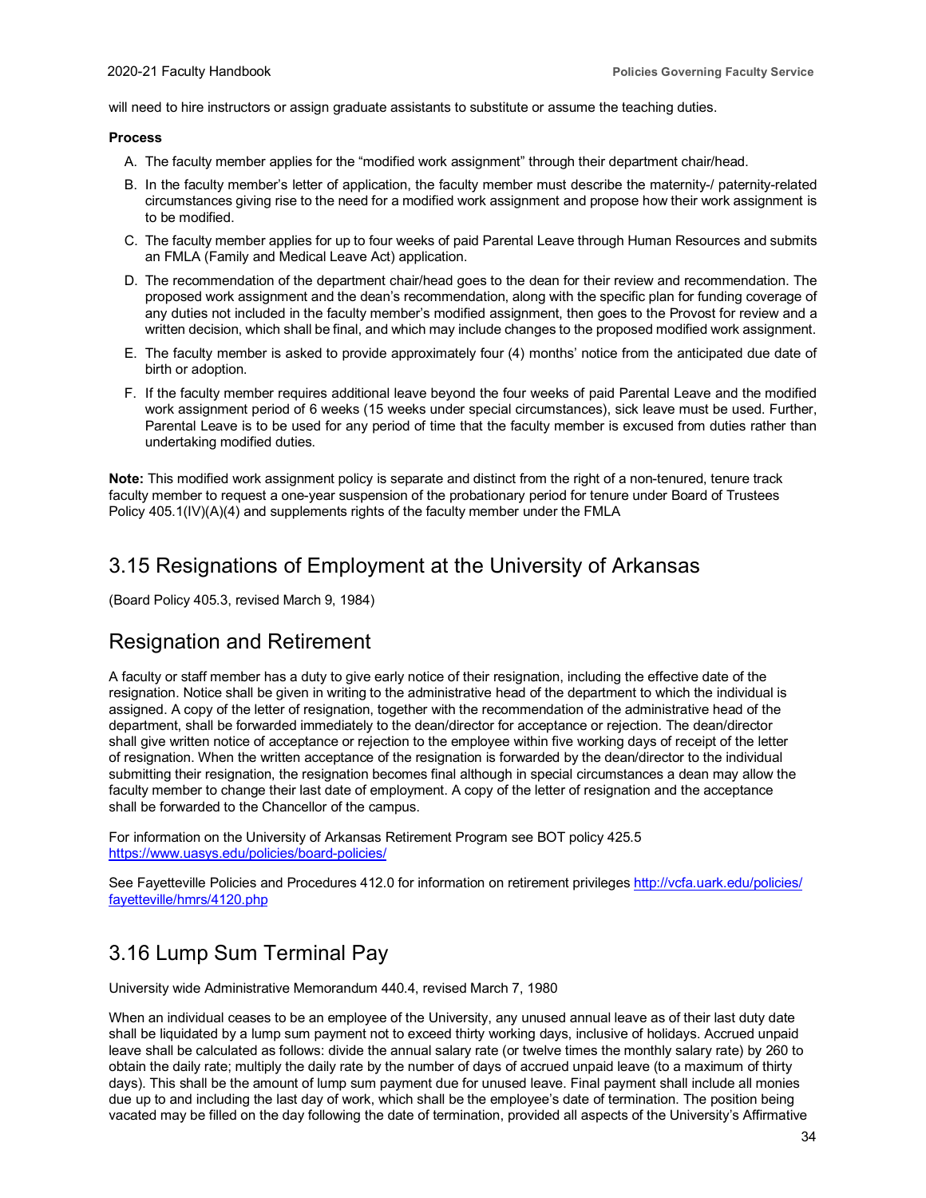will need to hire instructors or assign graduate assistants to substitute or assume the teaching duties.

**Process**

A. The faculty member applies for the "modified work assignment" through their department chair/head.

B. In the faculty member's letter of application, the faculty member must describe the maternity-/ paternity-related circumstances giving rise to the need for a modified work assignment and propose how their work assignment is to be modified.

C. The faculty member applies for up to four weeks of paid Parental Leave through Human Resources and submits an FMLA (Family and Medical Leave Act) application.

D. The recommendation of the department chair/head goes to the dean for their review and recommendation. The proposed work assignment and the dean's recommendation, along with the specific plan for funding coverage of any duties not included in the faculty member's modified assignment, then goes to the Provost for review and a written decision, which shall be final, and which may include changes to the proposed modified work assignment.

E. The faculty member is asked to provide approximately four (4) months' notice from the anticipated due date of birth or adoption.

F. If the faculty member requires additional leave beyond the four weeks of paid Parental Leave and the modified work assignment period of 6 weeks (15 weeks under special circumstances), sick leave must be used. Further, Parental Leave is to be used for any period of time that the faculty member is excused from duties rather than undertaking modified duties.

**Note:** This modified work assignment policy is separate and distinct from the right of a non-tenured, tenure track faculty member to request a one-year suspension of the probationary period for tenure under Board of Trustees Policy 405.1(IV)(A)(4) and supplements rights of the faculty member under the FMLA

## 3.15 Resignations of Employment at the University of Arkansas

(Board Policy 405.3, revised March 9, 1984)

## Resignation and Retirement

A faculty or staff member has a duty to give early notice of their resignation, including the effective date of the resignation. Notice shall be given in writing to the administrative head of the department to which the individual is assigned. A copy of the letter of resignation, together with the recommendation of the administrative head of the department, shall be forwarded immediately to the dean/director for acceptance or rejection. The dean/director shall give written notice of acceptance or rejection to the employee within five working days of receipt of the letter of resignation. When the written acceptance of the resignation is forwarded by the dean/director to the individual submitting their resignation, the resignation becomes final although in special circumstances a dean may allow the faculty member to change their last date of employment. A copy of the letter of resignation and the acceptance shall be forwarded to the Chancellor of the campus.

For information on the University of Arkansas Retirement Program see BOT policy 425.5 https://www.uasys.edu/policies/board-policies/

See Fayetteville Policies and Procedures 412.0 for information on retirement privileges http://vcfa.uark.edu/policies/fayetteville/hmrs/4120.php

## 3.16 Lump Sum Terminal Pay

University wide Administrative Memorandum 440.4, revised March 7, 1980

When an individual ceases to be an employee of the University, any unused annual leave as of their last duty date shall be liquidated by a lump sum payment not to exceed thirty working days, inclusive of holidays. Accrued unpaid leave shall be calculated as follows: divide the annual salary rate (or twelve times the monthly salary rate) by 260 to obtain the daily rate; multiply the daily rate by the number of days of accrued unpaid leave (to a maximum of thirty days). This shall be the amount of lump sum payment due for unused leave. Final payment shall include all monies due up to and including the last day of work, which shall be the employee's date of termination. The position being vacated may be filled on the day following the date of termination, provided all aspects of the University's Affirmative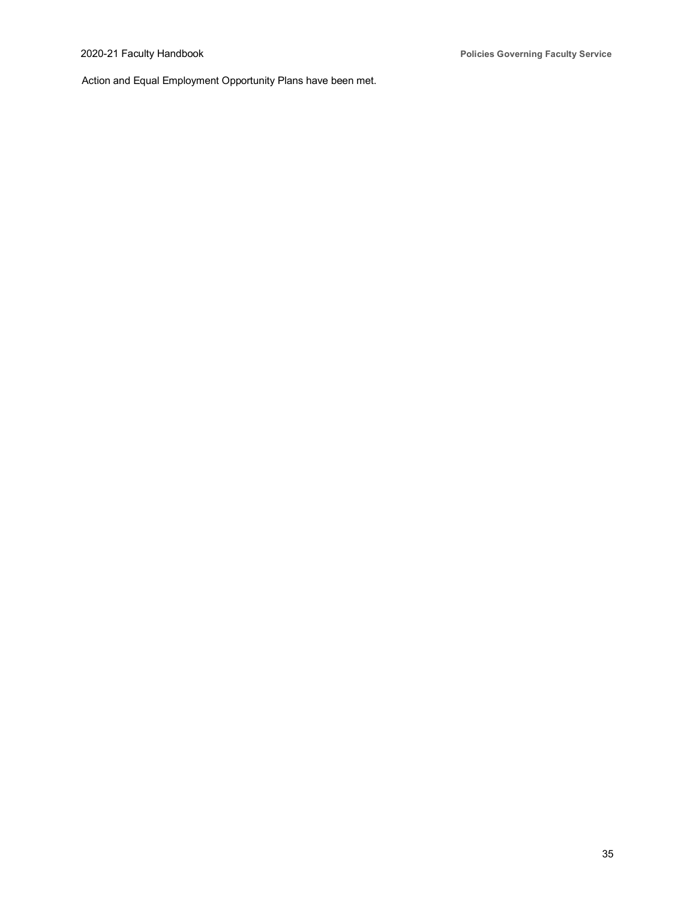Action and Equal Employment Opportunity Plans have been met.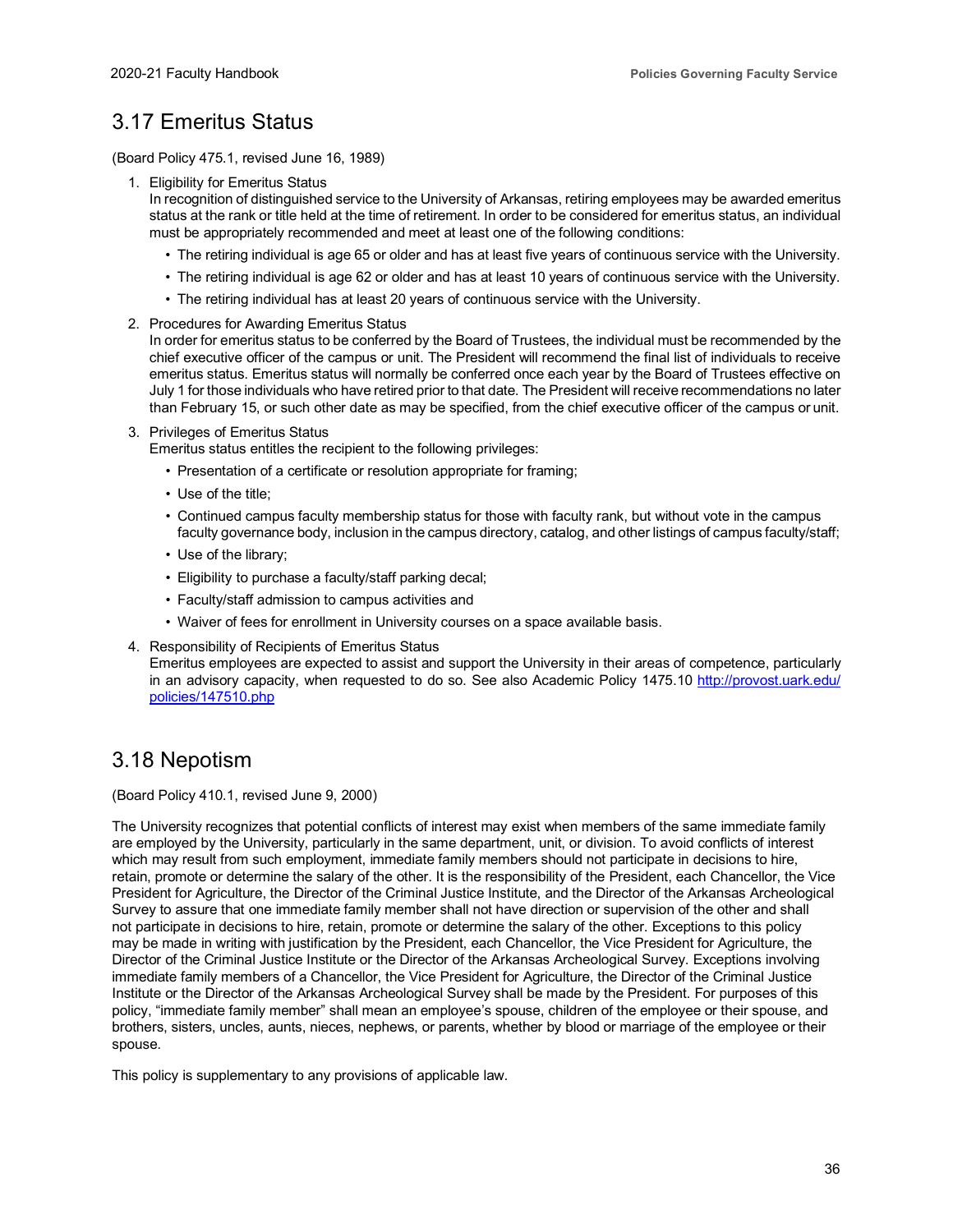## 3.17 Emeritus Status

(Board Policy 475.1, revised June 16, 1989)

1. Eligibility for Emeritus Status
   In recognition of distinguished service to the University of Arkansas, retiring employees may be awarded emeritus status at the rank or title held at the time of retirement. In order to be considered for emeritus status, an individual must be appropriately recommended and meet at least one of the following conditions:
   - The retiring individual is age 65 or older and has at least five years of continuous service with the University.
   - The retiring individual is age 62 or older and has at least 10 years of continuous service with the University.
   - The retiring individual has at least 20 years of continuous service with the University.
2. Procedures for Awarding Emeritus Status
   In order for emeritus status to be conferred by the Board of Trustees, the individual must be recommended by the chief executive officer of the campus or unit. The President will recommend the final list of individuals to receive emeritus status. Emeritus status will normally be conferred once each year by the Board of Trustees effective on July 1 for those individuals who have retired prior to that date. The President will receive recommendations no later than February 15, or such other date as may be specified, from the chief executive officer of the campus or unit.
3. Privileges of Emeritus Status
   Emeritus status entitles the recipient to the following privileges:
   - Presentation of a certificate or resolution appropriate for framing;
   - Use of the title;
   - Continued campus faculty membership status for those with faculty rank, but without vote in the campus faculty governance body, inclusion in the campus directory, catalog, and other listings of campus faculty/staff;
   - Use of the library;
   - Eligibility to purchase a faculty/staff parking decal;
   - Faculty/staff admission to campus activities and
   - Waiver of fees for enrollment in University courses on a space available basis.
4. Responsibility of Recipients of Emeritus Status
   Emeritus employees are expected to assist and support the University in their areas of competence, particularly in an advisory capacity, when requested to do so. See also Academic Policy 1475.10 [http://provost.uark.edu/policies/147510.php](http://provost.uark.edu/policies/147510.php)

## 3.18 Nepotism

(Board Policy 410.1, revised June 9, 2000)

The University recognizes that potential conflicts of interest may exist when members of the same immediate family are employed by the University, particularly in the same department, unit, or division. To avoid conflicts of interest which may result from such employment, immediate family members should not participate in decisions to hire, retain, promote or determine the salary of the other. It is the responsibility of the President, each Chancellor, the Vice President for Agriculture, the Director of the Criminal Justice Institute, and the Director of the Arkansas Archeological Survey to assure that one immediate family member shall not have direction or supervision of the other and shall not participate in decisions to hire, retain, promote or determine the salary of the other. Exceptions to this policy may be made in writing with justification by the President, each Chancellor, the Vice President for Agriculture, the Director of the Criminal Justice Institute or the Director of the Arkansas Archeological Survey. Exceptions involving immediate family members of a Chancellor, the Vice President for Agriculture, the Director of the Criminal Justice Institute or the Director of the Arkansas Archeological Survey shall be made by the President. For purposes of this policy, "immediate family member" shall mean an employee's spouse, children of the employee or their spouse, and brothers, sisters, uncles, aunts, nieces, nephews, or parents, whether by blood or marriage of the employee or their spouse.

This policy is supplementary to any provisions of applicable law.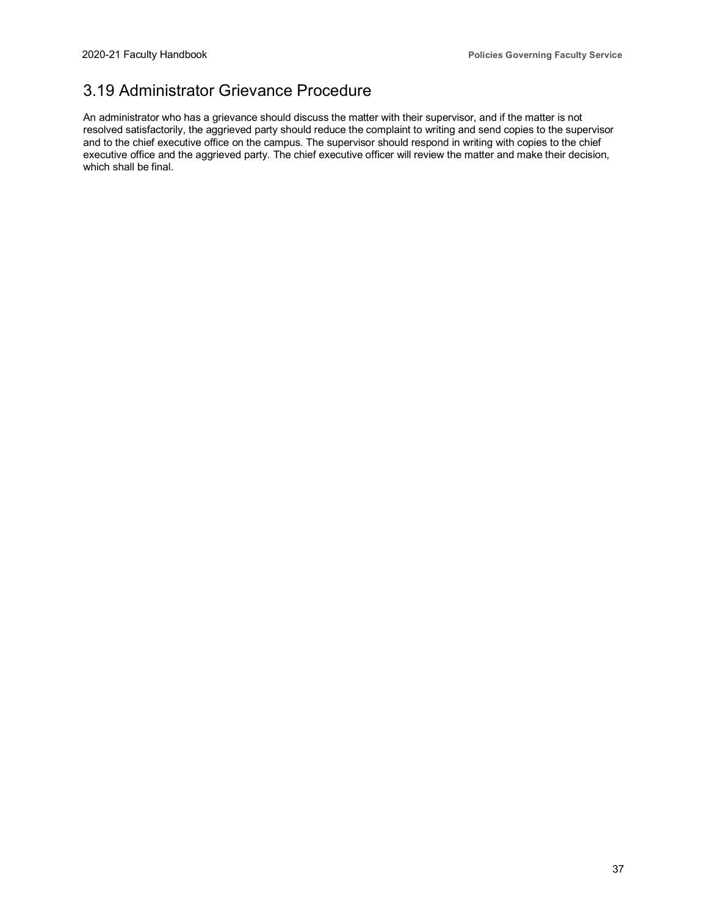## 3.19 Administrator Grievance Procedure

An administrator who has a grievance should discuss the matter with their supervisor, and if the matter is not resolved satisfactorily, the aggrieved party should reduce the complaint to writing and send copies to the supervisor and to the chief executive office on the campus. The supervisor should respond in writing with copies to the chief executive office and the aggrieved party. The chief executive officer will review the matter and make their decision, which shall be final.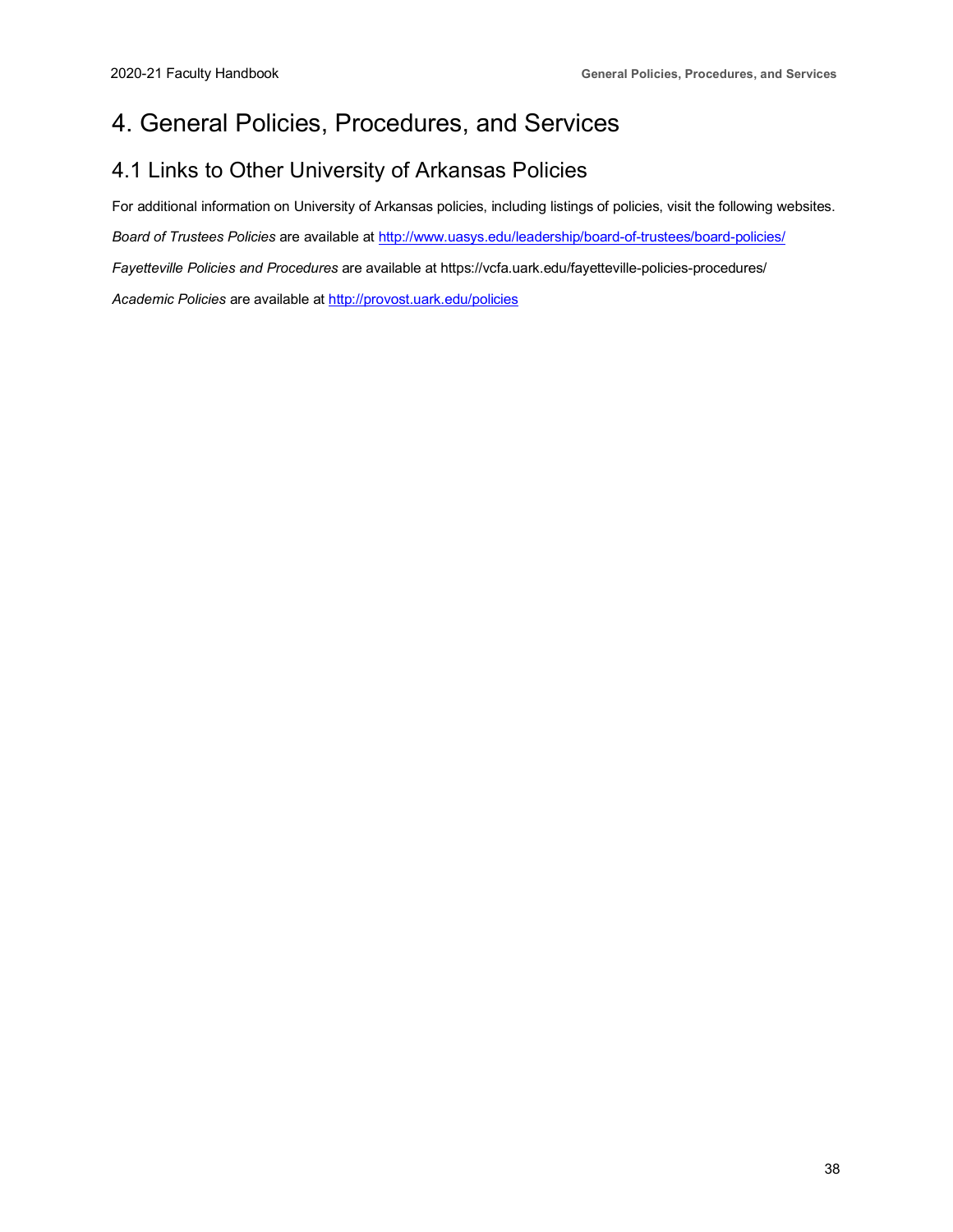# 4. General Policies, Procedures, and Services

## 4.1 Links to Other University of Arkansas Policies

For additional information on University of Arkansas policies, including listings of policies, visit the following websites.

*Board of Trustees Policies* are available at http://www.uasys.edu/leadership/board-of-trustees/board-policies/

*Fayetteville Policies and Procedures* are available at https://vcfa.uark.edu/fayetteville-policies-procedures/

*Academic Policies* are available at http://provost.uark.edu/policies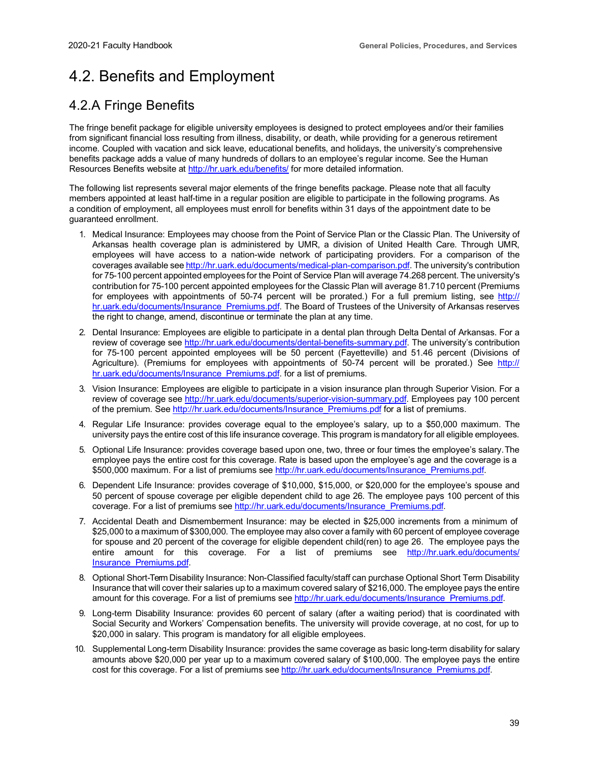# 4.2. Benefits and Employment

## 4.2.A Fringe Benefits

The fringe benefit package for eligible university employees is designed to protect employees and/or their families from significant financial loss resulting from illness, disability, or death, while providing for a generous retirement income. Coupled with vacation and sick leave, educational benefits, and holidays, the university's comprehensive benefits package adds a value of many hundreds of dollars to an employee's regular income. See the Human Resources Benefits website at http://hr.uark.edu/benefits/ for more detailed information.

The following list represents several major elements of the fringe benefits package. Please note that all faculty members appointed at least half-time in a regular position are eligible to participate in the following programs. As a condition of employment, all employees must enroll for benefits within 31 days of the appointment date to be guaranteed enrollment.

1. Medical Insurance: Employees may choose from the Point of Service Plan or the Classic Plan. The University of Arkansas health coverage plan is administered by UMR, a division of United Health Care. Through UMR, employees will have access to a nation-wide network of participating providers. For a comparison of the coverages available see http://hr.uark.edu/documents/medical-plan-comparison.pdf. The university's contribution for 75-100 percent appointed employees for the Point of Service Plan will average 74.268 percent. The university's contribution for 75-100 percent appointed employees for the Classic Plan will average 81.710 percent (Premiums for employees with appointments of 50-74 percent will be prorated.) For a full premium listing, see http://hr.uark.edu/documents/Insurance_Premiums.pdf. The Board of Trustees of the University of Arkansas reserves the right to change, amend, discontinue or terminate the plan at any time.
2. Dental Insurance: Employees are eligible to participate in a dental plan through Delta Dental of Arkansas. For a review of coverage see http://hr.uark.edu/documents/dental-benefits-summary.pdf. The university's contribution for 75-100 percent appointed employees will be 50 percent (Fayetteville) and 51.46 percent (Divisions of Agriculture). (Premiums for employees with appointments of 50-74 percent will be prorated.) See http://hr.uark.edu/documents/Insurance_Premiums.pdf. for a list of premiums.
3. Vision Insurance: Employees are eligible to participate in a vision insurance plan through Superior Vision. For a review of coverage see http://hr.uark.edu/documents/superior-vision-summary.pdf. Employees pay 100 percent of the premium. See http://hr.uark.edu/documents/Insurance_Premiums.pdf for a list of premiums.
4. Regular Life Insurance: provides coverage equal to the employee's salary, up to a $50,000 maximum. The university pays the entire cost of this life insurance coverage. This program is mandatory for all eligible employees.
5. Optional Life Insurance: provides coverage based upon one, two, three or four times the employee's salary. The employee pays the entire cost for this coverage. Rate is based upon the employee's age and the coverage is a $500,000 maximum. For a list of premiums see http://hr.uark.edu/documents/Insurance_Premiums.pdf.
6. Dependent Life Insurance: provides coverage of $10,000, $15,000, or $20,000 for the employee's spouse and 50 percent of spouse coverage per eligible dependent child to age 26. The employee pays 100 percent of this coverage. For a list of premiums see http://hr.uark.edu/documents/Insurance_Premiums.pdf.
7. Accidental Death and Dismemberment Insurance: may be elected in $25,000 increments from a minimum of $25,000 to a maximum of $300,000. The employee may also cover a family with 60 percent of employee coverage for spouse and 20 percent of the coverage for eligible dependent child(ren) to age 26. The employee pays the entire amount for this coverage. For a list of premiums see http://hr.uark.edu/documents/Insurance_Premiums.pdf.
8. Optional Short-Term Disability Insurance: Non-Classified faculty/staff can purchase Optional Short Term Disability Insurance that will cover their salaries up to a maximum covered salary of $216,000. The employee pays the entire amount for this coverage. For a list of premiums see http://hr.uark.edu/documents/Insurance_Premiums.pdf.
9. Long-term Disability Insurance: provides 60 percent of salary (after a waiting period) that is coordinated with Social Security and Workers' Compensation benefits. The university will provide coverage, at no cost, for up to $20,000 in salary. This program is mandatory for all eligible employees.
10. Supplemental Long-term Disability Insurance: provides the same coverage as basic long-term disability for salary amounts above $20,000 per year up to a maximum covered salary of $100,000. The employee pays the entire cost for this coverage. For a list of premiums see http://hr.uark.edu/documents/Insurance_Premiums.pdf.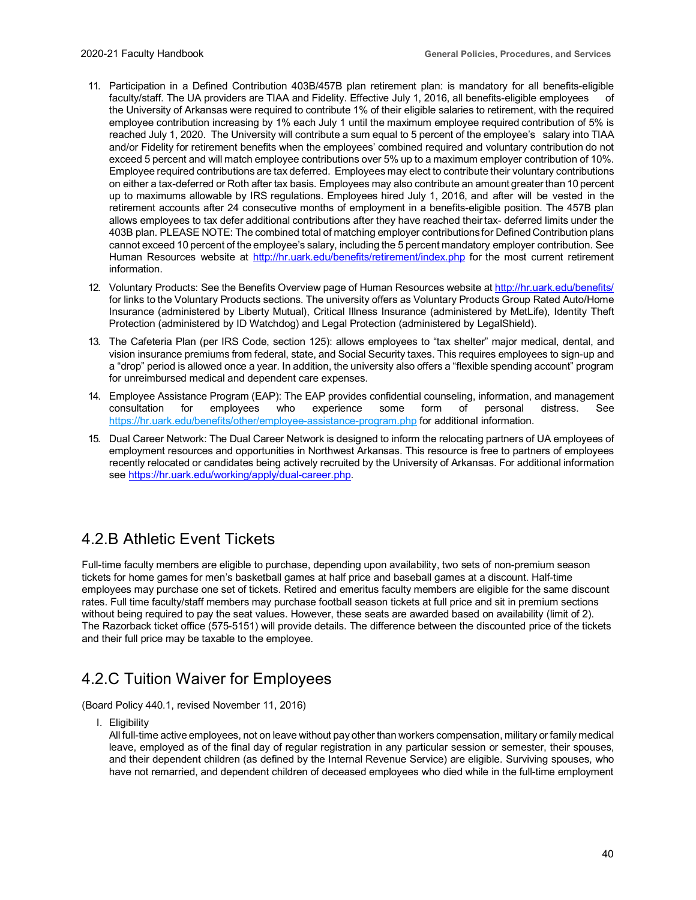11. Participation in a Defined Contribution 403B/457B plan retirement plan: is mandatory for all benefits-eligible faculty/staff. The UA providers are TIAA and Fidelity. Effective July 1, 2016, all benefits-eligible employees of the University of Arkansas were required to contribute 1% of their eligible salaries to retirement, with the required employee contribution increasing by 1% each July 1 until the maximum employee required contribution of 5% is reached July 1, 2020. The University will contribute a sum equal to 5 percent of the employee's salary into TIAA and/or Fidelity for retirement benefits when the employees' combined required and voluntary contribution do not exceed 5 percent and will match employee contributions over 5% up to a maximum employer contribution of 10%. Employee required contributions are tax deferred. Employees may elect to contribute their voluntary contributions on either a tax-deferred or Roth after tax basis. Employees may also contribute an amount greater than 10 percent up to maximums allowable by IRS regulations. Employees hired July 1, 2016, and after will be vested in the retirement accounts after 24 consecutive months of employment in a benefits-eligible position. The 457B plan allows employees to tax defer additional contributions after they have reached their tax- deferred limits under the 403B plan. PLEASE NOTE: The combined total of matching employer contributions for Defined Contribution plans cannot exceed 10 percent of the employee's salary, including the 5 percent mandatory employer contribution. See Human Resources website at http://hr.uark.edu/benefits/retirement/index.php for the most current retirement information.
12. Voluntary Products: See the Benefits Overview page of Human Resources website at http://hr.uark.edu/benefits/ for links to the Voluntary Products sections. The university offers as Voluntary Products Group Rated Auto/Home Insurance (administered by Liberty Mutual), Critical Illness Insurance (administered by MetLife), Identity Theft Protection (administered by ID Watchdog) and Legal Protection (administered by LegalShield).
13. The Cafeteria Plan (per IRS Code, section 125): allows employees to "tax shelter" major medical, dental, and vision insurance premiums from federal, state, and Social Security taxes. This requires employees to sign-up and a "drop" period is allowed once a year. In addition, the university also offers a "flexible spending account" program for unreimbursed medical and dependent care expenses.
14. Employee Assistance Program (EAP): The EAP provides confidential counseling, information, and management consultation for employees who experience some form of personal distress. See https://hr.uark.edu/benefits/other/employee-assistance-program.php for additional information.
15. Dual Career Network: The Dual Career Network is designed to inform the relocating partners of UA employees of employment resources and opportunities in Northwest Arkansas. This resource is free to partners of employees recently relocated or candidates being actively recruited by the University of Arkansas. For additional information see https://hr.uark.edu/working/apply/dual-career.php.

## 4.2.B Athletic Event Tickets

Full-time faculty members are eligible to purchase, depending upon availability, two sets of non-premium season tickets for home games for men's basketball games at half price and baseball games at a discount. Half-time employees may purchase one set of tickets. Retired and emeritus faculty members are eligible for the same discount rates. Full time faculty/staff members may purchase football season tickets at full price and sit in premium sections without being required to pay the seat values. However, these seats are awarded based on availability (limit of 2). The Razorback ticket office (575-5151) will provide details. The difference between the discounted price of the tickets and their full price may be taxable to the employee.

## 4.2.C Tuition Waiver for Employees

(Board Policy 440.1, revised November 11, 2016)

I. Eligibility

All full-time active employees, not on leave without pay other than workers compensation, military or family medical leave, employed as of the final day of regular registration in any particular session or semester, their spouses, and their dependent children (as defined by the Internal Revenue Service) are eligible. Surviving spouses, who have not remarried, and dependent children of deceased employees who died while in the full-time employment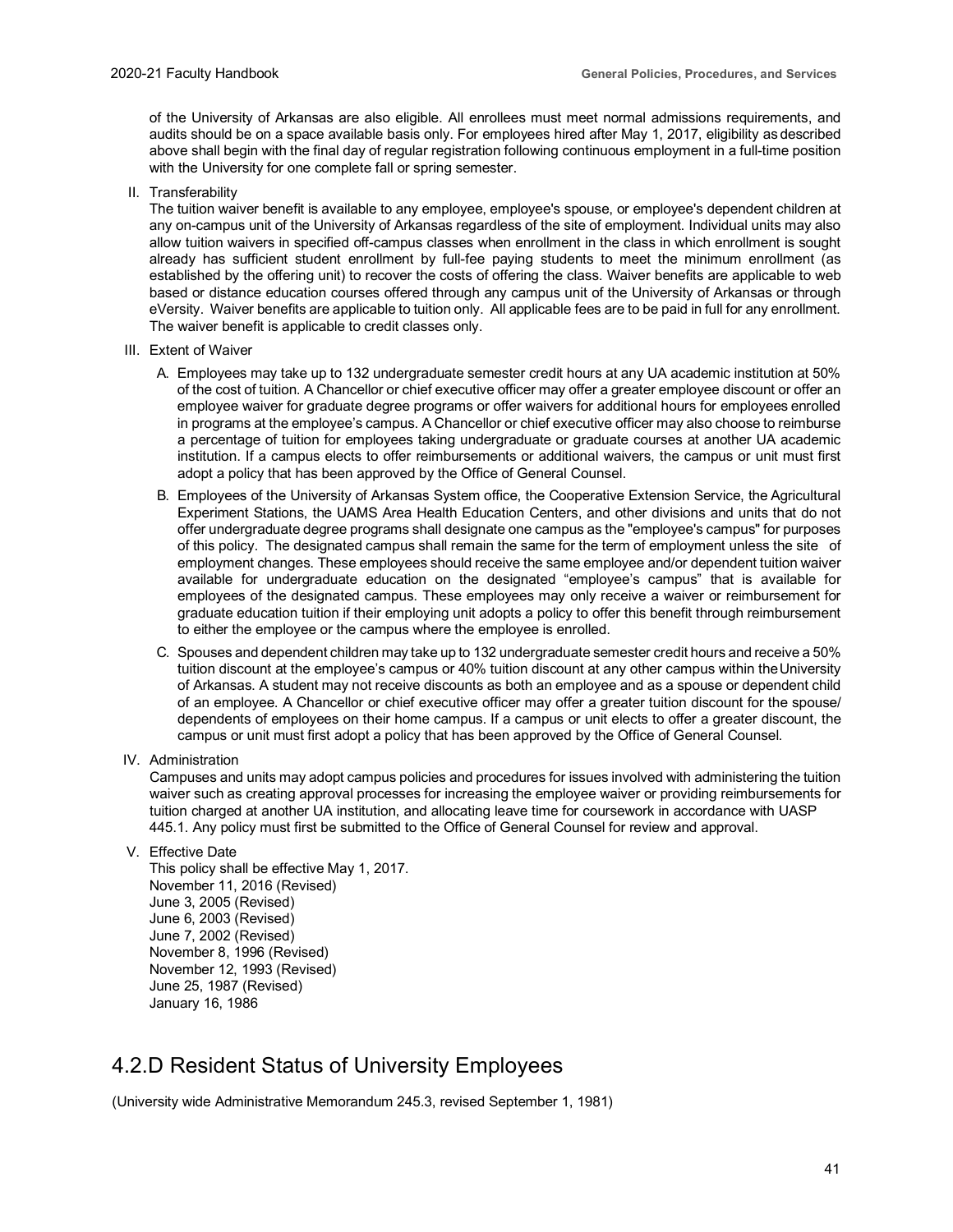of the University of Arkansas are also eligible. All enrollees must meet normal admissions requirements, and audits should be on a space available basis only. For employees hired after May 1, 2017, eligibility as described above shall begin with the final day of regular registration following continuous employment in a full-time position with the University for one complete fall or spring semester.

II. Transferability
The tuition waiver benefit is available to any employee, employee's spouse, or employee's dependent children at any on-campus unit of the University of Arkansas regardless of the site of employment. Individual units may also allow tuition waivers in specified off-campus classes when enrollment in the class in which enrollment is sought already has sufficient student enrollment by full-fee paying students to meet the minimum enrollment (as established by the offering unit) to recover the costs of offering the class. Waiver benefits are applicable to web based or distance education courses offered through any campus unit of the University of Arkansas or through eVersity. Waiver benefits are applicable to tuition only. All applicable fees are to be paid in full for any enrollment. The waiver benefit is applicable to credit classes only.

III. Extent of Waiver

A. Employees may take up to 132 undergraduate semester credit hours at any UA academic institution at 50% of the cost of tuition. A Chancellor or chief executive officer may offer a greater employee discount or offer an employee waiver for graduate degree programs or offer waivers for additional hours for employees enrolled in programs at the employee's campus. A Chancellor or chief executive officer may also choose to reimburse a percentage of tuition for employees taking undergraduate or graduate courses at another UA academic institution. If a campus elects to offer reimbursements or additional waivers, the campus or unit must first adopt a policy that has been approved by the Office of General Counsel.

B. Employees of the University of Arkansas System office, the Cooperative Extension Service, the Agricultural Experiment Stations, the UAMS Area Health Education Centers, and other divisions and units that do not offer undergraduate degree programs shall designate one campus as the "employee's campus" for purposes of this policy. The designated campus shall remain the same for the term of employment unless the site of employment changes. These employees should receive the same employee and/or dependent tuition waiver available for undergraduate education on the designated "employee's campus" that is available for employees of the designated campus. These employees may only receive a waiver or reimbursement for graduate education tuition if their employing unit adopts a policy to offer this benefit through reimbursement to either the employee or the campus where the employee is enrolled.

C. Spouses and dependent children may take up to 132 undergraduate semester credit hours and receive a 50% tuition discount at the employee's campus or 40% tuition discount at any other campus within the University of Arkansas. A student may not receive discounts as both an employee and as a spouse or dependent child of an employee. A Chancellor or chief executive officer may offer a greater tuition discount for the spouse/ dependents of employees on their home campus. If a campus or unit elects to offer a greater discount, the campus or unit must first adopt a policy that has been approved by the Office of General Counsel.

IV. Administration
Campuses and units may adopt campus policies and procedures for issues involved with administering the tuition waiver such as creating approval processes for increasing the employee waiver or providing reimbursements for tuition charged at another UA institution, and allocating leave time for coursework in accordance with UASP 445.1. Any policy must first be submitted to the Office of General Counsel for review and approval.

V. Effective Date
This policy shall be effective May 1, 2017.
November 11, 2016 (Revised)
June 3, 2005 (Revised)
June 6, 2003 (Revised)
June 7, 2002 (Revised)
November 8, 1996 (Revised)
November 12, 1993 (Revised)
June 25, 1987 (Revised)
January 16, 1986

## 4.2.D Resident Status of University Employees

(University wide Administrative Memorandum 245.3, revised September 1, 1981)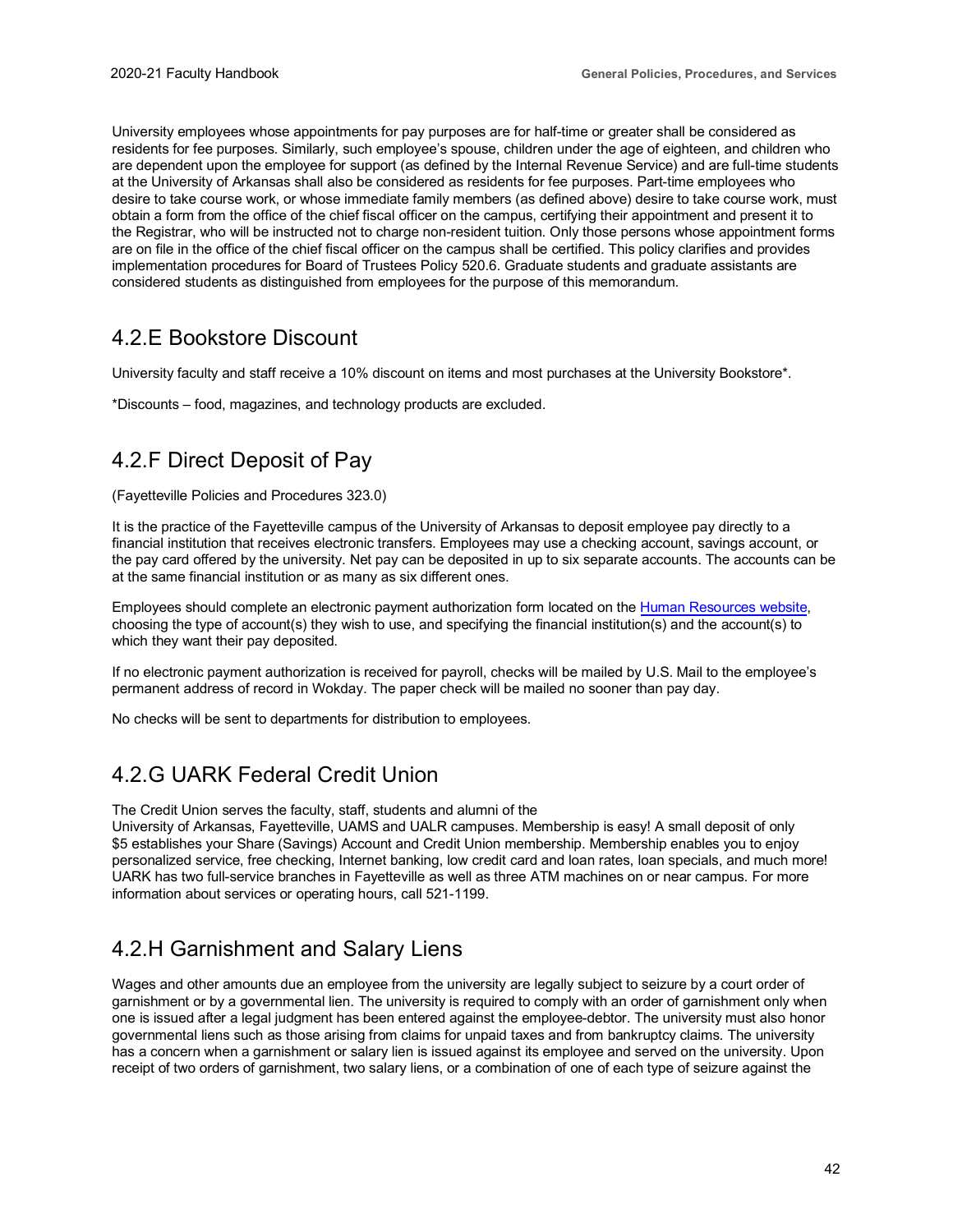University employees whose appointments for pay purposes are for half-time or greater shall be considered as residents for fee purposes. Similarly, such employee's spouse, children under the age of eighteen, and children who are dependent upon the employee for support (as defined by the Internal Revenue Service) and are full-time students at the University of Arkansas shall also be considered as residents for fee purposes. Part-time employees who desire to take course work, or whose immediate family members (as defined above) desire to take course work, must obtain a form from the office of the chief fiscal officer on the campus, certifying their appointment and present it to the Registrar, who will be instructed not to charge non-resident tuition. Only those persons whose appointment forms are on file in the office of the chief fiscal officer on the campus shall be certified. This policy clarifies and provides implementation procedures for Board of Trustees Policy 520.6. Graduate students and graduate assistants are considered students as distinguished from employees for the purpose of this memorandum.

## 4.2.E Bookstore Discount

University faculty and staff receive a 10% discount on items and most purchases at the University Bookstore*.

*Discounts – food, magazines, and technology products are excluded.

## 4.2.F Direct Deposit of Pay

(Fayetteville Policies and Procedures 323.0)

It is the practice of the Fayetteville campus of the University of Arkansas to deposit employee pay directly to a financial institution that receives electronic transfers. Employees may use a checking account, savings account, or the pay card offered by the university. Net pay can be deposited in up to six separate accounts. The accounts can be at the same financial institution or as many as six different ones.

Employees should complete an electronic payment authorization form located on the Human Resources website, choosing the type of account(s) they wish to use, and specifying the financial institution(s) and the account(s) to which they want their pay deposited.

If no electronic payment authorization is received for payroll, checks will be mailed by U.S. Mail to the employee's permanent address of record in Wokday. The paper check will be mailed no sooner than pay day.

No checks will be sent to departments for distribution to employees.

## 4.2.G UARK Federal Credit Union

The Credit Union serves the faculty, staff, students and alumni of the University of Arkansas, Fayetteville, UAMS and UALR campuses. Membership is easy! A small deposit of only $5 establishes your Share (Savings) Account and Credit Union membership. Membership enables you to enjoy personalized service, free checking, Internet banking, low credit card and loan rates, loan specials, and much more! UARK has two full-service branches in Fayetteville as well as three ATM machines on or near campus. For more information about services or operating hours, call 521-1199.

## 4.2.H Garnishment and Salary Liens

Wages and other amounts due an employee from the university are legally subject to seizure by a court order of garnishment or by a governmental lien. The university is required to comply with an order of garnishment only when one is issued after a legal judgment has been entered against the employee-debtor. The university must also honor governmental liens such as those arising from claims for unpaid taxes and from bankruptcy claims. The university has a concern when a garnishment or salary lien is issued against its employee and served on the university. Upon receipt of two orders of garnishment, two salary liens, or a combination of one of each type of seizure against the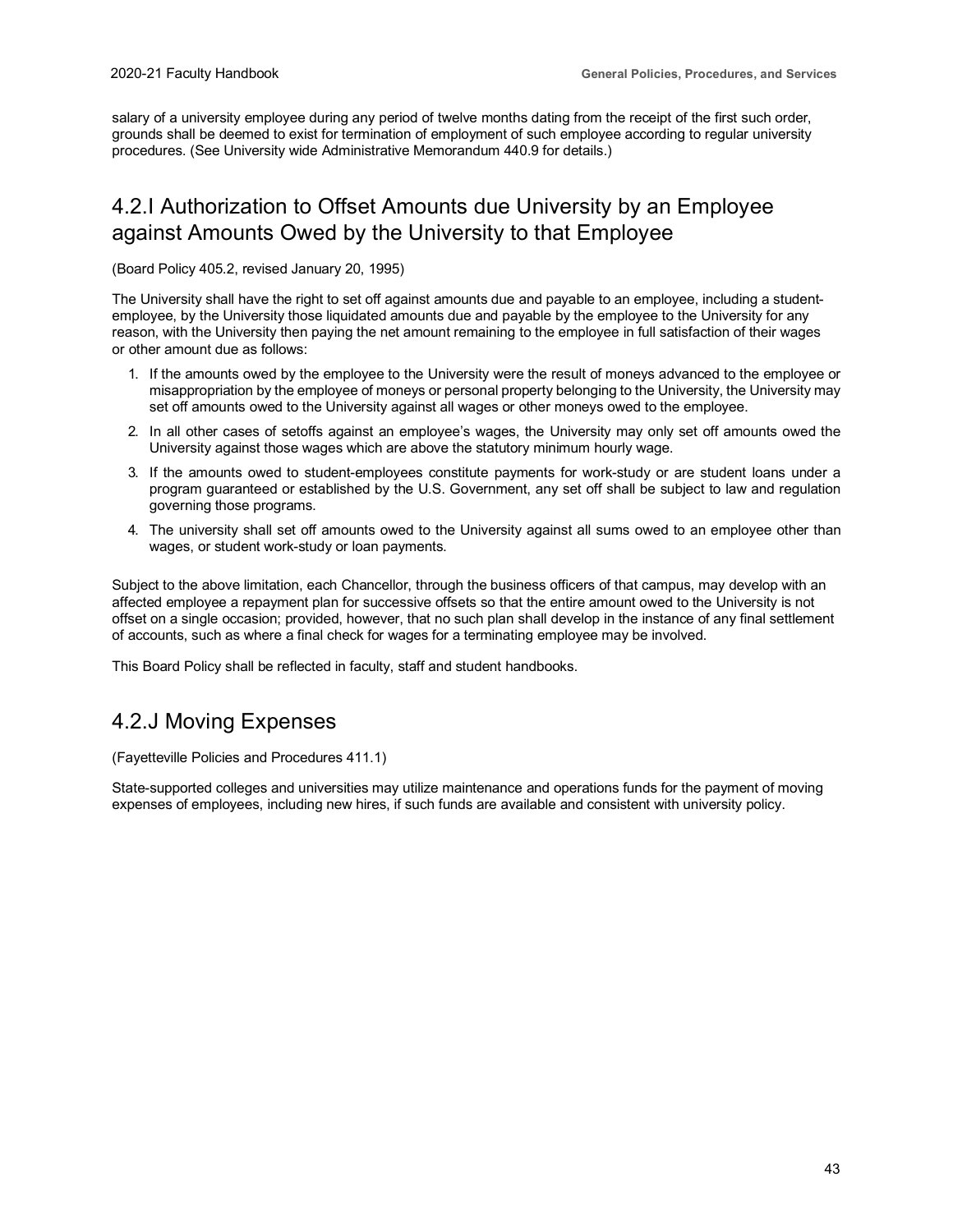salary of a university employee during any period of twelve months dating from the receipt of the first such order, grounds shall be deemed to exist for termination of employment of such employee according to regular university procedures. (See University wide Administrative Memorandum 440.9 for details.)

## 4.2.I Authorization to Offset Amounts due University by an Employee against Amounts Owed by the University to that Employee

(Board Policy 405.2, revised January 20, 1995)

The University shall have the right to set off against amounts due and payable to an employee, including a student-employee, by the University those liquidated amounts due and payable by the employee to the University for any reason, with the University then paying the net amount remaining to the employee in full satisfaction of their wages or other amount due as follows:

1. If the amounts owed by the employee to the University were the result of moneys advanced to the employee or misappropriation by the employee of moneys or personal property belonging to the University, the University may set off amounts owed to the University against all wages or other moneys owed to the employee.
2. In all other cases of setoffs against an employee's wages, the University may only set off amounts owed the University against those wages which are above the statutory minimum hourly wage.
3. If the amounts owed to student-employees constitute payments for work-study or are student loans under a program guaranteed or established by the U.S. Government, any set off shall be subject to law and regulation governing those programs.
4. The university shall set off amounts owed to the University against all sums owed to an employee other than wages, or student work-study or loan payments.

Subject to the above limitation, each Chancellor, through the business officers of that campus, may develop with an affected employee a repayment plan for successive offsets so that the entire amount owed to the University is not offset on a single occasion; provided, however, that no such plan shall develop in the instance of any final settlement of accounts, such as where a final check for wages for a terminating employee may be involved.

This Board Policy shall be reflected in faculty, staff and student handbooks.

## 4.2.J Moving Expenses

(Fayetteville Policies and Procedures 411.1)

State-supported colleges and universities may utilize maintenance and operations funds for the payment of moving expenses of employees, including new hires, if such funds are available and consistent with university policy.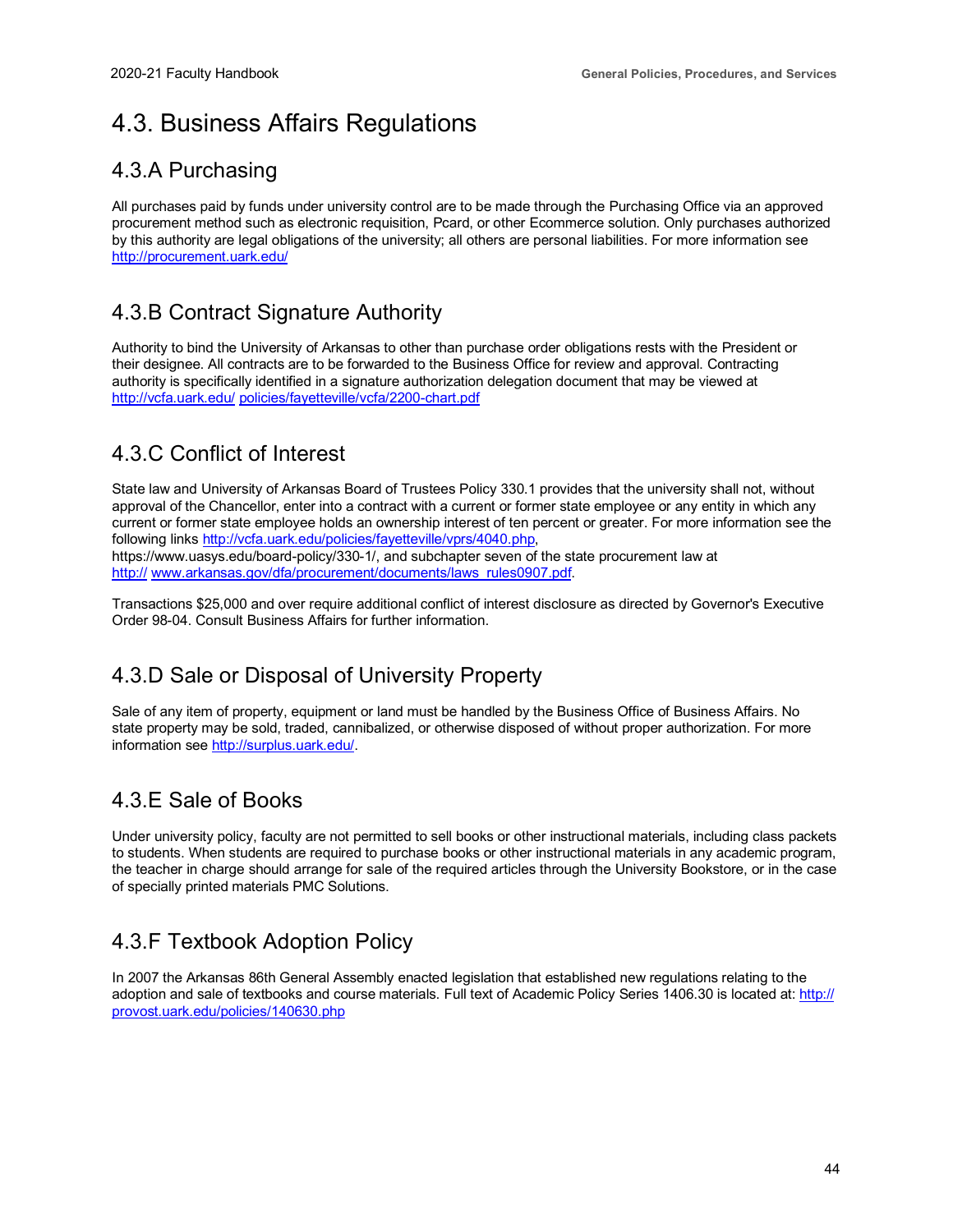# 4.3. Business Affairs Regulations

## 4.3.A Purchasing

All purchases paid by funds under university control are to be made through the Purchasing Office via an approved procurement method such as electronic requisition, Pcard, or other Ecommerce solution. Only purchases authorized by this authority are legal obligations of the university; all others are personal liabilities. For more information see http://procurement.uark.edu/

## 4.3.B Contract Signature Authority

Authority to bind the University of Arkansas to other than purchase order obligations rests with the President or their designee. All contracts are to be forwarded to the Business Office for review and approval. Contracting authority is specifically identified in a signature authorization delegation document that may be viewed at http://vcfa.uark.edu/ policies/fayetteville/vcfa/2200-chart.pdf

## 4.3.C Conflict of Interest

State law and University of Arkansas Board of Trustees Policy 330.1 provides that the university shall not, without approval of the Chancellor, enter into a contract with a current or former state employee or any entity in which any current or former state employee holds an ownership interest of ten percent or greater. For more information see the following links http://vcfa.uark.edu/policies/fayetteville/vprs/4040.php, https://www.uasys.edu/board-policy/330-1/, and subchapter seven of the state procurement law at http:// www.arkansas.gov/dfa/procurement/documents/laws_rules0907.pdf.

Transactions $25,000 and over require additional conflict of interest disclosure as directed by Governor's Executive Order 98-04. Consult Business Affairs for further information.

## 4.3.D Sale or Disposal of University Property

Sale of any item of property, equipment or land must be handled by the Business Office of Business Affairs. No state property may be sold, traded, cannibalized, or otherwise disposed of without proper authorization. For more information see http://surplus.uark.edu/.

## 4.3.E Sale of Books

Under university policy, faculty are not permitted to sell books or other instructional materials, including class packets to students. When students are required to purchase books or other instructional materials in any academic program, the teacher in charge should arrange for sale of the required articles through the University Bookstore, or in the case of specially printed materials PMC Solutions.

## 4.3.F Textbook Adoption Policy

In 2007 the Arkansas 86th General Assembly enacted legislation that established new regulations relating to the adoption and sale of textbooks and course materials. Full text of Academic Policy Series 1406.30 is located at: http:// provost.uark.edu/policies/140630.php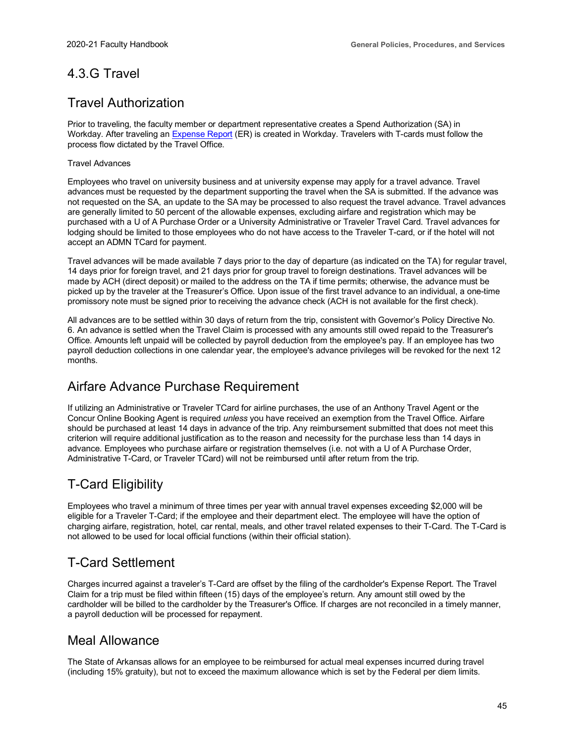## 4.3.G Travel

## Travel Authorization

Prior to traveling, the faculty member or department representative creates a Spend Authorization (SA) in Workday. After traveling an [Expense Report]() (ER) is created in Workday. Travelers with T-cards must follow the process flow dictated by the Travel Office.

Travel Advances

Employees who travel on university business and at university expense may apply for a travel advance. Travel advances must be requested by the department supporting the travel when the SA is submitted. If the advance was not requested on the SA, an update to the SA may be processed to also request the travel advance. Travel advances are generally limited to 50 percent of the allowable expenses, excluding airfare and registration which may be purchased with a U of A Purchase Order or a University Administrative or Traveler Travel Card. Travel advances for lodging should be limited to those employees who do not have access to the Traveler T-card, or if the hotel will not accept an ADMN TCard for payment.

Travel advances will be made available 7 days prior to the day of departure (as indicated on the TA) for regular travel, 14 days prior for foreign travel, and 21 days prior for group travel to foreign destinations. Travel advances will be made by ACH (direct deposit) or mailed to the address on the TA if time permits; otherwise, the advance must be picked up by the traveler at the Treasurer's Office. Upon issue of the first travel advance to an individual, a one-time promissory note must be signed prior to receiving the advance check (ACH is not available for the first check).

All advances are to be settled within 30 days of return from the trip, consistent with Governor's Policy Directive No. 6. An advance is settled when the Travel Claim is processed with any amounts still owed repaid to the Treasurer's Office. Amounts left unpaid will be collected by payroll deduction from the employee's pay. If an employee has two payroll deduction collections in one calendar year, the employee's advance privileges will be revoked for the next 12 months.

## Airfare Advance Purchase Requirement

If utilizing an Administrative or Traveler TCard for airline purchases, the use of an Anthony Travel Agent or the Concur Online Booking Agent is required *unless* you have received an exemption from the Travel Office. Airfare should be purchased at least 14 days in advance of the trip. Any reimbursement submitted that does not meet this criterion will require additional justification as to the reason and necessity for the purchase less than 14 days in advance. Employees who purchase airfare or registration themselves (i.e. not with a U of A Purchase Order, Administrative T-Card, or Traveler TCard) will not be reimbursed until after return from the trip.

## T-Card Eligibility

Employees who travel a minimum of three times per year with annual travel expenses exceeding $2,000 will be eligible for a Traveler T-Card; if the employee and their department elect. The employee will have the option of charging airfare, registration, hotel, car rental, meals, and other travel related expenses to their T-Card. The T-Card is not allowed to be used for local official functions (within their official station).

## T-Card Settlement

Charges incurred against a traveler's T-Card are offset by the filing of the cardholder's Expense Report. The Travel Claim for a trip must be filed within fifteen (15) days of the employee's return. Any amount still owed by the cardholder will be billed to the cardholder by the Treasurer's Office. If charges are not reconciled in a timely manner, a payroll deduction will be processed for repayment.

## Meal Allowance

The State of Arkansas allows for an employee to be reimbursed for actual meal expenses incurred during travel (including 15% gratuity), but not to exceed the maximum allowance which is set by the Federal per diem limits.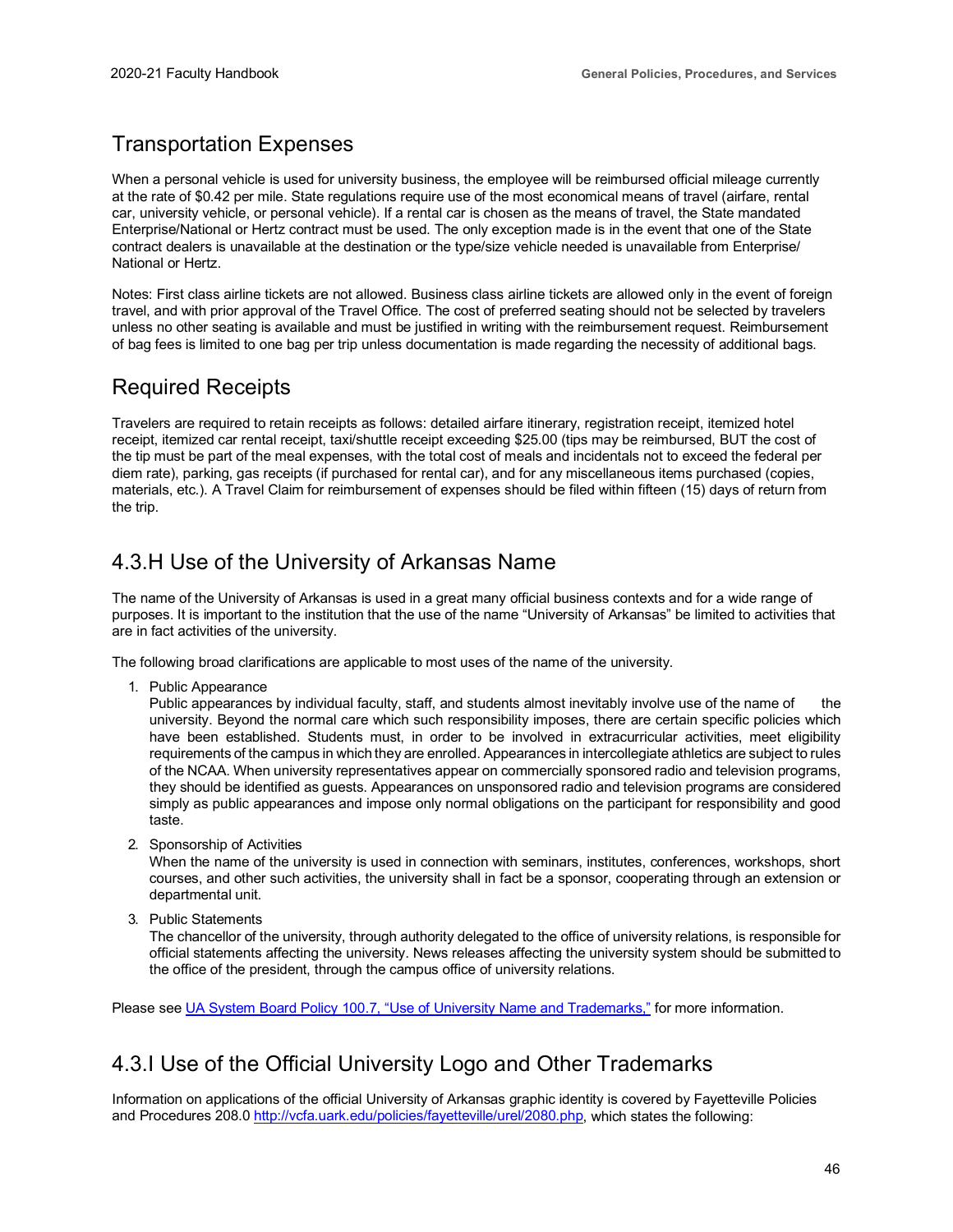## Transportation Expenses

When a personal vehicle is used for university business, the employee will be reimbursed official mileage currently at the rate of $0.42 per mile. State regulations require use of the most economical means of travel (airfare, rental car, university vehicle, or personal vehicle). If a rental car is chosen as the means of travel, the State mandated Enterprise/National or Hertz contract must be used. The only exception made is in the event that one of the State contract dealers is unavailable at the destination or the type/size vehicle needed is unavailable from Enterprise/ National or Hertz.

Notes: First class airline tickets are not allowed. Business class airline tickets are allowed only in the event of foreign travel, and with prior approval of the Travel Office. The cost of preferred seating should not be selected by travelers unless no other seating is available and must be justified in writing with the reimbursement request. Reimbursement of bag fees is limited to one bag per trip unless documentation is made regarding the necessity of additional bags.

## Required Receipts

Travelers are required to retain receipts as follows: detailed airfare itinerary, registration receipt, itemized hotel receipt, itemized car rental receipt, taxi/shuttle receipt exceeding $25.00 (tips may be reimbursed, BUT the cost of the tip must be part of the meal expenses, with the total cost of meals and incidentals not to exceed the federal per diem rate), parking, gas receipts (if purchased for rental car), and for any miscellaneous items purchased (copies, materials, etc.). A Travel Claim for reimbursement of expenses should be filed within fifteen (15) days of return from the trip.

## 4.3.H Use of the University of Arkansas Name

The name of the University of Arkansas is used in a great many official business contexts and for a wide range of purposes. It is important to the institution that the use of the name "University of Arkansas" be limited to activities that are in fact activities of the university.

The following broad clarifications are applicable to most uses of the name of the university.

1. Public Appearance
   Public appearances by individual faculty, staff, and students almost inevitably involve use of the name of the university. Beyond the normal care which such responsibility imposes, there are certain specific policies which have been established. Students must, in order to be involved in extracurricular activities, meet eligibility requirements of the campus in which they are enrolled. Appearances in intercollegiate athletics are subject to rules of the NCAA. When university representatives appear on commercially sponsored radio and television programs, they should be identified as guests. Appearances on unsponsored radio and television programs are considered simply as public appearances and impose only normal obligations on the participant for responsibility and good taste.

2. Sponsorship of Activities
   When the name of the university is used in connection with seminars, institutes, conferences, workshops, short courses, and other such activities, the university shall in fact be a sponsor, cooperating through an extension or departmental unit.

3. Public Statements
   The chancellor of the university, through authority delegated to the office of university relations, is responsible for official statements affecting the university. News releases affecting the university system should be submitted to the office of the president, through the campus office of university relations.

Please see UA System Board Policy 100.7, "Use of University Name and Trademarks," for more information.

## 4.3.I Use of the Official University Logo and Other Trademarks

Information on applications of the official University of Arkansas graphic identity is covered by Fayetteville Policies and Procedures 208.0 http://vcfa.uark.edu/policies/fayetteville/urel/2080.php, which states the following: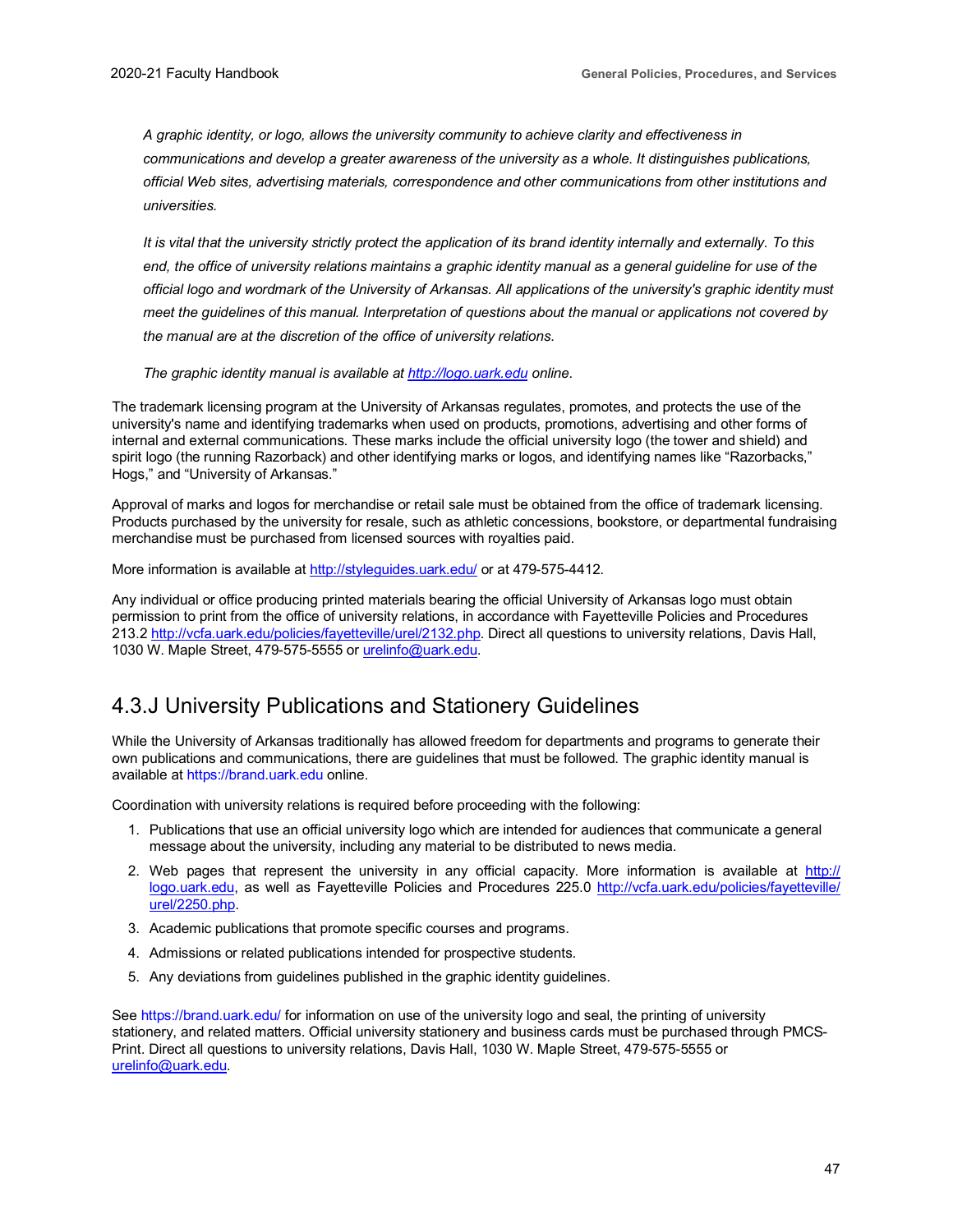*A graphic identity, or logo, allows the university community to achieve clarity and effectiveness in communications and develop a greater awareness of the university as a whole. It distinguishes publications, official Web sites, advertising materials, correspondence and other communications from other institutions and universities.*

*It is vital that the university strictly protect the application of its brand identity internally and externally. To this end, the office of university relations maintains a graphic identity manual as a general guideline for use of the official logo and wordmark of the University of Arkansas. All applications of the university's graphic identity must meet the guidelines of this manual. Interpretation of questions about the manual or applications not covered by the manual are at the discretion of the office of university relations.*

*The graphic identity manual is available at [http://logo.uark.edu](http://logo.uark.edu) online.*

The trademark licensing program at the University of Arkansas regulates, promotes, and protects the use of the university's name and identifying trademarks when used on products, promotions, advertising and other forms of internal and external communications. These marks include the official university logo (the tower and shield) and spirit logo (the running Razorback) and other identifying marks or logos, and identifying names like "Razorbacks," Hogs," and "University of Arkansas."

Approval of marks and logos for merchandise or retail sale must be obtained from the office of trademark licensing. Products purchased by the university for resale, such as athletic concessions, bookstore, or departmental fundraising merchandise must be purchased from licensed sources with royalties paid.

More information is available at [http://styleguides.uark.edu/](http://styleguides.uark.edu/) or at 479-575-4412.

Any individual or office producing printed materials bearing the official University of Arkansas logo must obtain permission to print from the office of university relations, in accordance with Fayetteville Policies and Procedures 213.2 [http://vcfa.uark.edu/policies/fayetteville/urel/2132.php](http://vcfa.uark.edu/policies/fayetteville/urel/2132.php). Direct all questions to university relations, Davis Hall, 1030 W. Maple Street, 479-575-5555 or [urelinfo@uark.edu](mailto:urelinfo@uark.edu).

## 4.3.J University Publications and Stationery Guidelines

While the University of Arkansas traditionally has allowed freedom for departments and programs to generate their own publications and communications, there are guidelines that must be followed. The graphic identity manual is available at https://brand.uark.edu online.

Coordination with university relations is required before proceeding with the following:

1. Publications that use an official university logo which are intended for audiences that communicate a general message about the university, including any material to be distributed to news media.
2. Web pages that represent the university in any official capacity. More information is available at [http://logo.uark.edu](http://logo.uark.edu), as well as Fayetteville Policies and Procedures 225.0 [http://vcfa.uark.edu/policies/fayetteville/urel/2250.php](http://vcfa.uark.edu/policies/fayetteville/urel/2250.php).
3. Academic publications that promote specific courses and programs.
4. Admissions or related publications intended for prospective students.
5. Any deviations from guidelines published in the graphic identity guidelines.

See https://brand.uark.edu/ for information on use of the university logo and seal, the printing of university stationery, and related matters. Official university stationery and business cards must be purchased through PMCS-Print. Direct all questions to university relations, Davis Hall, 1030 W. Maple Street, 479-575-5555 or [urelinfo@uark.edu](mailto:urelinfo@uark.edu).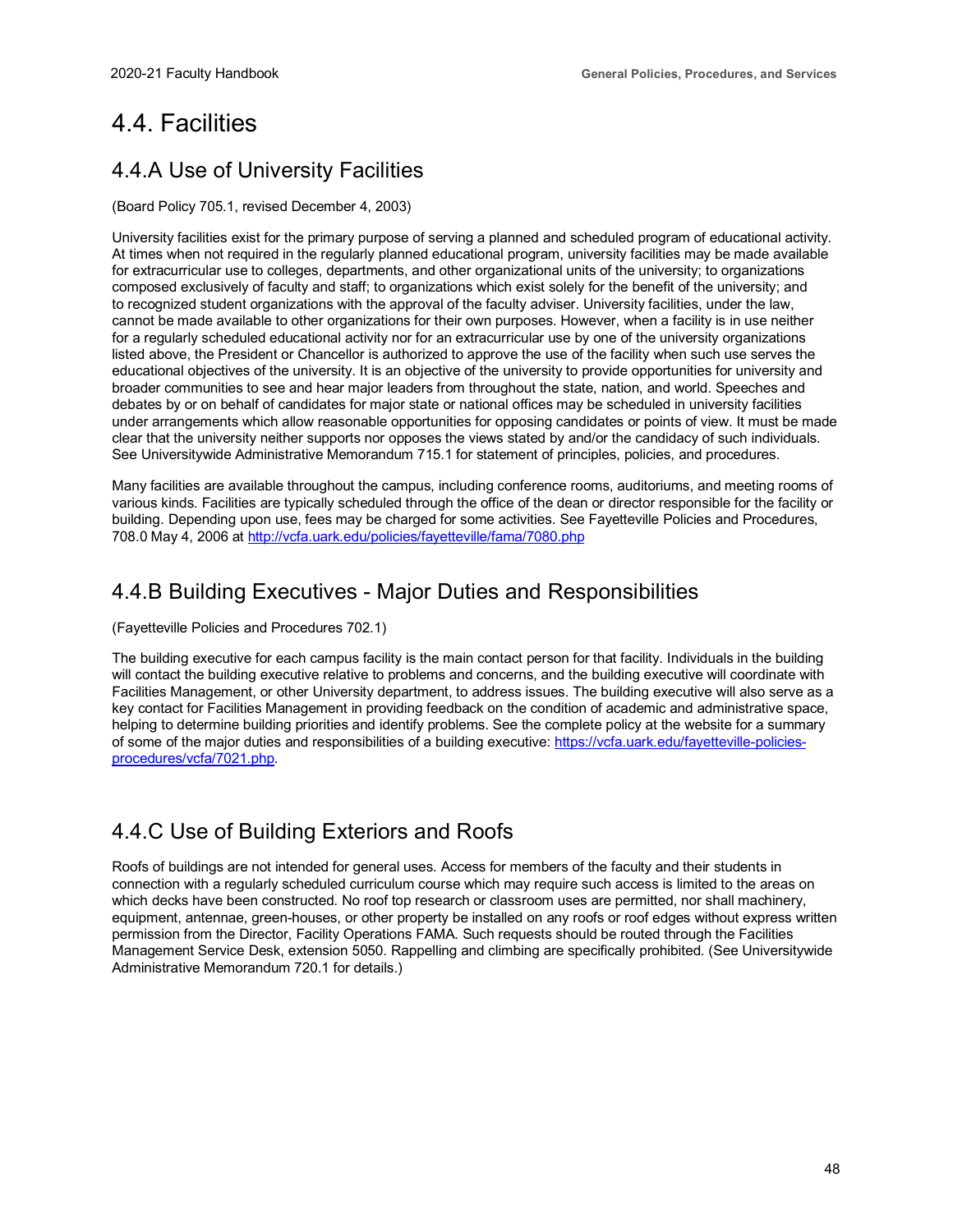# 4.4. Facilities

## 4.4.A Use of University Facilities

(Board Policy 705.1, revised December 4, 2003)

University facilities exist for the primary purpose of serving a planned and scheduled program of educational activity. At times when not required in the regularly planned educational program, university facilities may be made available for extracurricular use to colleges, departments, and other organizational units of the university; to organizations composed exclusively of faculty and staff; to organizations which exist solely for the benefit of the university; and to recognized student organizations with the approval of the faculty adviser. University facilities, under the law, cannot be made available to other organizations for their own purposes. However, when a facility is in use neither for a regularly scheduled educational activity nor for an extracurricular use by one of the university organizations listed above, the President or Chancellor is authorized to approve the use of the facility when such use serves the educational objectives of the university. It is an objective of the university to provide opportunities for university and broader communities to see and hear major leaders from throughout the state, nation, and world. Speeches and debates by or on behalf of candidates for major state or national offices may be scheduled in university facilities under arrangements which allow reasonable opportunities for opposing candidates or points of view. It must be made clear that the university neither supports nor opposes the views stated by and/or the candidacy of such individuals. See Universitywide Administrative Memorandum 715.1 for statement of principles, policies, and procedures.

Many facilities are available throughout the campus, including conference rooms, auditoriums, and meeting rooms of various kinds. Facilities are typically scheduled through the office of the dean or director responsible for the facility or building. Depending upon use, fees may be charged for some activities. See Fayetteville Policies and Procedures, 708.0 May 4, 2006 at http://vcfa.uark.edu/policies/fayetteville/fama/7080.php

## 4.4.B Building Executives - Major Duties and Responsibilities

(Fayetteville Policies and Procedures 702.1)

The building executive for each campus facility is the main contact person for that facility. Individuals in the building will contact the building executive relative to problems and concerns, and the building executive will coordinate with Facilities Management, or other University department, to address issues. The building executive will also serve as a key contact for Facilities Management in providing feedback on the condition of academic and administrative space, helping to determine building priorities and identify problems. See the complete policy at the website for a summary of some of the major duties and responsibilities of a building executive: https://vcfa.uark.edu/fayetteville-policies-procedures/vcfa/7021.php.

## 4.4.C Use of Building Exteriors and Roofs

Roofs of buildings are not intended for general uses. Access for members of the faculty and their students in connection with a regularly scheduled curriculum course which may require such access is limited to the areas on which decks have been constructed. No roof top research or classroom uses are permitted, nor shall machinery, equipment, antennae, green-houses, or other property be installed on any roofs or roof edges without express written permission from the Director, Facility Operations FAMA. Such requests should be routed through the Facilities Management Service Desk, extension 5050. Rappelling and climbing are specifically prohibited. (See Universitywide Administrative Memorandum 720.1 for details.)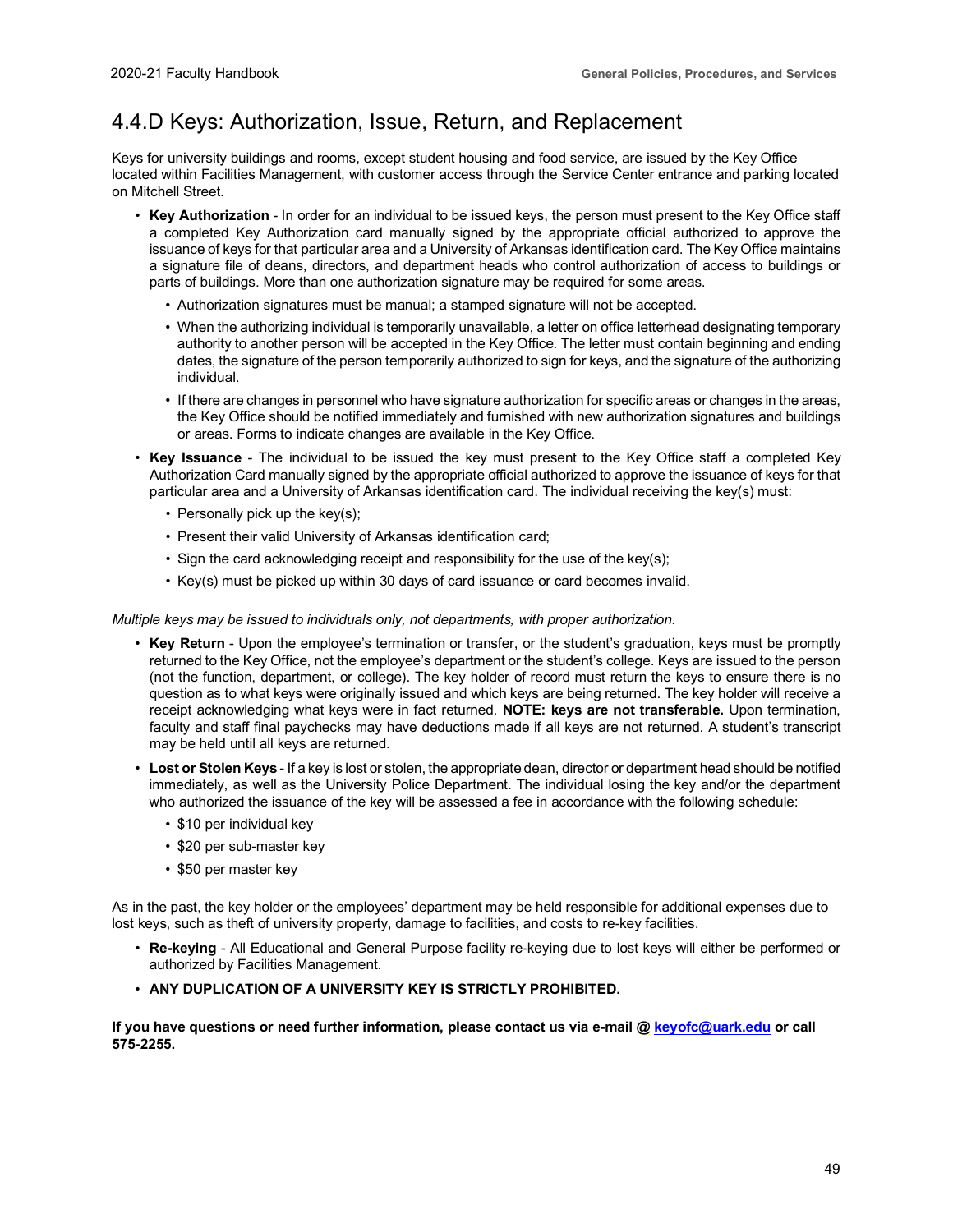## 4.4.D Keys: Authorization, Issue, Return, and Replacement

Keys for university buildings and rooms, except student housing and food service, are issued by the Key Office located within Facilities Management, with customer access through the Service Center entrance and parking located on Mitchell Street.

- **Key Authorization** - In order for an individual to be issued keys, the person must present to the Key Office staff a completed Key Authorization card manually signed by the appropriate official authorized to approve the issuance of keys for that particular area and a University of Arkansas identification card. The Key Office maintains a signature file of deans, directors, and department heads who control authorization of access to buildings or parts of buildings. More than one authorization signature may be required for some areas.
  - Authorization signatures must be manual; a stamped signature will not be accepted.
  - When the authorizing individual is temporarily unavailable, a letter on office letterhead designating temporary authority to another person will be accepted in the Key Office. The letter must contain beginning and ending dates, the signature of the person temporarily authorized to sign for keys, and the signature of the authorizing individual.
  - If there are changes in personnel who have signature authorization for specific areas or changes in the areas, the Key Office should be notified immediately and furnished with new authorization signatures and buildings or areas. Forms to indicate changes are available in the Key Office.
- **Key Issuance** - The individual to be issued the key must present to the Key Office staff a completed Key Authorization Card manually signed by the appropriate official authorized to approve the issuance of keys for that particular area and a University of Arkansas identification card. The individual receiving the key(s) must:
  - Personally pick up the key(s);
  - Present their valid University of Arkansas identification card;
  - Sign the card acknowledging receipt and responsibility for the use of the key(s);
  - Key(s) must be picked up within 30 days of card issuance or card becomes invalid.

*Multiple keys may be issued to individuals only, not departments, with proper authorization.*

- **Key Return** - Upon the employee's termination or transfer, or the student's graduation, keys must be promptly returned to the Key Office, not the employee's department or the student's college. Keys are issued to the person (not the function, department, or college). The key holder of record must return the keys to ensure there is no question as to what keys were originally issued and which keys are being returned. The key holder will receive a receipt acknowledging what keys were in fact returned. **NOTE: keys are not transferable.** Upon termination, faculty and staff final paychecks may have deductions made if all keys are not returned. A student's transcript may be held until all keys are returned.
- **Lost or Stolen Keys** - If a key is lost or stolen, the appropriate dean, director or department head should be notified immediately, as well as the University Police Department. The individual losing the key and/or the department who authorized the issuance of the key will be assessed a fee in accordance with the following schedule:
  - \$10 per individual key
  - \$20 per sub-master key
  - \$50 per master key

As in the past, the key holder or the employees' department may be held responsible for additional expenses due to lost keys, such as theft of university property, damage to facilities, and costs to re-key facilities.

- **Re-keying** - All Educational and General Purpose facility re-keying due to lost keys will either be performed or authorized by Facilities Management.
- **ANY DUPLICATION OF A UNIVERSITY KEY IS STRICTLY PROHIBITED.**

**If you have questions or need further information, please contact us via e-mail @ [keyofc@uark.edu](mailto:keyofc@uark.edu) or call 575-2255.**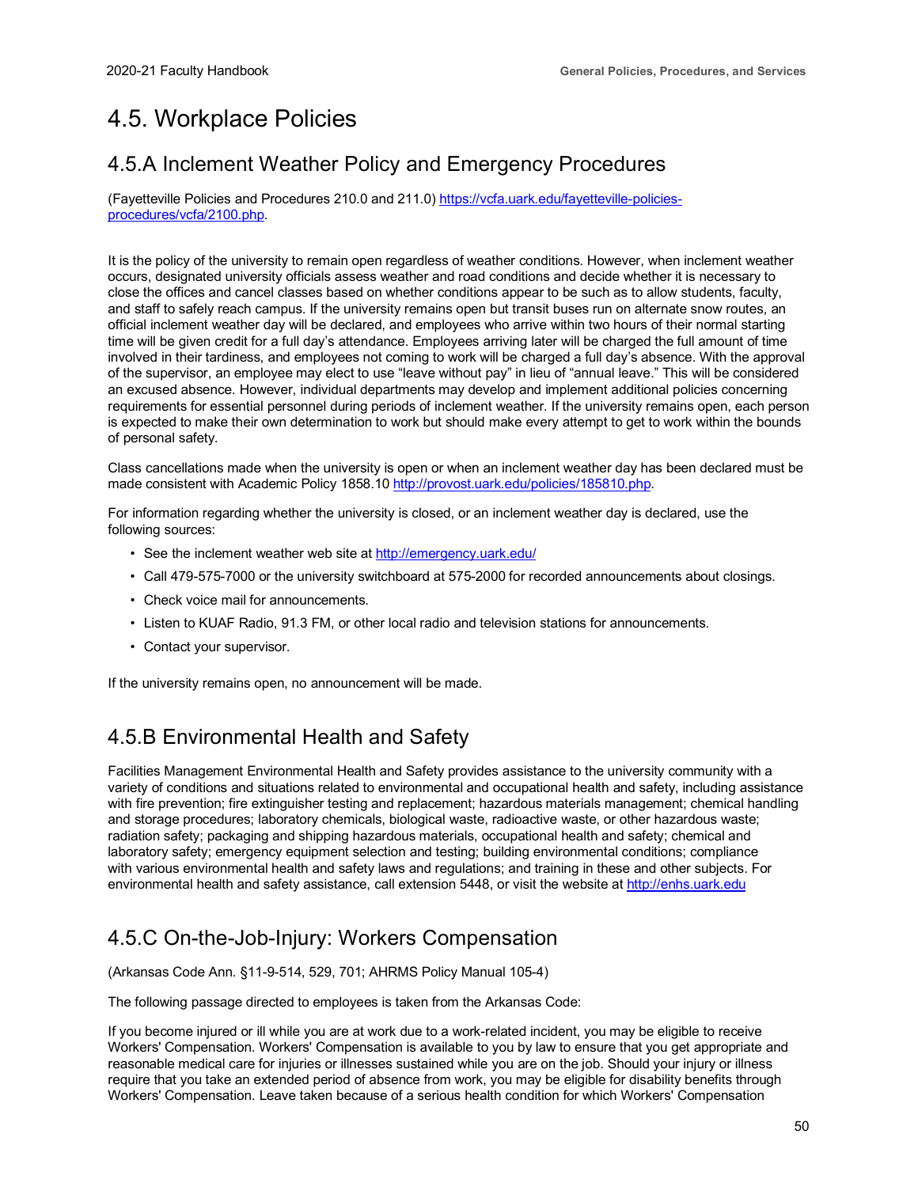# 4.5. Workplace Policies

## 4.5.A Inclement Weather Policy and Emergency Procedures

(Fayetteville Policies and Procedures 210.0 and 211.0) https://vcfa.uark.edu/fayetteville-policies-procedures/vcfa/2100.php.

It is the policy of the university to remain open regardless of weather conditions. However, when inclement weather occurs, designated university officials assess weather and road conditions and decide whether it is necessary to close the offices and cancel classes based on whether conditions appear to be such as to allow students, faculty, and staff to safely reach campus. If the university remains open but transit buses run on alternate snow routes, an official inclement weather day will be declared, and employees who arrive within two hours of their normal starting time will be given credit for a full day's attendance. Employees arriving later will be charged the full amount of time involved in their tardiness, and employees not coming to work will be charged a full day's absence. With the approval of the supervisor, an employee may elect to use "leave without pay" in lieu of "annual leave." This will be considered an excused absence. However, individual departments may develop and implement additional policies concerning requirements for essential personnel during periods of inclement weather. If the university remains open, each person is expected to make their own determination to work but should make every attempt to get to work within the bounds of personal safety.

Class cancellations made when the university is open or when an inclement weather day has been declared must be made consistent with Academic Policy 1858.10 http://provost.uark.edu/policies/185810.php.

For information regarding whether the university is closed, or an inclement weather day is declared, use the following sources:

- See the inclement weather web site at http://emergency.uark.edu/
- Call 479-575-7000 or the university switchboard at 575-2000 for recorded announcements about closings.
- Check voice mail for announcements.
- Listen to KUAF Radio, 91.3 FM, or other local radio and television stations for announcements.
- Contact your supervisor.

If the university remains open, no announcement will be made.

## 4.5.B Environmental Health and Safety

Facilities Management Environmental Health and Safety provides assistance to the university community with a variety of conditions and situations related to environmental and occupational health and safety, including assistance with fire prevention; fire extinguisher testing and replacement; hazardous materials management; chemical handling and storage procedures; laboratory chemicals, biological waste, radioactive waste, or other hazardous waste; radiation safety; packaging and shipping hazardous materials, occupational health and safety; chemical and laboratory safety; emergency equipment selection and testing; building environmental conditions; compliance with various environmental health and safety laws and regulations; and training in these and other subjects. For environmental health and safety assistance, call extension 5448, or visit the website at http://enhs.uark.edu

## 4.5.C On-the-Job-Injury: Workers Compensation

(Arkansas Code Ann. §11-9-514, 529, 701; AHRMS Policy Manual 105-4)

The following passage directed to employees is taken from the Arkansas Code:

If you become injured or ill while you are at work due to a work-related incident, you may be eligible to receive Workers' Compensation. Workers' Compensation is available to you by law to ensure that you get appropriate and reasonable medical care for injuries or illnesses sustained while you are on the job. Should your injury or illness require that you take an extended period of absence from work, you may be eligible for disability benefits through Workers' Compensation. Leave taken because of a serious health condition for which Workers' Compensation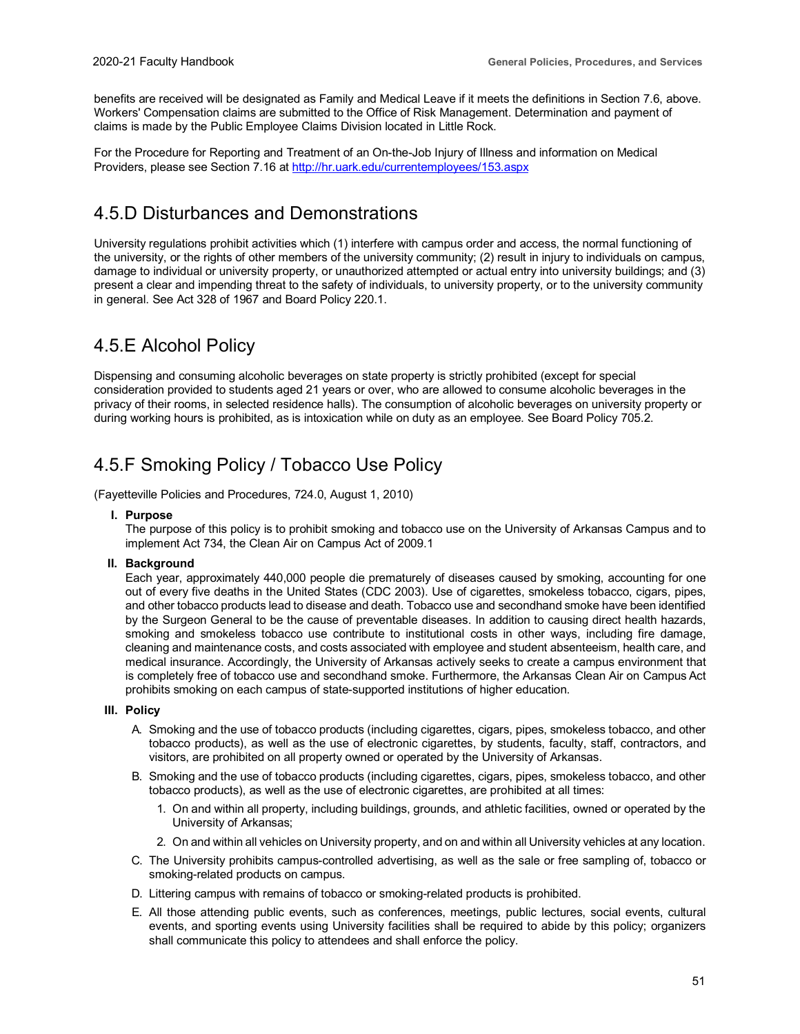benefits are received will be designated as Family and Medical Leave if it meets the definitions in Section 7.6, above. Workers' Compensation claims are submitted to the Office of Risk Management. Determination and payment of claims is made by the Public Employee Claims Division located in Little Rock.

For the Procedure for Reporting and Treatment of an On-the-Job Injury of Illness and information on Medical Providers, please see Section 7.16 at http://hr.uark.edu/currentemployees/153.aspx

## 4.5.D Disturbances and Demonstrations

University regulations prohibit activities which (1) interfere with campus order and access, the normal functioning of the university, or the rights of other members of the university community; (2) result in injury to individuals on campus, damage to individual or university property, or unauthorized attempted or actual entry into university buildings; and (3) present a clear and impending threat to the safety of individuals, to university property, or to the university community in general. See Act 328 of 1967 and Board Policy 220.1.

## 4.5.E Alcohol Policy

Dispensing and consuming alcoholic beverages on state property is strictly prohibited (except for special consideration provided to students aged 21 years or over, who are allowed to consume alcoholic beverages in the privacy of their rooms, in selected residence halls). The consumption of alcoholic beverages on university property or during working hours is prohibited, as is intoxication while on duty as an employee. See Board Policy 705.2.

## 4.5.F Smoking Policy / Tobacco Use Policy

(Fayetteville Policies and Procedures, 724.0, August 1, 2010)

I. **Purpose**
   The purpose of this policy is to prohibit smoking and tobacco use on the University of Arkansas Campus and to implement Act 734, the Clean Air on Campus Act of 2009.1

II. **Background**
   Each year, approximately 440,000 people die prematurely of diseases caused by smoking, accounting for one out of every five deaths in the United States (CDC 2003). Use of cigarettes, smokeless tobacco, cigars, pipes, and other tobacco products lead to disease and death. Tobacco use and secondhand smoke have been identified by the Surgeon General to be the cause of preventable diseases. In addition to causing direct health hazards, smoking and smokeless tobacco use contribute to institutional costs in other ways, including fire damage, cleaning and maintenance costs, and costs associated with employee and student absenteeism, health care, and medical insurance. Accordingly, the University of Arkansas actively seeks to create a campus environment that is completely free of tobacco use and secondhand smoke. Furthermore, the Arkansas Clean Air on Campus Act prohibits smoking on each campus of state-supported institutions of higher education.

III. **Policy**
   A. Smoking and the use of tobacco products (including cigarettes, cigars, pipes, smokeless tobacco, and other tobacco products), as well as the use of electronic cigarettes, by students, faculty, staff, contractors, and visitors, are prohibited on all property owned or operated by the University of Arkansas.
   B. Smoking and the use of tobacco products (including cigarettes, cigars, pipes, smokeless tobacco, and other tobacco products), as well as the use of electronic cigarettes, are prohibited at all times:
      1. On and within all property, including buildings, grounds, and athletic facilities, owned or operated by the University of Arkansas;
      2. On and within all vehicles on University property, and on and within all University vehicles at any location.
   C. The University prohibits campus-controlled advertising, as well as the sale or free sampling of, tobacco or smoking-related products on campus.
   D. Littering campus with remains of tobacco or smoking-related products is prohibited.
   E. All those attending public events, such as conferences, meetings, public lectures, social events, cultural events, and sporting events using University facilities shall be required to abide by this policy; organizers shall communicate this policy to attendees and shall enforce the policy.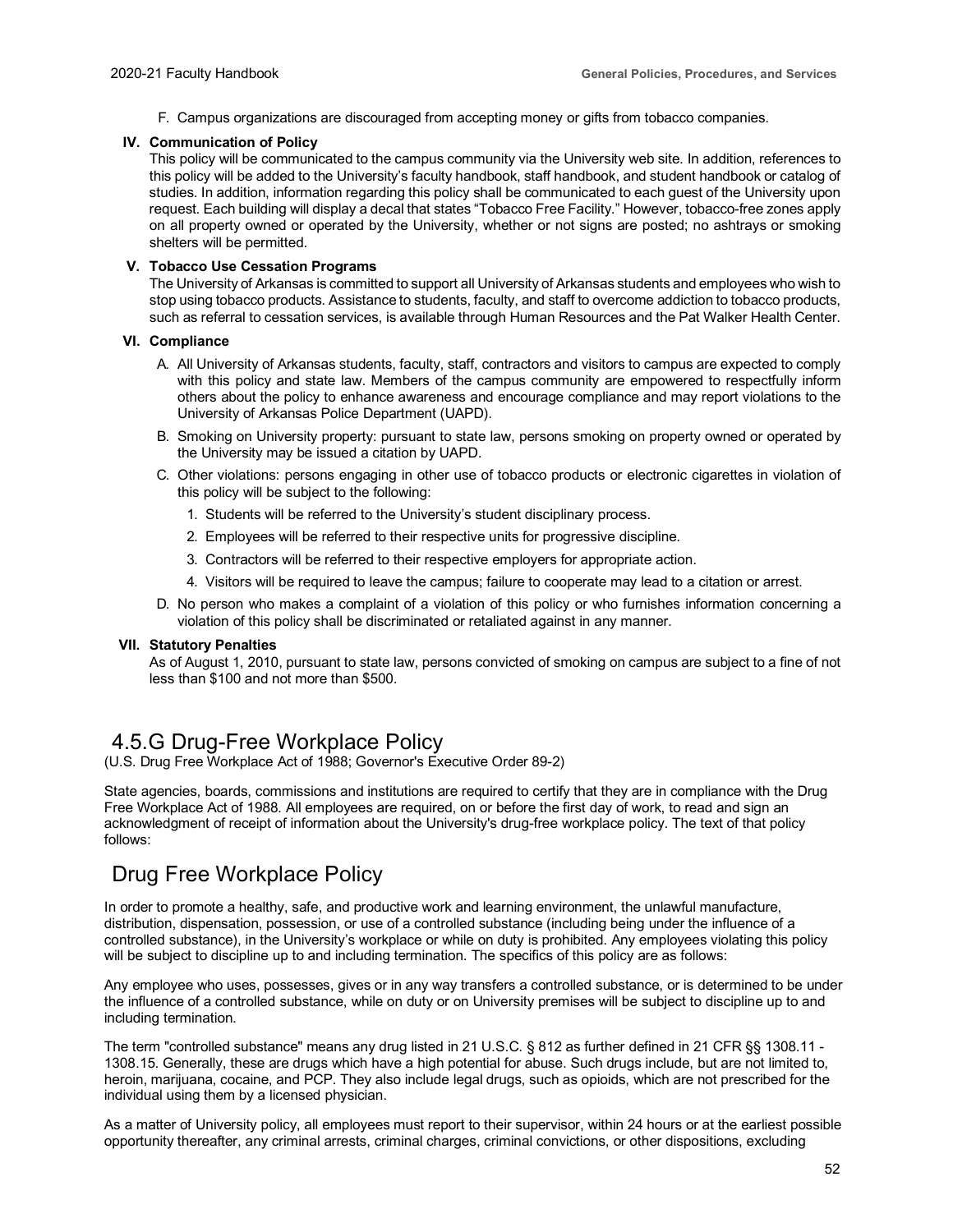F. Campus organizations are discouraged from accepting money or gifts from tobacco companies.

**IV. Communication of Policy**

This policy will be communicated to the campus community via the University web site. In addition, references to this policy will be added to the University's faculty handbook, staff handbook, and student handbook or catalog of studies. In addition, information regarding this policy shall be communicated to each guest of the University upon request. Each building will display a decal that states "Tobacco Free Facility." However, tobacco-free zones apply on all property owned or operated by the University, whether or not signs are posted; no ashtrays or smoking shelters will be permitted.

**V. Tobacco Use Cessation Programs**

The University of Arkansas is committed to support all University of Arkansas students and employees who wish to stop using tobacco products. Assistance to students, faculty, and staff to overcome addiction to tobacco products, such as referral to cessation services, is available through Human Resources and the Pat Walker Health Center.

**VI. Compliance**

A. All University of Arkansas students, faculty, staff, contractors and visitors to campus are expected to comply with this policy and state law. Members of the campus community are empowered to respectfully inform others about the policy to enhance awareness and encourage compliance and may report violations to the University of Arkansas Police Department (UAPD).

B. Smoking on University property: pursuant to state law, persons smoking on property owned or operated by the University may be issued a citation by UAPD.

C. Other violations: persons engaging in other use of tobacco products or electronic cigarettes in violation of this policy will be subject to the following:

1. Students will be referred to the University's student disciplinary process.
2. Employees will be referred to their respective units for progressive discipline.
3. Contractors will be referred to their respective employers for appropriate action.
4. Visitors will be required to leave the campus; failure to cooperate may lead to a citation or arrest.

D. No person who makes a complaint of a violation of this policy or who furnishes information concerning a violation of this policy shall be discriminated or retaliated against in any manner.

**VII. Statutory Penalties**

As of August 1, 2010, pursuant to state law, persons convicted of smoking on campus are subject to a fine of not less than $100 and not more than $500.

## 4.5.G Drug-Free Workplace Policy

(U.S. Drug Free Workplace Act of 1988; Governor's Executive Order 89-2)

State agencies, boards, commissions and institutions are required to certify that they are in compliance with the Drug Free Workplace Act of 1988. All employees are required, on or before the first day of work, to read and sign an acknowledgment of receipt of information about the University's drug-free workplace policy. The text of that policy follows:

## Drug Free Workplace Policy

In order to promote a healthy, safe, and productive work and learning environment, the unlawful manufacture, distribution, dispensation, possession, or use of a controlled substance (including being under the influence of a controlled substance), in the University's workplace or while on duty is prohibited. Any employees violating this policy will be subject to discipline up to and including termination. The specifics of this policy are as follows:

Any employee who uses, possesses, gives or in any way transfers a controlled substance, or is determined to be under the influence of a controlled substance, while on duty or on University premises will be subject to discipline up to and including termination.

The term "controlled substance" means any drug listed in 21 U.S.C. § 812 as further defined in 21 CFR §§ 1308.11 - 1308.15. Generally, these are drugs which have a high potential for abuse. Such drugs include, but are not limited to, heroin, marijuana, cocaine, and PCP. They also include legal drugs, such as opioids, which are not prescribed for the individual using them by a licensed physician.

As a matter of University policy, all employees must report to their supervisor, within 24 hours or at the earliest possible opportunity thereafter, any criminal arrests, criminal charges, criminal convictions, or other dispositions, excluding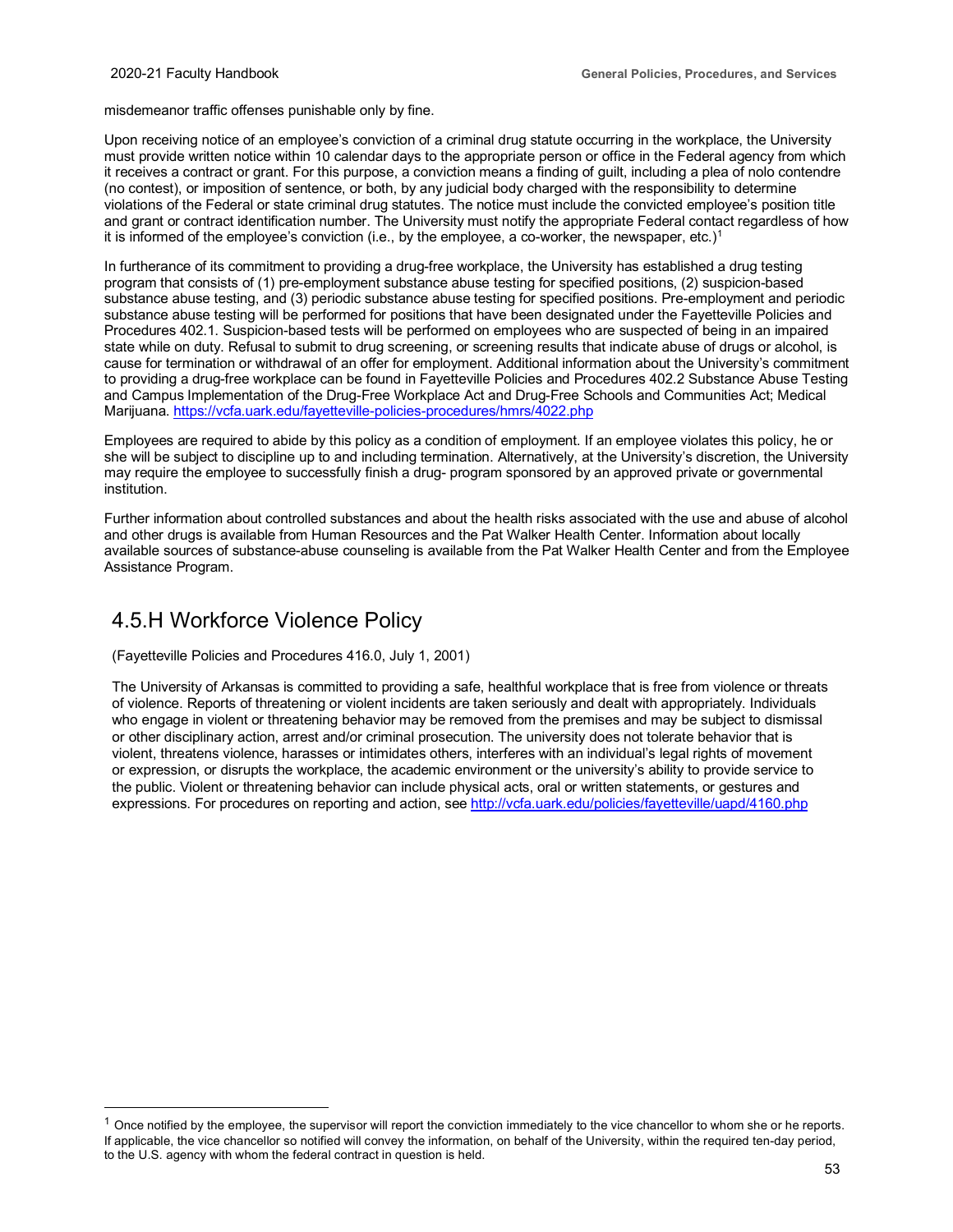misdemeanor traffic offenses punishable only by fine.

Upon receiving notice of an employee's conviction of a criminal drug statute occurring in the workplace, the University must provide written notice within 10 calendar days to the appropriate person or office in the Federal agency from which it receives a contract or grant. For this purpose, a conviction means a finding of guilt, including a plea of nolo contendre (no contest), or imposition of sentence, or both, by any judicial body charged with the responsibility to determine violations of the Federal or state criminal drug statutes. The notice must include the convicted employee's position title and grant or contract identification number. The University must notify the appropriate Federal contact regardless of how it is informed of the employee's conviction (i.e., by the employee, a co-worker, the newspaper, etc.)[1]

In furtherance of its commitment to providing a drug-free workplace, the University has established a drug testing program that consists of (1) pre-employment substance abuse testing for specified positions, (2) suspicion-based substance abuse testing, and (3) periodic substance abuse testing for specified positions. Pre-employment and periodic substance abuse testing will be performed for positions that have been designated under the Fayetteville Policies and Procedures 402.1. Suspicion-based tests will be performed on employees who are suspected of being in an impaired state while on duty. Refusal to submit to drug screening, or screening results that indicate abuse of drugs or alcohol, is cause for termination or withdrawal of an offer for employment. Additional information about the University's commitment to providing a drug-free workplace can be found in Fayetteville Policies and Procedures 402.2 Substance Abuse Testing and Campus Implementation of the Drug-Free Workplace Act and Drug-Free Schools and Communities Act; Medical Marijuana. https://vcfa.uark.edu/fayetteville-policies-procedures/hmrs/4022.php

Employees are required to abide by this policy as a condition of employment. If an employee violates this policy, he or she will be subject to discipline up to and including termination. Alternatively, at the University's discretion, the University may require the employee to successfully finish a drug- program sponsored by an approved private or governmental institution.

Further information about controlled substances and about the health risks associated with the use and abuse of alcohol and other drugs is available from Human Resources and the Pat Walker Health Center. Information about locally available sources of substance-abuse counseling is available from the Pat Walker Health Center and from the Employee Assistance Program.

## 4.5.H Workforce Violence Policy

(Fayetteville Policies and Procedures 416.0, July 1, 2001)

The University of Arkansas is committed to providing a safe, healthful workplace that is free from violence or threats of violence. Reports of threatening or violent incidents are taken seriously and dealt with appropriately. Individuals who engage in violent or threatening behavior may be removed from the premises and may be subject to dismissal or other disciplinary action, arrest and/or criminal prosecution. The university does not tolerate behavior that is violent, threatens violence, harasses or intimidates others, interferes with an individual's legal rights of movement or expression, or disrupts the workplace, the academic environment or the university's ability to provide service to the public. Violent or threatening behavior can include physical acts, oral or written statements, or gestures and expressions. For procedures on reporting and action, see http://vcfa.uark.edu/policies/fayetteville/uapd/4160.php

[1] Once notified by the employee, the supervisor will report the conviction immediately to the vice chancellor to whom she or he reports. If applicable, the vice chancellor so notified will convey the information, on behalf of the University, within the required ten-day period, to the U.S. agency with whom the federal contract in question is held.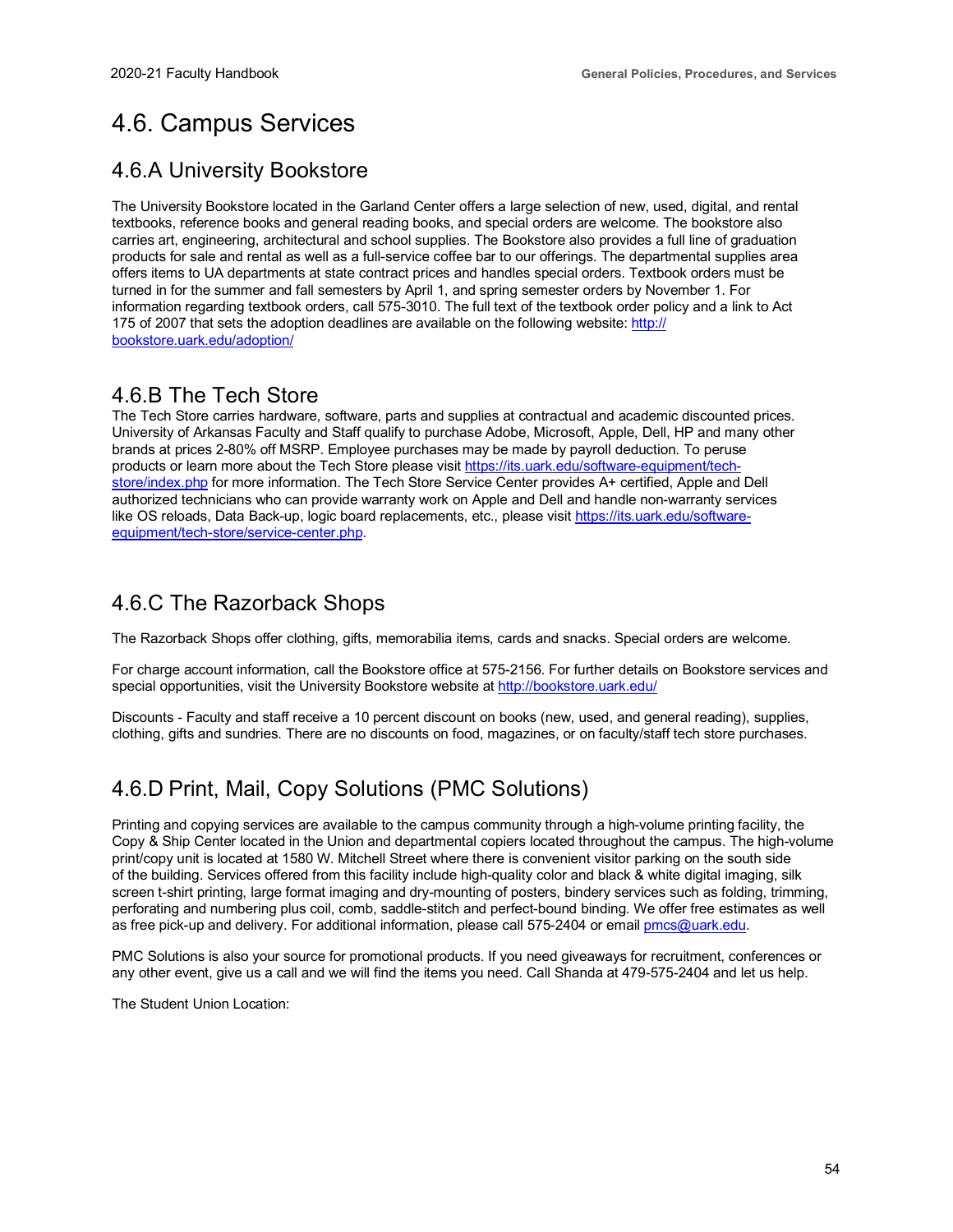# 4.6. Campus Services

## 4.6.A University Bookstore

The University Bookstore located in the Garland Center offers a large selection of new, used, digital, and rental textbooks, reference books and general reading books, and special orders are welcome. The bookstore also carries art, engineering, architectural and school supplies. The Bookstore also provides a full line of graduation products for sale and rental as well as a full-service coffee bar to our offerings. The departmental supplies area offers items to UA departments at state contract prices and handles special orders. Textbook orders must be turned in for the summer and fall semesters by April 1, and spring semester orders by November 1. For information regarding textbook orders, call 575-3010. The full text of the textbook order policy and a link to Act 175 of 2007 that sets the adoption deadlines are available on the following website: [http://bookstore.uark.edu/adoption/](http://bookstore.uark.edu/adoption/)

## 4.6.B The Tech Store

The Tech Store carries hardware, software, parts and supplies at contractual and academic discounted prices. University of Arkansas Faculty and Staff qualify to purchase Adobe, Microsoft, Apple, Dell, HP and many other brands at prices 2-80% off MSRP. Employee purchases may be made by payroll deduction. To peruse products or learn more about the Tech Store please visit [https://its.uark.edu/software-equipment/tech-store/index.php](https://its.uark.edu/software-equipment/tech-store/index.php) for more information. The Tech Store Service Center provides A+ certified, Apple and Dell authorized technicians who can provide warranty work on Apple and Dell and handle non-warranty services like OS reloads, Data Back-up, logic board replacements, etc., please visit [https://its.uark.edu/software-equipment/tech-store/service-center.php](https://its.uark.edu/software-equipment/tech-store/service-center.php).

## 4.6.C The Razorback Shops

The Razorback Shops offer clothing, gifts, memorabilia items, cards and snacks. Special orders are welcome.

For charge account information, call the Bookstore office at 575-2156. For further details on Bookstore services and special opportunities, visit the University Bookstore website at [http://bookstore.uark.edu/](http://bookstore.uark.edu/)

Discounts - Faculty and staff receive a 10 percent discount on books (new, used, and general reading), supplies, clothing, gifts and sundries. There are no discounts on food, magazines, or on faculty/staff tech store purchases.

## 4.6.D Print, Mail, Copy Solutions (PMC Solutions)

Printing and copying services are available to the campus community through a high-volume printing facility, the Copy & Ship Center located in the Union and departmental copiers located throughout the campus. The high-volume print/copy unit is located at 1580 W. Mitchell Street where there is convenient visitor parking on the south side of the building. Services offered from this facility include high-quality color and black & white digital imaging, silk screen t-shirt printing, large format imaging and dry-mounting of posters, bindery services such as folding, trimming, perforating and numbering plus coil, comb, saddle-stitch and perfect-bound binding. We offer free estimates as well as free pick-up and delivery. For additional information, please call 575-2404 or email [pmcs@uark.edu](mailto:pmcs@uark.edu).

PMC Solutions is also your source for promotional products. If you need giveaways for recruitment, conferences or any other event, give us a call and we will find the items you need. Call Shanda at 479-575-2404 and let us help.

The Student Union Location: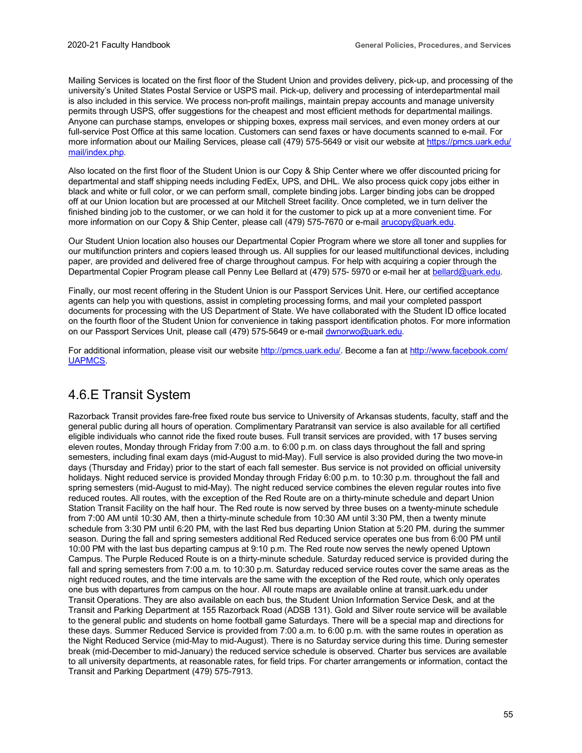Mailing Services is located on the first floor of the Student Union and provides delivery, pick-up, and processing of the university's United States Postal Service or USPS mail. Pick-up, delivery and processing of interdepartmental mail is also included in this service. We process non-profit mailings, maintain prepay accounts and manage university permits through USPS, offer suggestions for the cheapest and most efficient methods for departmental mailings. Anyone can purchase stamps, envelopes or shipping boxes, express mail services, and even money orders at our full-service Post Office at this same location. Customers can send faxes or have documents scanned to e-mail. For more information about our Mailing Services, please call (479) 575-5649 or visit our website at [https://pmcs.uark.edu/mail/index.php](https://pmcs.uark.edu/mail/index.php).

Also located on the first floor of the Student Union is our Copy & Ship Center where we offer discounted pricing for departmental and staff shipping needs including FedEx, UPS, and DHL. We also process quick copy jobs either in black and white or full color, or we can perform small, complete binding jobs. Larger binding jobs can be dropped off at our Union location but are processed at our Mitchell Street facility. Once completed, we in turn deliver the finished binding job to the customer, or we can hold it for the customer to pick up at a more convenient time. For more information on our Copy & Ship Center, please call (479) 575-7670 or e-mail [arucopy@uark.edu](mailto:arucopy@uark.edu).

Our Student Union location also houses our Departmental Copier Program where we store all toner and supplies for our multifunction printers and copiers leased through us. All supplies for our leased multifunctional devices, including paper, are provided and delivered free of charge throughout campus. For help with acquiring a copier through the Departmental Copier Program please call Penny Lee Bellard at (479) 575- 5970 or e-mail her at [bellard@uark.edu](mailto:bellard@uark.edu).

Finally, our most recent offering in the Student Union is our Passport Services Unit. Here, our certified acceptance agents can help you with questions, assist in completing processing forms, and mail your completed passport documents for processing with the US Department of State. We have collaborated with the Student ID office located on the fourth floor of the Student Union for convenience in taking passport identification photos. For more information on our Passport Services Unit, please call (479) 575-5649 or e-mail [dwnorwo@uark.edu](mailto:dwnorwo@uark.edu).

For additional information, please visit our website [http://pmcs.uark.edu/](http://pmcs.uark.edu/). Become a fan at [http://www.facebook.com/UAPMCS](http://www.facebook.com/UAPMCS).

## 4.6.E Transit System

Razorback Transit provides fare-free fixed route bus service to University of Arkansas students, faculty, staff and the general public during all hours of operation. Complimentary Paratransit van service is also available for all certified eligible individuals who cannot ride the fixed route buses. Full transit services are provided, with 17 buses serving eleven routes, Monday through Friday from 7:00 a.m. to 6:00 p.m. on class days throughout the fall and spring semesters, including final exam days (mid-August to mid-May). Full service is also provided during the two move-in days (Thursday and Friday) prior to the start of each fall semester. Bus service is not provided on official university holidays. Night reduced service is provided Monday through Friday 6:00 p.m. to 10:30 p.m. throughout the fall and spring semesters (mid-August to mid-May). The night reduced service combines the eleven regular routes into five reduced routes. All routes, with the exception of the Red Route are on a thirty-minute schedule and depart Union Station Transit Facility on the half hour. The Red route is now served by three buses on a twenty-minute schedule from 7:00 AM until 10:30 AM, then a thirty-minute schedule from 10:30 AM until 3:30 PM, then a twenty minute schedule from 3:30 PM until 6:20 PM, with the last Red bus departing Union Station at 5:20 PM. during the summer season. During the fall and spring semesters additional Red Reduced service operates one bus from 6:00 PM until 10:00 PM with the last bus departing campus at 9:10 p.m. The Red route now serves the newly opened Uptown Campus. The Purple Reduced Route is on a thirty-minute schedule. Saturday reduced service is provided during the fall and spring semesters from 7:00 a.m. to 10:30 p.m. Saturday reduced service routes cover the same areas as the night reduced routes, and the time intervals are the same with the exception of the Red route, which only operates one bus with departures from campus on the hour. All route maps are available online at transit.uark.edu under Transit Operations. They are also available on each bus, the Student Union Information Service Desk, and at the Transit and Parking Department at 155 Razorback Road (ADSB 131). Gold and Silver route service will be available to the general public and students on home football game Saturdays. There will be a special map and directions for these days. Summer Reduced Service is provided from 7:00 a.m. to 6:00 p.m. with the same routes in operation as the Night Reduced Service (mid-May to mid-August). There is no Saturday service during this time. During semester break (mid-December to mid-January) the reduced service schedule is observed. Charter bus services are available to all university departments, at reasonable rates, for field trips. For charter arrangements or information, contact the Transit and Parking Department (479) 575-7913.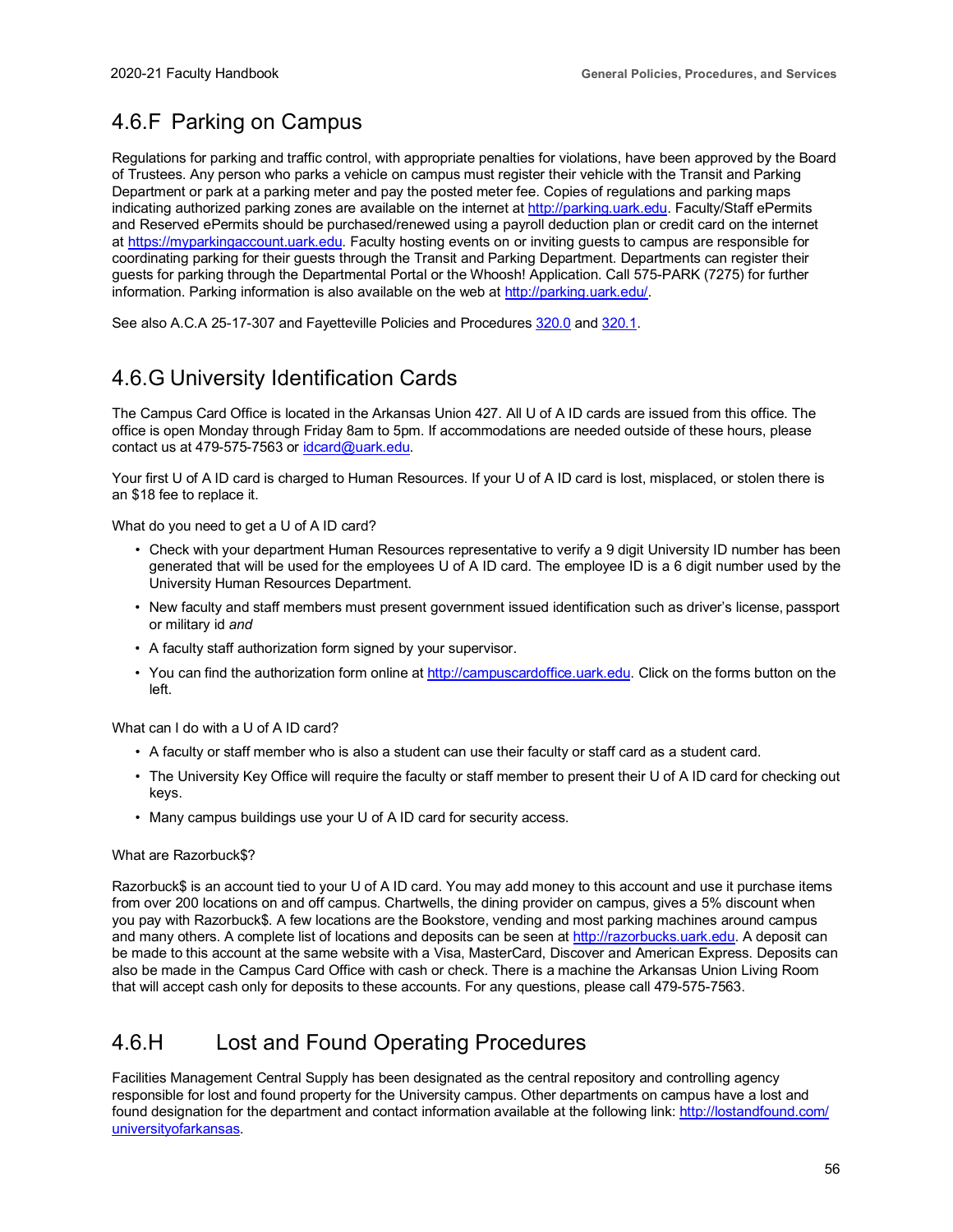## 4.6.F Parking on Campus

Regulations for parking and traffic control, with appropriate penalties for violations, have been approved by the Board of Trustees. Any person who parks a vehicle on campus must register their vehicle with the Transit and Parking Department or park at a parking meter and pay the posted meter fee. Copies of regulations and parking maps indicating authorized parking zones are available on the internet at http://parking.uark.edu. Faculty/Staff ePermits and Reserved ePermits should be purchased/renewed using a payroll deduction plan or credit card on the internet at https://myparkingaccount.uark.edu. Faculty hosting events on or inviting guests to campus are responsible for coordinating parking for their guests through the Transit and Parking Department. Departments can register their guests for parking through the Departmental Portal or the Whoosh! Application. Call 575-PARK (7275) for further information. Parking information is also available on the web at http://parking.uark.edu/.

See also A.C.A 25-17-307 and Fayetteville Policies and Procedures 320.0 and 320.1.

## 4.6.G University Identification Cards

The Campus Card Office is located in the Arkansas Union 427. All U of A ID cards are issued from this office. The office is open Monday through Friday 8am to 5pm. If accommodations are needed outside of these hours, please contact us at 479-575-7563 or idcard@uark.edu.

Your first U of A ID card is charged to Human Resources. If your U of A ID card is lost, misplaced, or stolen there is an $18 fee to replace it.

What do you need to get a U of A ID card?

- Check with your department Human Resources representative to verify a 9 digit University ID number has been generated that will be used for the employees U of A ID card. The employee ID is a 6 digit number used by the University Human Resources Department.
- New faculty and staff members must present government issued identification such as driver's license, passport or military id *and*
- A faculty staff authorization form signed by your supervisor.
- You can find the authorization form online at http://campuscardoffice.uark.edu. Click on the forms button on the left.

What can I do with a U of A ID card?

- A faculty or staff member who is also a student can use their faculty or staff card as a student card.
- The University Key Office will require the faculty or staff member to present their U of A ID card for checking out keys.
- Many campus buildings use your U of A ID card for security access.

What are Razorbuck$?

Razorbuck$ is an account tied to your U of A ID card. You may add money to this account and use it purchase items from over 200 locations on and off campus. Chartwells, the dining provider on campus, gives a 5% discount when you pay with Razorbuck$. A few locations are the Bookstore, vending and most parking machines around campus and many others. A complete list of locations and deposits can be seen at http://razorbucks.uark.edu. A deposit can be made to this account at the same website with a Visa, MasterCard, Discover and American Express. Deposits can also be made in the Campus Card Office with cash or check. There is a machine the Arkansas Union Living Room that will accept cash only for deposits to these accounts. For any questions, please call 479-575-7563.

## 4.6.H Lost and Found Operating Procedures

Facilities Management Central Supply has been designated as the central repository and controlling agency responsible for lost and found property for the University campus. Other departments on campus have a lost and found designation for the department and contact information available at the following link: http://lostandfound.com/universityofarkansas.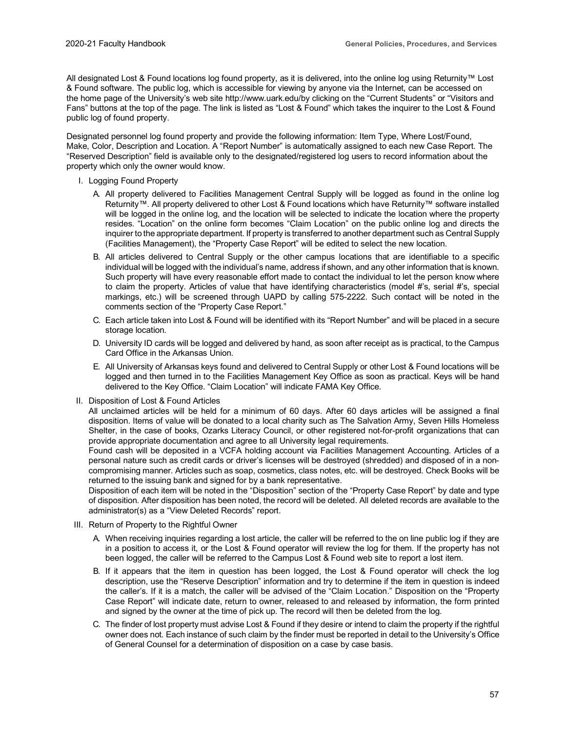All designated Lost & Found locations log found property, as it is delivered, into the online log using Returnity™ Lost & Found software. The public log, which is accessible for viewing by anyone via the Internet, can be accessed on the home page of the University's web site http://www.uark.edu/by clicking on the "Current Students" or "Visitors and Fans" buttons at the top of the page. The link is listed as "Lost & Found" which takes the inquirer to the Lost & Found public log of found property.

Designated personnel log found property and provide the following information: Item Type, Where Lost/Found, Make, Color, Description and Location. A "Report Number" is automatically assigned to each new Case Report. The "Reserved Description" field is available only to the designated/registered log users to record information about the property which only the owner would know.

I. Logging Found Property

   A. All property delivered to Facilities Management Central Supply will be logged as found in the online log Returnity™. All property delivered to other Lost & Found locations which have Returnity™ software installed will be logged in the online log, and the location will be selected to indicate the location where the property resides. "Location" on the online form becomes "Claim Location" on the public online log and directs the inquirer to the appropriate department. If property is transferred to another department such as Central Supply (Facilities Management), the "Property Case Report" will be edited to select the new location.

   B. All articles delivered to Central Supply or the other campus locations that are identifiable to a specific individual will be logged with the individual's name, address if shown, and any other information that is known. Such property will have every reasonable effort made to contact the individual to let the person know where to claim the property. Articles of value that have identifying characteristics (model #'s, serial #'s, special markings, etc.) will be screened through UAPD by calling 575-2222. Such contact will be noted in the comments section of the "Property Case Report."

   C. Each article taken into Lost & Found will be identified with its "Report Number" and will be placed in a secure storage location.

   D. University ID cards will be logged and delivered by hand, as soon after receipt as is practical, to the Campus Card Office in the Arkansas Union.

   E. All University of Arkansas keys found and delivered to Central Supply or other Lost & Found locations will be logged and then turned in to the Facilities Management Key Office as soon as practical. Keys will be hand delivered to the Key Office. "Claim Location" will indicate FAMA Key Office.

II. Disposition of Lost & Found Articles

   All unclaimed articles will be held for a minimum of 60 days. After 60 days articles will be assigned a final disposition. Items of value will be donated to a local charity such as The Salvation Army, Seven Hills Homeless Shelter, in the case of books, Ozarks Literacy Council, or other registered not-for-profit organizations that can provide appropriate documentation and agree to all University legal requirements.

   Found cash will be deposited in a VCFA holding account via Facilities Management Accounting. Articles of a personal nature such as credit cards or driver's licenses will be destroyed (shredded) and disposed of in a non-compromising manner. Articles such as soap, cosmetics, class notes, etc. will be destroyed. Check Books will be returned to the issuing bank and signed for by a bank representative.

   Disposition of each item will be noted in the "Disposition" section of the "Property Case Report" by date and type of disposition. After disposition has been noted, the record will be deleted. All deleted records are available to the administrator(s) as a "View Deleted Records" report.

III. Return of Property to the Rightful Owner

   A. When receiving inquiries regarding a lost article, the caller will be referred to the on line public log if they are in a position to access it, or the Lost & Found operator will review the log for them. If the property has not been logged, the caller will be referred to the Campus Lost & Found web site to report a lost item.

   B. If it appears that the item in question has been logged, the Lost & Found operator will check the log description, use the "Reserve Description" information and try to determine if the item in question is indeed the caller's. If it is a match, the caller will be advised of the "Claim Location." Disposition on the "Property Case Report" will indicate date, return to owner, released to and released by information, the form printed and signed by the owner at the time of pick up. The record will then be deleted from the log.

   C. The finder of lost property must advise Lost & Found if they desire or intend to claim the property if the rightful owner does not. Each instance of such claim by the finder must be reported in detail to the University's Office of General Counsel for a determination of disposition on a case by case basis.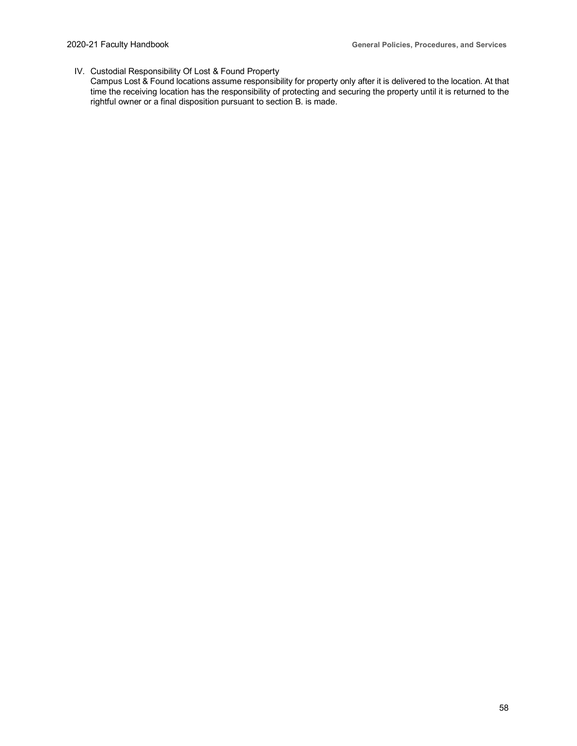IV. Custodial Responsibility Of Lost & Found Property
    Campus Lost & Found locations assume responsibility for property only after it is delivered to the location. At that time the receiving location has the responsibility of protecting and securing the property until it is returned to the rightful owner or a final disposition pursuant to section B. is made.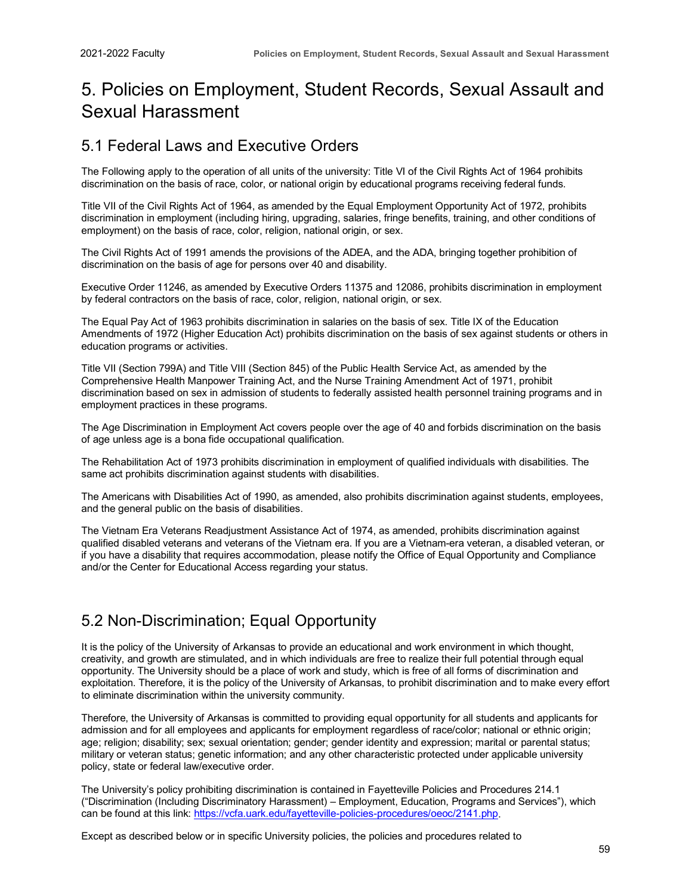# 5. Policies on Employment, Student Records, Sexual Assault and Sexual Harassment

## 5.1 Federal Laws and Executive Orders

The Following apply to the operation of all units of the university: Title VI of the Civil Rights Act of 1964 prohibits discrimination on the basis of race, color, or national origin by educational programs receiving federal funds.

Title VII of the Civil Rights Act of 1964, as amended by the Equal Employment Opportunity Act of 1972, prohibits discrimination in employment (including hiring, upgrading, salaries, fringe benefits, training, and other conditions of employment) on the basis of race, color, religion, national origin, or sex.

The Civil Rights Act of 1991 amends the provisions of the ADEA, and the ADA, bringing together prohibition of discrimination on the basis of age for persons over 40 and disability.

Executive Order 11246, as amended by Executive Orders 11375 and 12086, prohibits discrimination in employment by federal contractors on the basis of race, color, religion, national origin, or sex.

The Equal Pay Act of 1963 prohibits discrimination in salaries on the basis of sex. Title IX of the Education Amendments of 1972 (Higher Education Act) prohibits discrimination on the basis of sex against students or others in education programs or activities.

Title VII (Section 799A) and Title VIII (Section 845) of the Public Health Service Act, as amended by the Comprehensive Health Manpower Training Act, and the Nurse Training Amendment Act of 1971, prohibit discrimination based on sex in admission of students to federally assisted health personnel training programs and in employment practices in these programs.

The Age Discrimination in Employment Act covers people over the age of 40 and forbids discrimination on the basis of age unless age is a bona fide occupational qualification.

The Rehabilitation Act of 1973 prohibits discrimination in employment of qualified individuals with disabilities. The same act prohibits discrimination against students with disabilities.

The Americans with Disabilities Act of 1990, as amended, also prohibits discrimination against students, employees, and the general public on the basis of disabilities.

The Vietnam Era Veterans Readjustment Assistance Act of 1974, as amended, prohibits discrimination against qualified disabled veterans and veterans of the Vietnam era. If you are a Vietnam-era veteran, a disabled veteran, or if you have a disability that requires accommodation, please notify the Office of Equal Opportunity and Compliance and/or the Center for Educational Access regarding your status.

## 5.2 Non-Discrimination; Equal Opportunity

It is the policy of the University of Arkansas to provide an educational and work environment in which thought, creativity, and growth are stimulated, and in which individuals are free to realize their full potential through equal opportunity. The University should be a place of work and study, which is free of all forms of discrimination and exploitation. Therefore, it is the policy of the University of Arkansas, to prohibit discrimination and to make every effort to eliminate discrimination within the university community.

Therefore, the University of Arkansas is committed to providing equal opportunity for all students and applicants for admission and for all employees and applicants for employment regardless of race/color; national or ethnic origin; age; religion; disability; sex; sexual orientation; gender; gender identity and expression; marital or parental status; military or veteran status; genetic information; and any other characteristic protected under applicable university policy, state or federal law/executive order.

The University's policy prohibiting discrimination is contained in Fayetteville Policies and Procedures 214.1 ("Discrimination (Including Discriminatory Harassment) – Employment, Education, Programs and Services"), which can be found at this link: https://vcfa.uark.edu/fayetteville-policies-procedures/oeoc/2141.php.

Except as described below or in specific University policies, the policies and procedures related to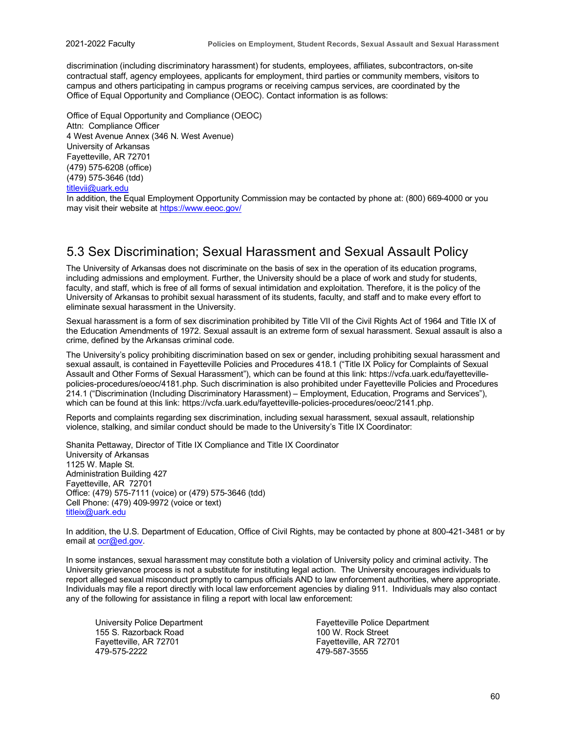discrimination (including discriminatory harassment) for students, employees, affiliates, subcontractors, on-site contractual staff, agency employees, applicants for employment, third parties or community members, visitors to campus and others participating in campus programs or receiving campus services, are coordinated by the Office of Equal Opportunity and Compliance (OEOC). Contact information is as follows:

Office of Equal Opportunity and Compliance (OEOC)
Attn: Compliance Officer
4 West Avenue Annex (346 N. West Avenue)
University of Arkansas
Fayetteville, AR 72701
(479) 575-6208 (office)
(479) 575-3646 (tdd)
titlevii@uark.edu
In addition, the Equal Employment Opportunity Commission may be contacted by phone at: (800) 669-4000 or you may visit their website at https://www.eeoc.gov/

## 5.3 Sex Discrimination; Sexual Harassment and Sexual Assault Policy

The University of Arkansas does not discriminate on the basis of sex in the operation of its education programs, including admissions and employment. Further, the University should be a place of work and study for students, faculty, and staff, which is free of all forms of sexual intimidation and exploitation. Therefore, it is the policy of the University of Arkansas to prohibit sexual harassment of its students, faculty, and staff and to make every effort to eliminate sexual harassment in the University.

Sexual harassment is a form of sex discrimination prohibited by Title VII of the Civil Rights Act of 1964 and Title IX of the Education Amendments of 1972. Sexual assault is an extreme form of sexual harassment. Sexual assault is also a crime, defined by the Arkansas criminal code.

The University's policy prohibiting discrimination based on sex or gender, including prohibiting sexual harassment and sexual assault, is contained in Fayetteville Policies and Procedures 418.1 ("Title IX Policy for Complaints of Sexual Assault and Other Forms of Sexual Harassment"), which can be found at this link: https://vcfa.uark.edu/fayetteville-policies-procedures/oeoc/4181.php. Such discrimination is also prohibited under Fayetteville Policies and Procedures 214.1 ("Discrimination (Including Discriminatory Harassment) – Employment, Education, Programs and Services"), which can be found at this link: https://vcfa.uark.edu/fayetteville-policies-procedures/oeoc/2141.php.

Reports and complaints regarding sex discrimination, including sexual harassment, sexual assault, relationship violence, stalking, and similar conduct should be made to the University's Title IX Coordinator:

Shanita Pettaway, Director of Title IX Compliance and Title IX Coordinator
University of Arkansas
1125 W. Maple St.
Administration Building 427
Fayetteville, AR 72701
Office: (479) 575-7111 (voice) or (479) 575-3646 (tdd)
Cell Phone: (479) 409-9972 (voice or text)
titleix@uark.edu

In addition, the U.S. Department of Education, Office of Civil Rights, may be contacted by phone at 800-421-3481 or by email at ocr@ed.gov.

In some instances, sexual harassment may constitute both a violation of University policy and criminal activity. The University grievance process is not a substitute for instituting legal action. The University encourages individuals to report alleged sexual misconduct promptly to campus officials AND to law enforcement authorities, where appropriate. Individuals may file a report directly with local law enforcement agencies by dialing 911. Individuals may also contact any of the following for assistance in filing a report with local law enforcement:

University Police Department
155 S. Razorback Road
Fayetteville, AR 72701
479-575-2222

Fayetteville Police Department
100 W. Rock Street
Fayetteville, AR 72701
479-587-3555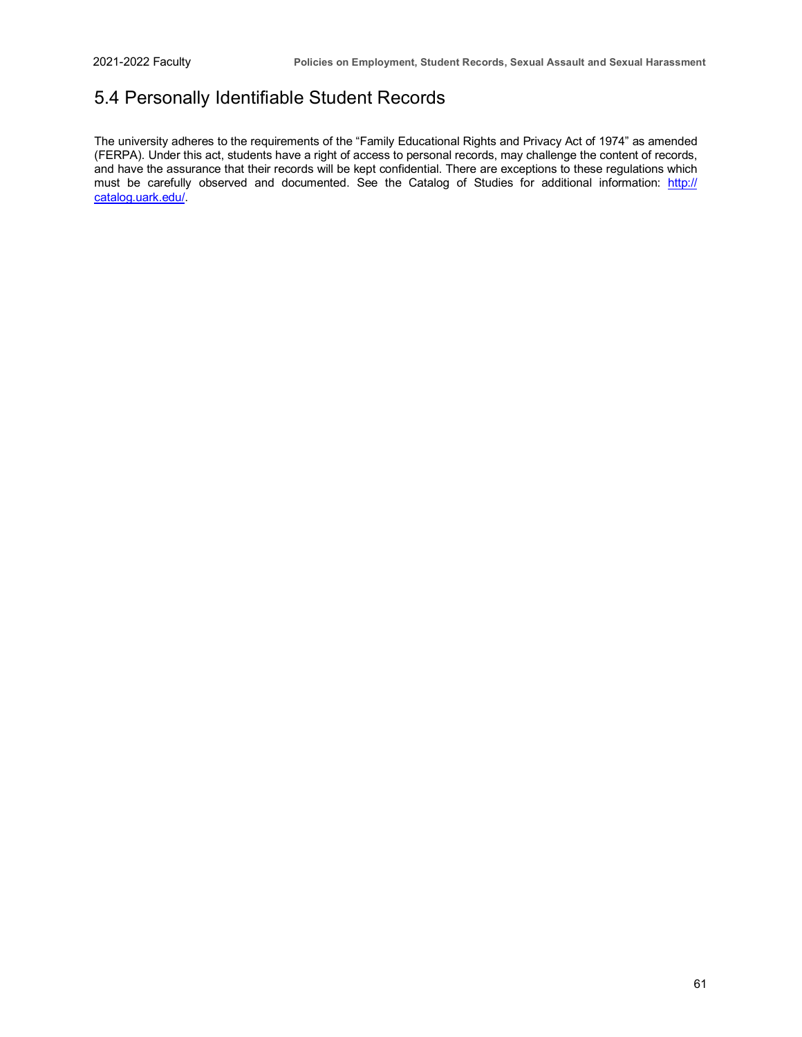## 5.4 Personally Identifiable Student Records

The university adheres to the requirements of the "Family Educational Rights and Privacy Act of 1974" as amended (FERPA). Under this act, students have a right of access to personal records, may challenge the content of records, and have the assurance that their records will be kept confidential. There are exceptions to these regulations which must be carefully observed and documented. See the Catalog of Studies for additional information: [http://catalog.uark.edu/](http://catalog.uark.edu/).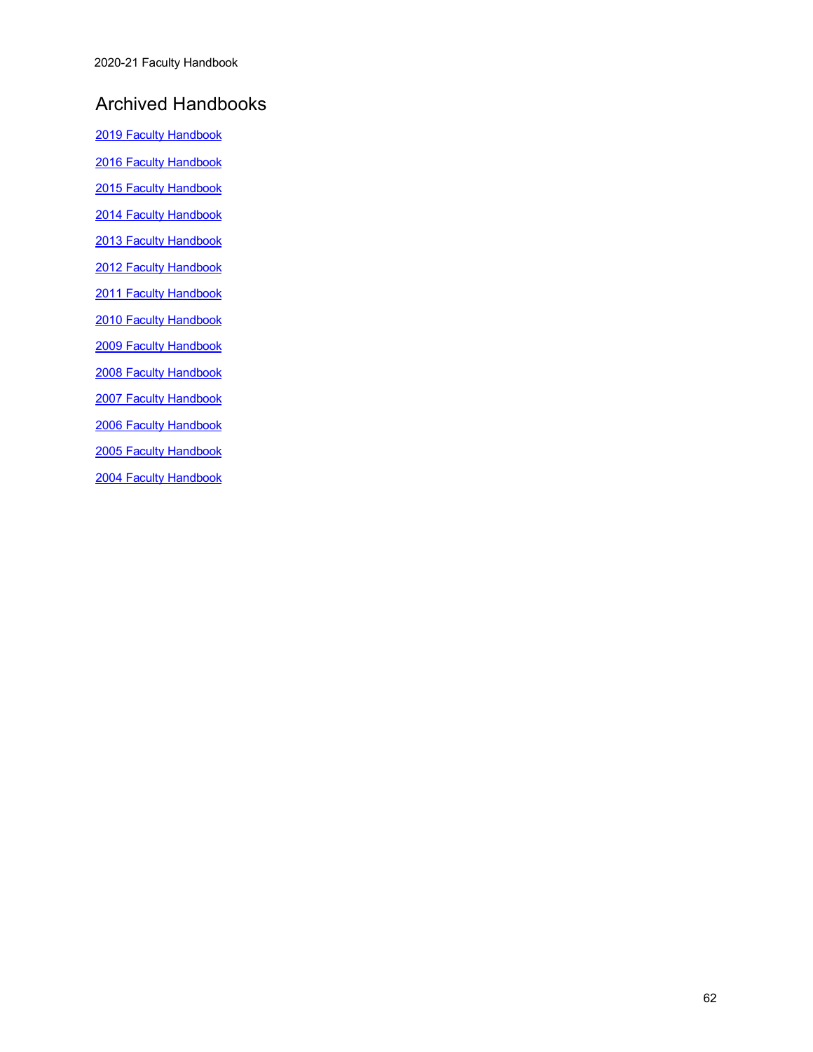# Archived Handbooks

2019 Faculty Handbook

2016 Faculty Handbook

2015 Faculty Handbook

2014 Faculty Handbook

2013 Faculty Handbook

2012 Faculty Handbook

2011 Faculty Handbook

2010 Faculty Handbook

2009 Faculty Handbook

2008 Faculty Handbook

2007 Faculty Handbook

2006 Faculty Handbook

2005 Faculty Handbook

2004 Faculty Handbook